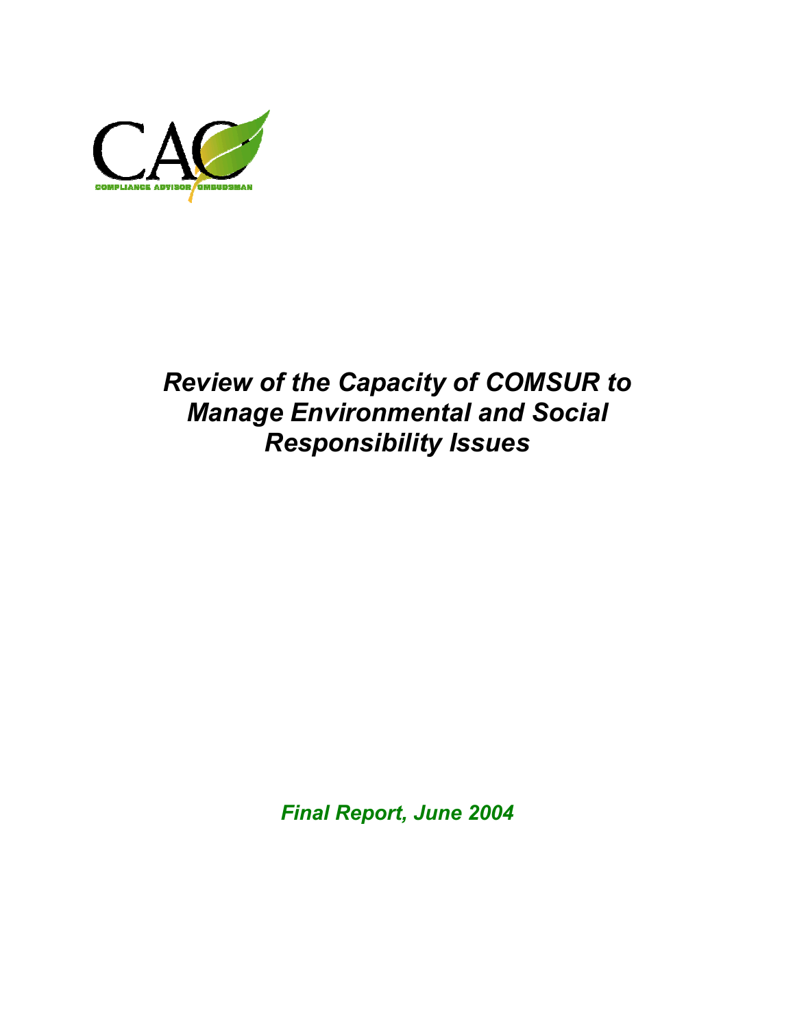CAO

COMPLIANCE ADVISOR OMBUDSMAN

# *Review of the Capacity of COMSUR to Manage Environmental and Social Responsibility Issues*

***Final Report, June 2004***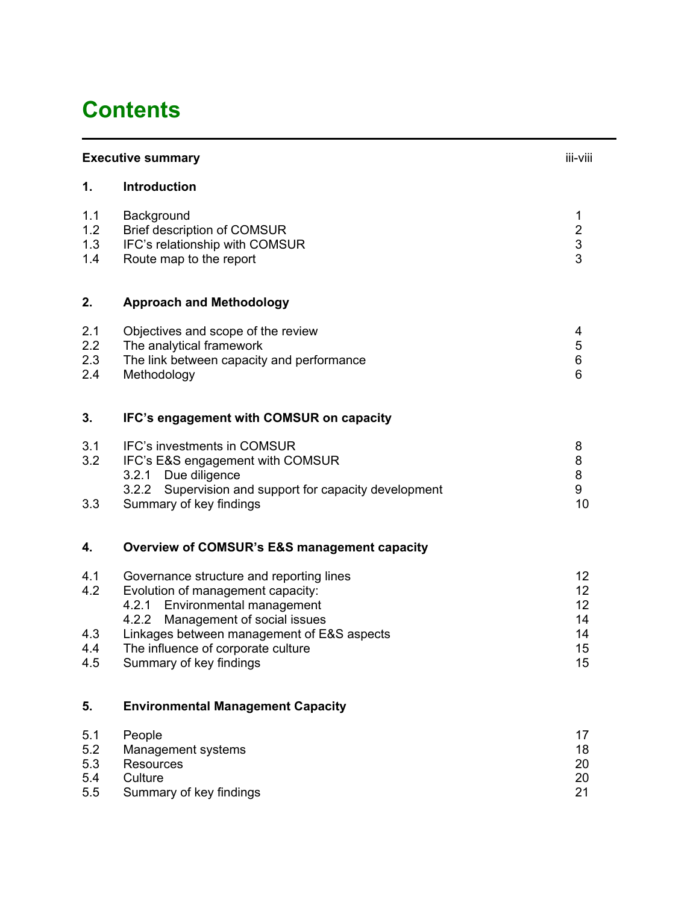# Contents

| | | |
|---|---|---|
| **Executive summary** | | iii-viii |
| **1.** | **Introduction** | |
| 1.1 | Background | 1 |
| 1.2 | Brief description of COMSUR | 2 |
| 1.3 | IFC's relationship with COMSUR | 3 |
| 1.4 | Route map to the report | 3 |
| **2.** | **Approach and Methodology** | |
| 2.1 | Objectives and scope of the review | 4 |
| 2.2 | The analytical framework | 5 |
| 2.3 | The link between capacity and performance | 6 |
| 2.4 | Methodology | 6 |
| **3.** | **IFC's engagement with COMSUR on capacity** | |
| 3.1 | IFC's investments in COMSUR | 8 |
| 3.2 | IFC's E&S engagement with COMSUR | 8 |
| | 3.2.1 Due diligence | 8 |
| | 3.2.2 Supervision and support for capacity development | 9 |
| 3.3 | Summary of key findings | 10 |
| **4.** | **Overview of COMSUR's E&S management capacity** | |
| 4.1 | Governance structure and reporting lines | 12 |
| 4.2 | Evolution of management capacity: | 12 |
| | 4.2.1 Environmental management | 12 |
| | 4.2.2 Management of social issues | 14 |
| 4.3 | Linkages between management of E&S aspects | 14 |
| 4.4 | The influence of corporate culture | 15 |
| 4.5 | Summary of key findings | 15 |
| **5.** | **Environmental Management Capacity** | |
| 5.1 | People | 17 |
| 5.2 | Management systems | 18 |
| 5.3 | Resources | 20 |
| 5.4 | Culture | 20 |
| 5.5 | Summary of key findings | 21 |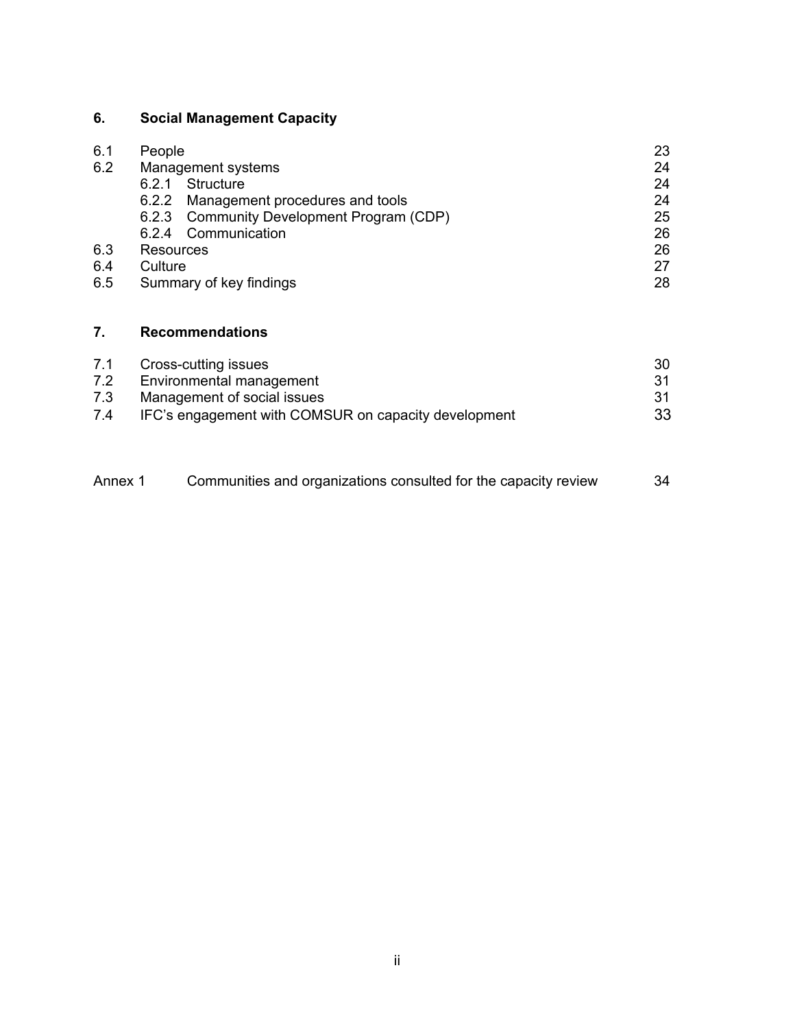**6. Social Management Capacity**

| | | |
|---|---|---|
| 6.1 | People | 23 |
| 6.2 | Management systems | 24 |
| | 6.2.1 Structure | 24 |
| | 6.2.2 Management procedures and tools | 24 |
| | 6.2.3 Community Development Program (CDP) | 25 |
| | 6.2.4 Communication | 26 |
| 6.3 | Resources | 26 |
| 6.4 | Culture | 27 |
| 6.5 | Summary of key findings | 28 |

**7. Recommendations**

| | | |
|---|---|---|
| 7.1 | Cross-cutting issues | 30 |
| 7.2 | Environmental management | 31 |
| 7.3 | Management of social issues | 31 |
| 7.4 | IFC's engagement with COMSUR on capacity development | 33 |

| | | |
|---|---|---|
| Annex 1 | Communities and organizations consulted for the capacity review | 34 |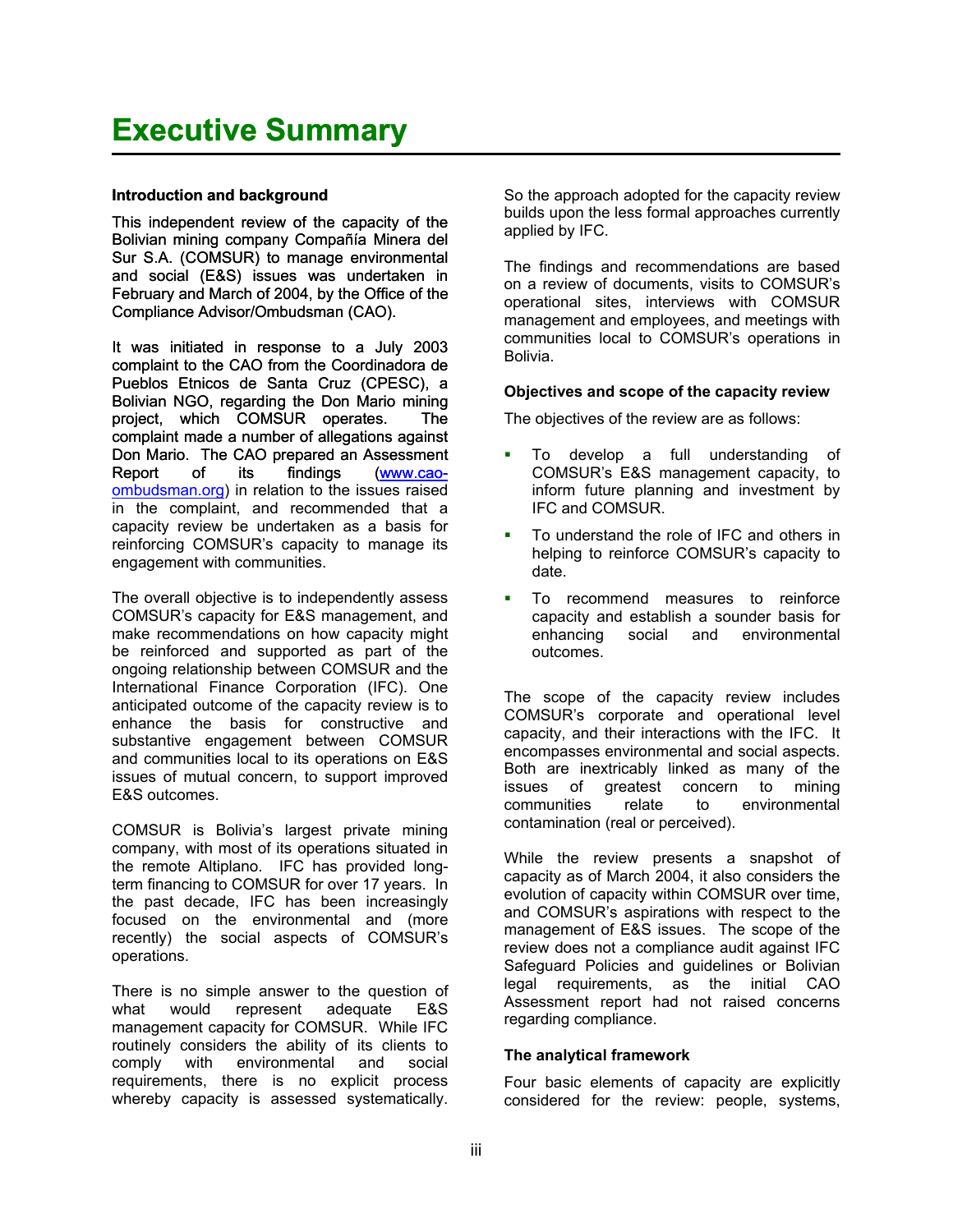# Executive Summary

**Introduction and background**

This independent review of the capacity of the Bolivian mining company Compañía Minera del Sur S.A. (COMSUR) to manage environmental and social (E&S) issues was undertaken in February and March of 2004, by the Office of the Compliance Advisor/Ombudsman (CAO).

It was initiated in response to a July 2003 complaint to the CAO from the Coordinadora de Pueblos Etnicos de Santa Cruz (CPESC), a Bolivian NGO, regarding the Don Mario mining project, which COMSUR operates. The complaint made a number of allegations against Don Mario. The CAO prepared an Assessment Report of its findings (www.cao-ombudsman.org) in relation to the issues raised in the complaint, and recommended that a capacity review be undertaken as a basis for reinforcing COMSUR's capacity to manage its engagement with communities.

The overall objective is to independently assess COMSUR's capacity for E&S management, and make recommendations on how capacity might be reinforced and supported as part of the ongoing relationship between COMSUR and the International Finance Corporation (IFC). One anticipated outcome of the capacity review is to enhance the basis for constructive and substantive engagement between COMSUR and communities local to its operations on E&S issues of mutual concern, to support improved E&S outcomes.

COMSUR is Bolivia's largest private mining company, with most of its operations situated in the remote Altiplano. IFC has provided long-term financing to COMSUR for over 17 years. In the past decade, IFC has been increasingly focused on the environmental and (more recently) the social aspects of COMSUR's operations.

There is no simple answer to the question of what would represent adequate E&S management capacity for COMSUR. While IFC routinely considers the ability of its clients to comply with environmental and social requirements, there is no explicit process whereby capacity is assessed systematically. So the approach adopted for the capacity review builds upon the less formal approaches currently applied by IFC.

The findings and recommendations are based on a review of documents, visits to COMSUR's operational sites, interviews with COMSUR management and employees, and meetings with communities local to COMSUR's operations in Bolivia.

**Objectives and scope of the capacity review**

The objectives of the review are as follows:

- To develop a full understanding of COMSUR's E&S management capacity, to inform future planning and investment by IFC and COMSUR.
- To understand the role of IFC and others in helping to reinforce COMSUR's capacity to date.
- To recommend measures to reinforce capacity and establish a sounder basis for enhancing social and environmental outcomes.

The scope of the capacity review includes COMSUR's corporate and operational level capacity, and their interactions with the IFC. It encompasses environmental and social aspects. Both are inextricably linked as many of the issues of greatest concern to mining communities relate to environmental contamination (real or perceived).

While the review presents a snapshot of capacity as of March 2004, it also considers the evolution of capacity within COMSUR over time, and COMSUR's aspirations with respect to the management of E&S issues. The scope of the review does not a compliance audit against IFC Safeguard Policies and guidelines or Bolivian legal requirements, as the initial CAO Assessment report had not raised concerns regarding compliance.

**The analytical framework**

Four basic elements of capacity are explicitly considered for the review: people, systems,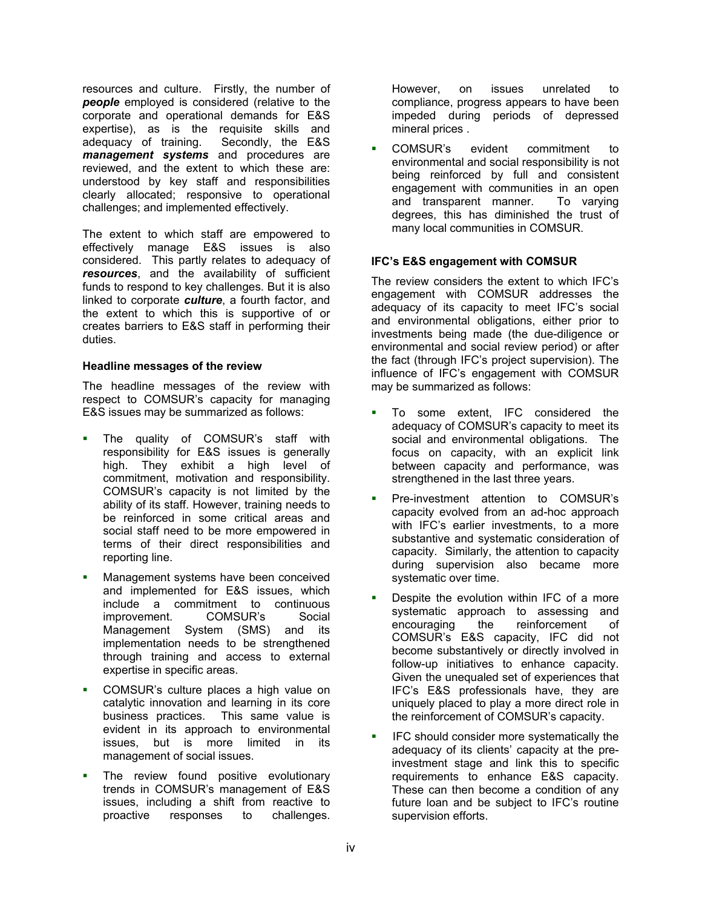resources and culture. Firstly, the number of ***people*** employed is considered (relative to the corporate and operational demands for E&S expertise), as is the requisite skills and adequacy of training. Secondly, the E&S ***management systems*** and procedures are reviewed, and the extent to which these are: understood by key staff and responsibilities clearly allocated; responsive to operational challenges; and implemented effectively.

The extent to which staff are empowered to effectively manage E&S issues is also considered. This partly relates to adequacy of ***resources***, and the availability of sufficient funds to respond to key challenges. But it is also linked to corporate ***culture***, a fourth factor, and the extent to which this is supportive of or creates barriers to E&S staff in performing their duties.

### Headline messages of the review

The headline messages of the review with respect to COMSUR's capacity for managing E&S issues may be summarized as follows:

- The quality of COMSUR's staff with responsibility for E&S issues is generally high. They exhibit a high level of commitment, motivation and responsibility. COMSUR's capacity is not limited by the ability of its staff. However, training needs to be reinforced in some critical areas and social staff need to be more empowered in terms of their direct responsibilities and reporting line.
- Management systems have been conceived and implemented for E&S issues, which include a commitment to continuous improvement. COMSUR's Social Management System (SMS) and its implementation needs to be strengthened through training and access to external expertise in specific areas.
- COMSUR's culture places a high value on catalytic innovation and learning in its core business practices. This same value is evident in its approach to environmental issues, but is more limited in its management of social issues.
- The review found positive evolutionary trends in COMSUR's management of E&S issues, including a shift from reactive to proactive responses to challenges. However, on issues unrelated to compliance, progress appears to have been impeded during periods of depressed mineral prices .
- COMSUR's evident commitment to environmental and social responsibility is not being reinforced by full and consistent engagement with communities in an open and transparent manner. To varying degrees, this has diminished the trust of many local communities in COMSUR.

### IFC's E&S engagement with COMSUR

The review considers the extent to which IFC's engagement with COMSUR addresses the adequacy of its capacity to meet IFC's social and environmental obligations, either prior to investments being made (the due-diligence or environmental and social review period) or after the fact (through IFC's project supervision). The influence of IFC's engagement with COMSUR may be summarized as follows:

- To some extent, IFC considered the adequacy of COMSUR's capacity to meet its social and environmental obligations. The focus on capacity, with an explicit link between capacity and performance, was strengthened in the last three years.
- Pre-investment attention to COMSUR's capacity evolved from an ad-hoc approach with IFC's earlier investments, to a more substantive and systematic consideration of capacity. Similarly, the attention to capacity during supervision also became more systematic over time.
- Despite the evolution within IFC of a more systematic approach to assessing and encouraging the reinforcement of COMSUR's E&S capacity, IFC did not become substantively or directly involved in follow-up initiatives to enhance capacity. Given the unequaled set of experiences that IFC's E&S professionals have, they are uniquely placed to play a more direct role in the reinforcement of COMSUR's capacity.
- IFC should consider more systematically the adequacy of its clients' capacity at the pre-investment stage and link this to specific requirements to enhance E&S capacity. These can then become a condition of any future loan and be subject to IFC's routine supervision efforts.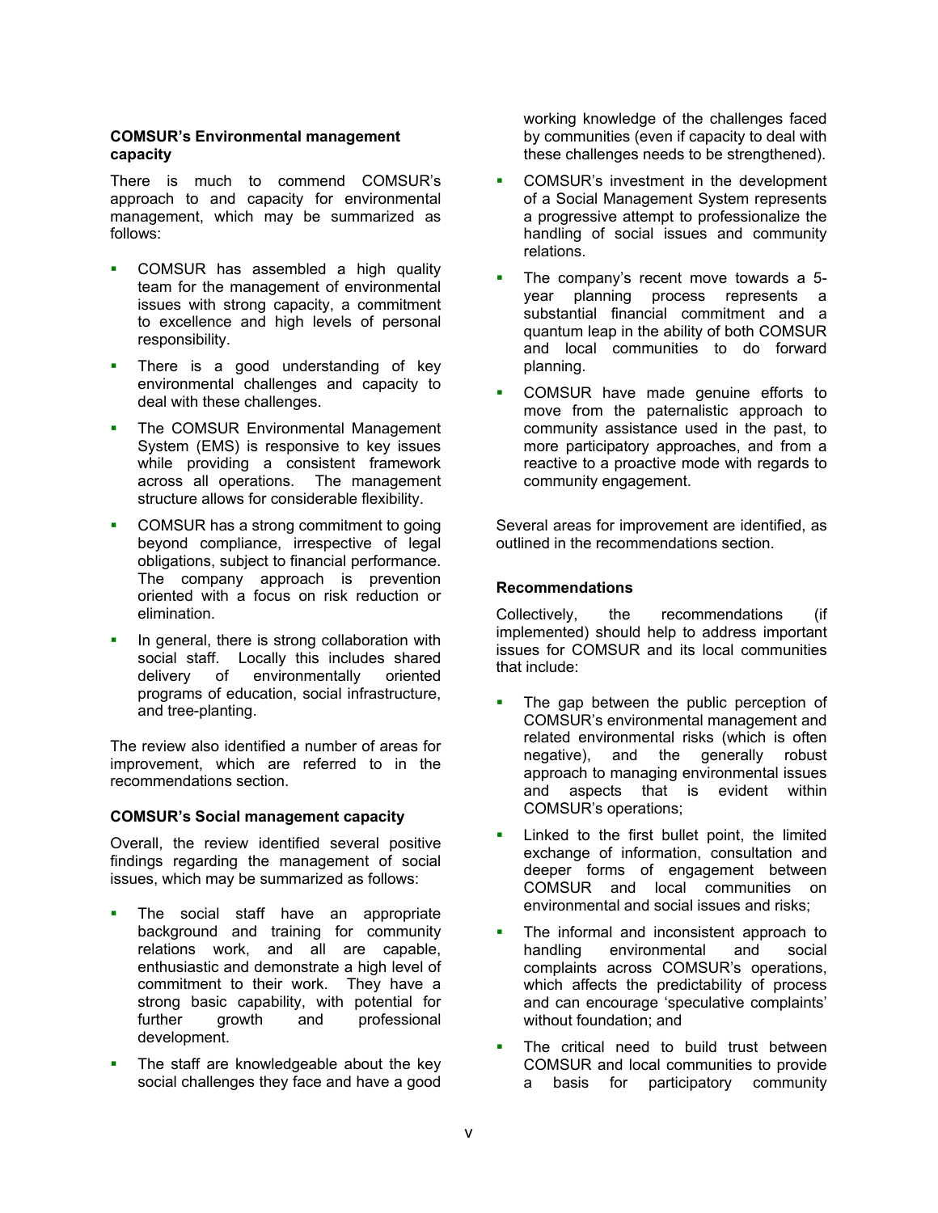### COMSUR's Environmental management capacity

There is much to commend COMSUR's approach to and capacity for environmental management, which may be summarized as follows:

- COMSUR has assembled a high quality team for the management of environmental issues with strong capacity, a commitment to excellence and high levels of personal responsibility.
- There is a good understanding of key environmental challenges and capacity to deal with these challenges.
- The COMSUR Environmental Management System (EMS) is responsive to key issues while providing a consistent framework across all operations. The management structure allows for considerable flexibility.
- COMSUR has a strong commitment to going beyond compliance, irrespective of legal obligations, subject to financial performance. The company approach is prevention oriented with a focus on risk reduction or elimination.
- In general, there is strong collaboration with social staff. Locally this includes shared delivery of environmentally oriented programs of education, social infrastructure, and tree-planting.

The review also identified a number of areas for improvement, which are referred to in the recommendations section.

### COMSUR's Social management capacity

Overall, the review identified several positive findings regarding the management of social issues, which may be summarized as follows:

- The social staff have an appropriate background and training for community relations work, and all are capable, enthusiastic and demonstrate a high level of commitment to their work. They have a strong basic capability, with potential for further growth and professional development.
- The staff are knowledgeable about the key social challenges they face and have a good working knowledge of the challenges faced by communities (even if capacity to deal with these challenges needs to be strengthened).
- COMSUR's investment in the development of a Social Management System represents a progressive attempt to professionalize the handling of social issues and community relations.
- The company's recent move towards a 5-year planning process represents a substantial financial commitment and a quantum leap in the ability of both COMSUR and local communities to do forward planning.
- COMSUR have made genuine efforts to move from the paternalistic approach to community assistance used in the past, to more participatory approaches, and from a reactive to a proactive mode with regards to community engagement.

Several areas for improvement are identified, as outlined in the recommendations section.

### Recommendations

Collectively, the recommendations (if implemented) should help to address important issues for COMSUR and its local communities that include:

- The gap between the public perception of COMSUR's environmental management and related environmental risks (which is often negative), and the generally robust approach to managing environmental issues and aspects that is evident within COMSUR's operations;
- Linked to the first bullet point, the limited exchange of information, consultation and deeper forms of engagement between COMSUR and local communities on environmental and social issues and risks;
- The informal and inconsistent approach to handling environmental and social complaints across COMSUR's operations, which affects the predictability of process and can encourage 'speculative complaints' without foundation; and
- The critical need to build trust between COMSUR and local communities to provide a basis for participatory community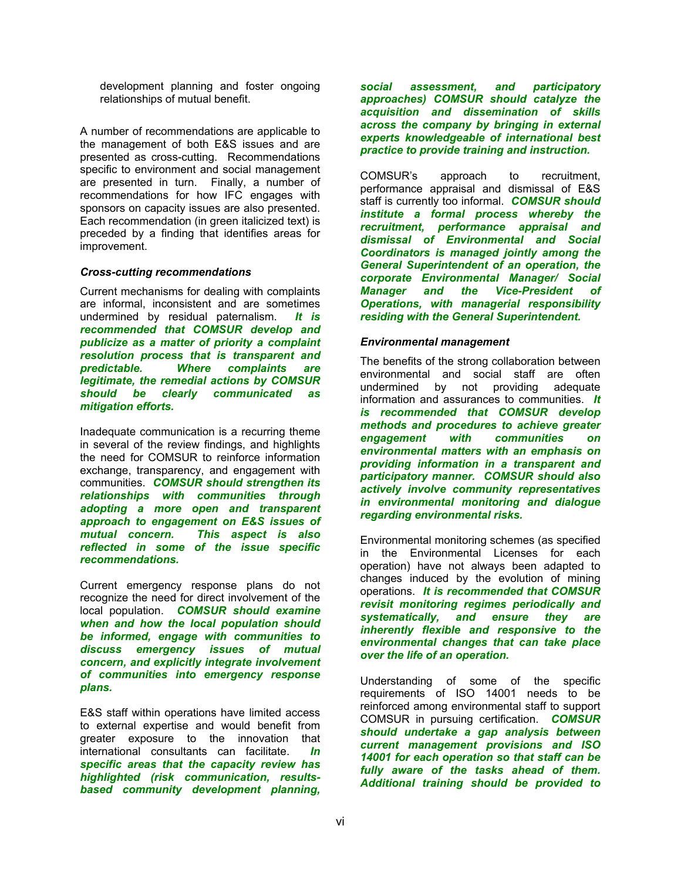development planning and foster ongoing relationships of mutual benefit.

A number of recommendations are applicable to the management of both E&S issues and are presented as cross-cutting. Recommendations specific to environment and social management are presented in turn. Finally, a number of recommendations for how IFC engages with sponsors on capacity issues are also presented. Each recommendation (in green italicized text) is preceded by a finding that identifies areas for improvement.

***Cross-cutting recommendations***

Current mechanisms for dealing with complaints are informal, inconsistent and are sometimes undermined by residual paternalism. ***It is recommended that COMSUR develop and publicize as a matter of priority a complaint resolution process that is transparent and predictable. Where complaints are legitimate, the remedial actions by COMSUR should be clearly communicated as mitigation efforts.***

Inadequate communication is a recurring theme in several of the review findings, and highlights the need for COMSUR to reinforce information exchange, transparency, and engagement with communities. ***COMSUR should strengthen its relationships with communities through adopting a more open and transparent approach to engagement on E&S issues of mutual concern. This aspect is also reflected in some of the issue specific recommendations.***

Current emergency response plans do not recognize the need for direct involvement of the local population. ***COMSUR should examine when and how the local population should be informed, engage with communities to discuss emergency issues of mutual concern, and explicitly integrate involvement of communities into emergency response plans.***

E&S staff within operations have limited access to external expertise and would benefit from greater exposure to the innovation that international consultants can facilitate. ***In specific areas that the capacity review has highlighted (risk communication, results-based community development planning, social assessment, and participatory approaches) COMSUR should catalyze the acquisition and dissemination of skills across the company by bringing in external experts knowledgeable of international best practice to provide training and instruction.***

COMSUR's approach to recruitment, performance appraisal and dismissal of E&S staff is currently too informal. ***COMSUR should institute a formal process whereby the recruitment, performance appraisal and dismissal of Environmental and Social Coordinators is managed jointly among the General Superintendent of an operation, the corporate Environmental Manager/ Social Manager and the Vice-President of Operations, with managerial responsibility residing with the General Superintendent.***

***Environmental management***

The benefits of the strong collaboration between environmental and social staff are often undermined by not providing adequate information and assurances to communities. ***It is recommended that COMSUR develop methods and procedures to achieve greater engagement with communities on environmental matters with an emphasis on providing information in a transparent and participatory manner. COMSUR should also actively involve community representatives in environmental monitoring and dialogue regarding environmental risks.***

Environmental monitoring schemes (as specified in the Environmental Licenses for each operation) have not always been adapted to changes induced by the evolution of mining operations. ***It is recommended that COMSUR revisit monitoring regimes periodically and systematically, and ensure they are inherently flexible and responsive to the environmental changes that can take place over the life of an operation.***

Understanding of some of the specific requirements of ISO 14001 needs to be reinforced among environmental staff to support COMSUR in pursuing certification. ***COMSUR should undertake a gap analysis between current management provisions and ISO 14001 for each operation so that staff can be fully aware of the tasks ahead of them. Additional training should be provided to***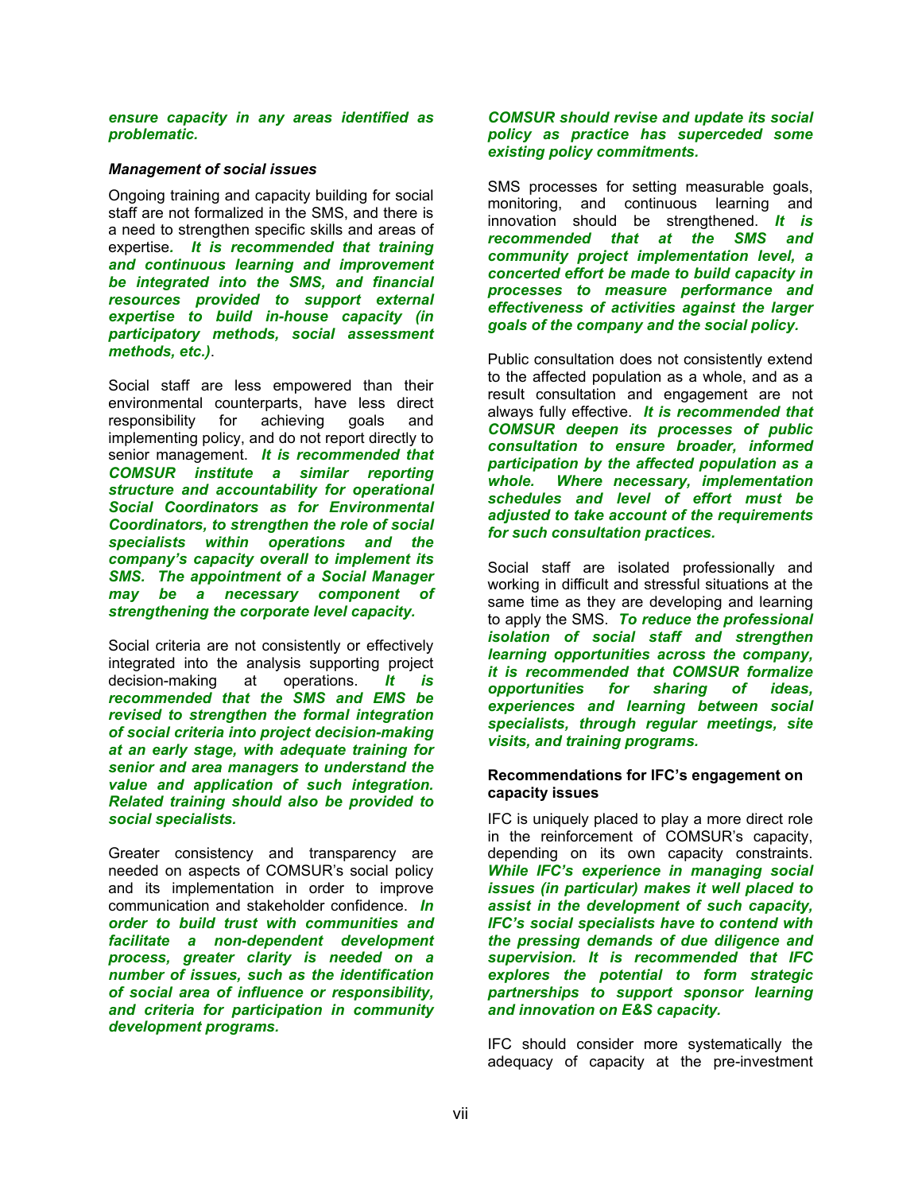***ensure capacity in any areas identified as problematic.***

***Management of social issues***

Ongoing training and capacity building for social staff are not formalized in the SMS, and there is a need to strengthen specific skills and areas of expertise. ***It is recommended that training and continuous learning and improvement be integrated into the SMS, and financial resources provided to support external expertise to build in-house capacity (in participatory methods, social assessment methods, etc.)***.

Social staff are less empowered than their environmental counterparts, have less direct responsibility for achieving goals and implementing policy, and do not report directly to senior management. ***It is recommended that COMSUR institute a similar reporting structure and accountability for operational Social Coordinators as for Environmental Coordinators, to strengthen the role of social specialists within operations and the company's capacity overall to implement its SMS. The appointment of a Social Manager may be a necessary component of strengthening the corporate level capacity.***

Social criteria are not consistently or effectively integrated into the analysis supporting project decision-making at operations. ***It is recommended that the SMS and EMS be revised to strengthen the formal integration of social criteria into project decision-making at an early stage, with adequate training for senior and area managers to understand the value and application of such integration. Related training should also be provided to social specialists.***

Greater consistency and transparency are needed on aspects of COMSUR's social policy and its implementation in order to improve communication and stakeholder confidence. ***In order to build trust with communities and facilitate a non-dependent development process, greater clarity is needed on a number of issues, such as the identification of social area of influence or responsibility, and criteria for participation in community development programs.***

***COMSUR should revise and update its social policy as practice has superceded some existing policy commitments.***

SMS processes for setting measurable goals, monitoring, and continuous learning and innovation should be strengthened. ***It is recommended that at the SMS and community project implementation level, a concerted effort be made to build capacity in processes to measure performance and effectiveness of activities against the larger goals of the company and the social policy.***

Public consultation does not consistently extend to the affected population as a whole, and as a result consultation and engagement are not always fully effective. ***It is recommended that COMSUR deepen its processes of public consultation to ensure broader, informed participation by the affected population as a whole. Where necessary, implementation schedules and level of effort must be adjusted to take account of the requirements for such consultation practices.***

Social staff are isolated professionally and working in difficult and stressful situations at the same time as they are developing and learning to apply the SMS. ***To reduce the professional isolation of social staff and strengthen learning opportunities across the company, it is recommended that COMSUR formalize opportunities for sharing of ideas, experiences and learning between social specialists, through regular meetings, site visits, and training programs.***

**Recommendations for IFC's engagement on capacity issues**

IFC is uniquely placed to play a more direct role in the reinforcement of COMSUR's capacity, depending on its own capacity constraints. ***While IFC's experience in managing social issues (in particular) makes it well placed to assist in the development of such capacity, IFC's social specialists have to contend with the pressing demands of due diligence and supervision. It is recommended that IFC explores the potential to form strategic partnerships to support sponsor learning and innovation on E&S capacity.***

IFC should consider more systematically the adequacy of capacity at the pre-investment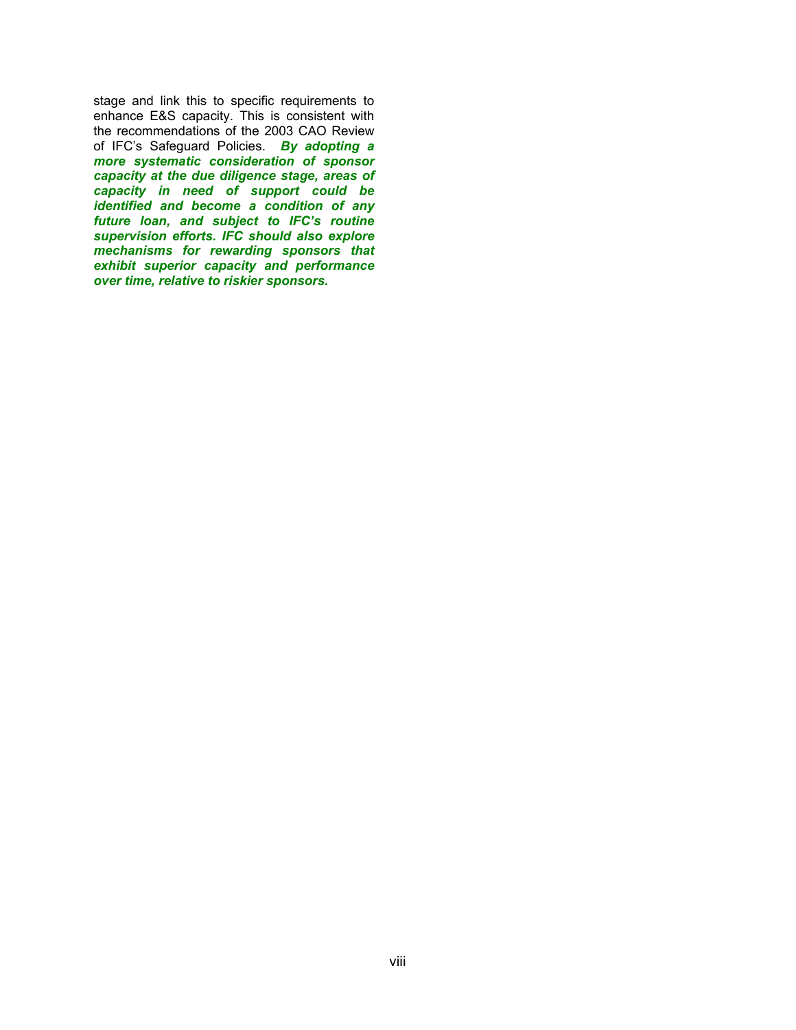stage and link this to specific requirements to enhance E&S capacity. This is consistent with the recommendations of the 2003 CAO Review of IFC's Safeguard Policies. ***By adopting a more systematic consideration of sponsor capacity at the due diligence stage, areas of capacity in need of support could be identified and become a condition of any future loan, and subject to IFC's routine supervision efforts. IFC should also explore mechanisms for rewarding sponsors that exhibit superior capacity and performance over time, relative to riskier sponsors.***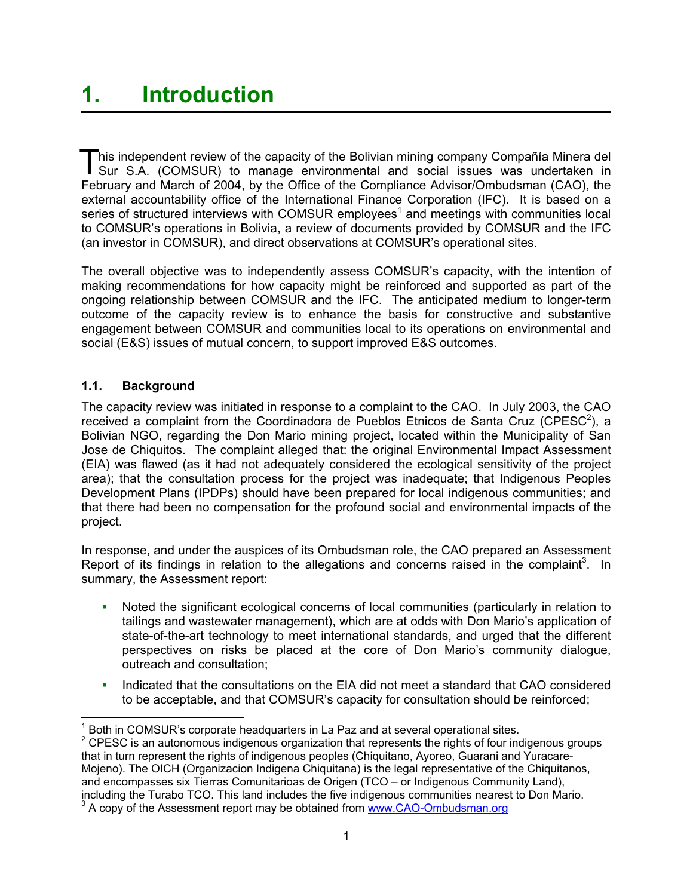# 1. Introduction

This independent review of the capacity of the Bolivian mining company Compañía Minera del Sur S.A. (COMSUR) to manage environmental and social issues was undertaken in February and March of 2004, by the Office of the Compliance Advisor/Ombudsman (CAO), the external accountability office of the International Finance Corporation (IFC). It is based on a series of structured interviews with COMSUR employees[1] and meetings with communities local to COMSUR's operations in Bolivia, a review of documents provided by COMSUR and the IFC (an investor in COMSUR), and direct observations at COMSUR's operational sites.

The overall objective was to independently assess COMSUR's capacity, with the intention of making recommendations for how capacity might be reinforced and supported as part of the ongoing relationship between COMSUR and the IFC. The anticipated medium to longer-term outcome of the capacity review is to enhance the basis for constructive and substantive engagement between COMSUR and communities local to its operations on environmental and social (E&S) issues of mutual concern, to support improved E&S outcomes.

## 1.1. Background

The capacity review was initiated in response to a complaint to the CAO. In July 2003, the CAO received a complaint from the Coordinadora de Pueblos Etnicos de Santa Cruz (CPESC[2]), a Bolivian NGO, regarding the Don Mario mining project, located within the Municipality of San Jose de Chiquitos. The complaint alleged that: the original Environmental Impact Assessment (EIA) was flawed (as it had not adequately considered the ecological sensitivity of the project area); that the consultation process for the project was inadequate; that Indigenous Peoples Development Plans (IPDPs) should have been prepared for local indigenous communities; and that there had been no compensation for the profound social and environmental impacts of the project.

In response, and under the auspices of its Ombudsman role, the CAO prepared an Assessment Report of its findings in relation to the allegations and concerns raised in the complaint[3]. In summary, the Assessment report:

- Noted the significant ecological concerns of local communities (particularly in relation to tailings and wastewater management), which are at odds with Don Mario's application of state-of-the-art technology to meet international standards, and urged that the different perspectives on risks be placed at the core of Don Mario's community dialogue, outreach and consultation;
- Indicated that the consultations on the EIA did not meet a standard that CAO considered to be acceptable, and that COMSUR's capacity for consultation should be reinforced;

---

[1] Both in COMSUR's corporate headquarters in La Paz and at several operational sites.

[2] CPESC is an autonomous indigenous organization that represents the rights of four indigenous groups that in turn represent the rights of indigenous peoples (Chiquitano, Ayoreo, Guarani and Yuracare-Mojeno). The OICH (Organizacion Indigena Chiquitana) is the legal representative of the Chiquitanos, and encompasses six Tierras Comunitarioas de Origen (TCO – or Indigenous Community Land), including the Turabo TCO. This land includes the five indigenous communities nearest to Don Mario.

[3] A copy of the Assessment report may be obtained from www.CAO-Ombudsman.org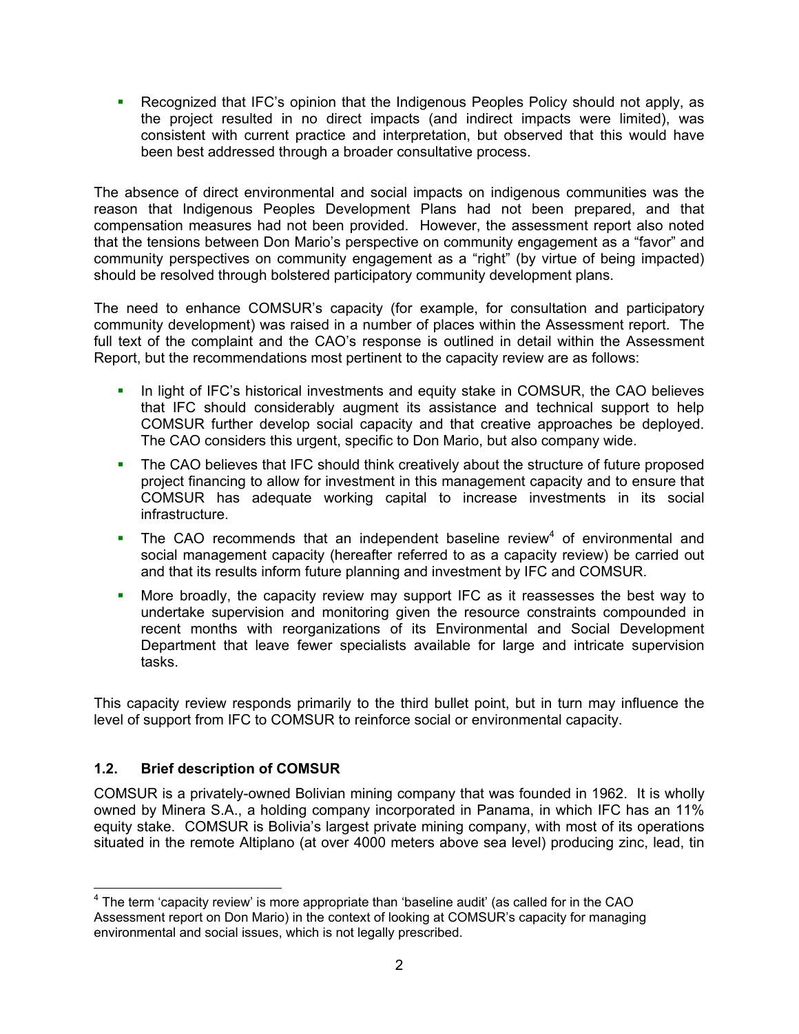- Recognized that IFC's opinion that the Indigenous Peoples Policy should not apply, as the project resulted in no direct impacts (and indirect impacts were limited), was consistent with current practice and interpretation, but observed that this would have been best addressed through a broader consultative process.

The absence of direct environmental and social impacts on indigenous communities was the reason that Indigenous Peoples Development Plans had not been prepared, and that compensation measures had not been provided. However, the assessment report also noted that the tensions between Don Mario's perspective on community engagement as a "favor" and community perspectives on community engagement as a "right" (by virtue of being impacted) should be resolved through bolstered participatory community development plans.

The need to enhance COMSUR's capacity (for example, for consultation and participatory community development) was raised in a number of places within the Assessment report. The full text of the complaint and the CAO's response is outlined in detail within the Assessment Report, but the recommendations most pertinent to the capacity review are as follows:

- In light of IFC's historical investments and equity stake in COMSUR, the CAO believes that IFC should considerably augment its assistance and technical support to help COMSUR further develop social capacity and that creative approaches be deployed. The CAO considers this urgent, specific to Don Mario, but also company wide.
- The CAO believes that IFC should think creatively about the structure of future proposed project financing to allow for investment in this management capacity and to ensure that COMSUR has adequate working capital to increase investments in its social infrastructure.
- The CAO recommends that an independent baseline review[4] of environmental and social management capacity (hereafter referred to as a capacity review) be carried out and that its results inform future planning and investment by IFC and COMSUR.
- More broadly, the capacity review may support IFC as it reassesses the best way to undertake supervision and monitoring given the resource constraints compounded in recent months with reorganizations of its Environmental and Social Development Department that leave fewer specialists available for large and intricate supervision tasks.

This capacity review responds primarily to the third bullet point, but in turn may influence the level of support from IFC to COMSUR to reinforce social or environmental capacity.

## 1.2. Brief description of COMSUR

COMSUR is a privately-owned Bolivian mining company that was founded in 1962. It is wholly owned by Minera S.A., a holding company incorporated in Panama, in which IFC has an 11% equity stake. COMSUR is Bolivia's largest private mining company, with most of its operations situated in the remote Altiplano (at over 4000 meters above sea level) producing zinc, lead, tin

[4] The term 'capacity review' is more appropriate than 'baseline audit' (as called for in the CAO Assessment report on Don Mario) in the context of looking at COMSUR's capacity for managing environmental and social issues, which is not legally prescribed.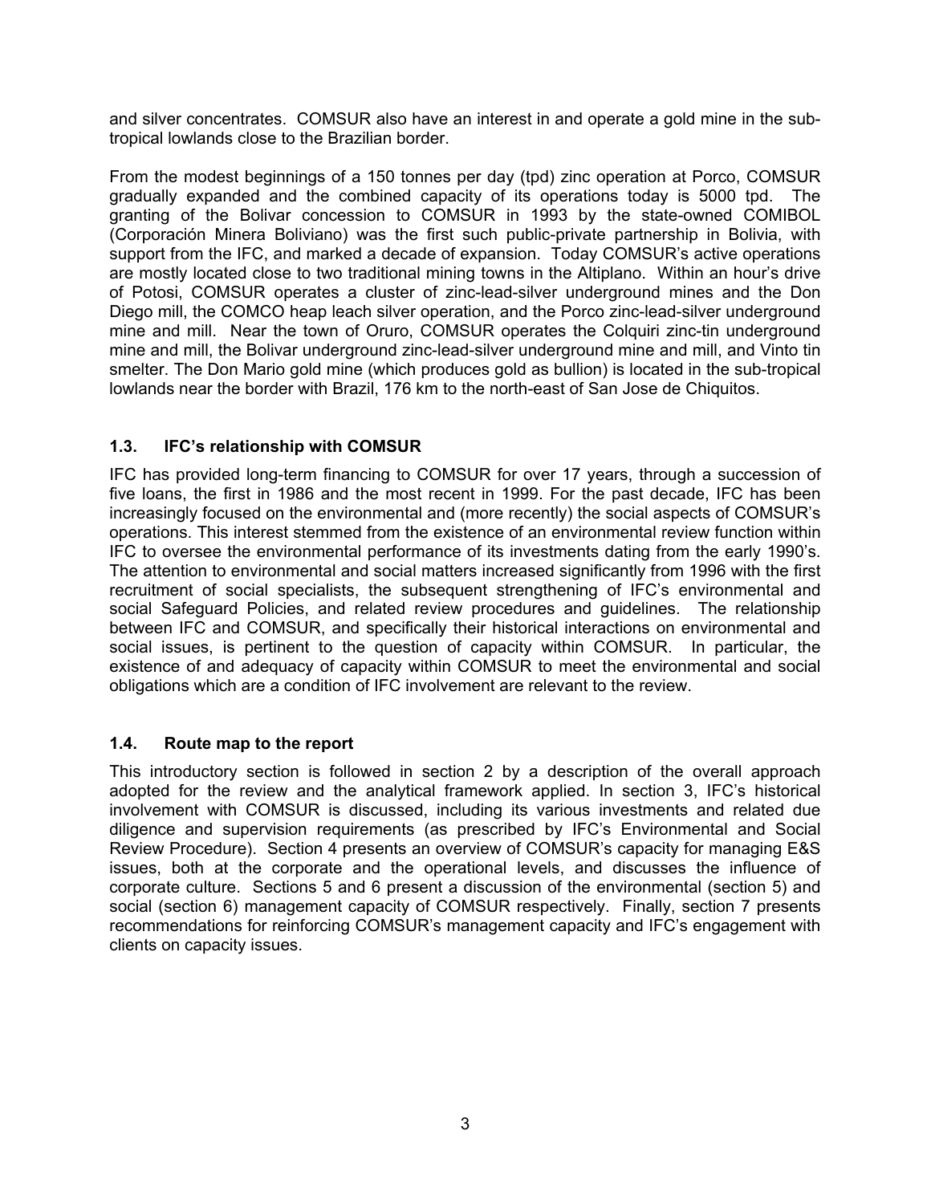and silver concentrates. COMSUR also have an interest in and operate a gold mine in the sub-tropical lowlands close to the Brazilian border.

From the modest beginnings of a 150 tonnes per day (tpd) zinc operation at Porco, COMSUR gradually expanded and the combined capacity of its operations today is 5000 tpd. The granting of the Bolivar concession to COMSUR in 1993 by the state-owned COMIBOL (Corporación Minera Boliviano) was the first such public-private partnership in Bolivia, with support from the IFC, and marked a decade of expansion. Today COMSUR's active operations are mostly located close to two traditional mining towns in the Altiplano. Within an hour's drive of Potosi, COMSUR operates a cluster of zinc-lead-silver underground mines and the Don Diego mill, the COMCO heap leach silver operation, and the Porco zinc-lead-silver underground mine and mill. Near the town of Oruro, COMSUR operates the Colquiri zinc-tin underground mine and mill, the Bolivar underground zinc-lead-silver underground mine and mill, and Vinto tin smelter. The Don Mario gold mine (which produces gold as bullion) is located in the sub-tropical lowlands near the border with Brazil, 176 km to the north-east of San Jose de Chiquitos.

### 1.3. IFC's relationship with COMSUR

IFC has provided long-term financing to COMSUR for over 17 years, through a succession of five loans, the first in 1986 and the most recent in 1999. For the past decade, IFC has been increasingly focused on the environmental and (more recently) the social aspects of COMSUR's operations. This interest stemmed from the existence of an environmental review function within IFC to oversee the environmental performance of its investments dating from the early 1990's. The attention to environmental and social matters increased significantly from 1996 with the first recruitment of social specialists, the subsequent strengthening of IFC's environmental and social Safeguard Policies, and related review procedures and guidelines. The relationship between IFC and COMSUR, and specifically their historical interactions on environmental and social issues, is pertinent to the question of capacity within COMSUR. In particular, the existence of and adequacy of capacity within COMSUR to meet the environmental and social obligations which are a condition of IFC involvement are relevant to the review.

### 1.4. Route map to the report

This introductory section is followed in section 2 by a description of the overall approach adopted for the review and the analytical framework applied. In section 3, IFC's historical involvement with COMSUR is discussed, including its various investments and related due diligence and supervision requirements (as prescribed by IFC's Environmental and Social Review Procedure). Section 4 presents an overview of COMSUR's capacity for managing E&S issues, both at the corporate and the operational levels, and discusses the influence of corporate culture. Sections 5 and 6 present a discussion of the environmental (section 5) and social (section 6) management capacity of COMSUR respectively. Finally, section 7 presents recommendations for reinforcing COMSUR's management capacity and IFC's engagement with clients on capacity issues.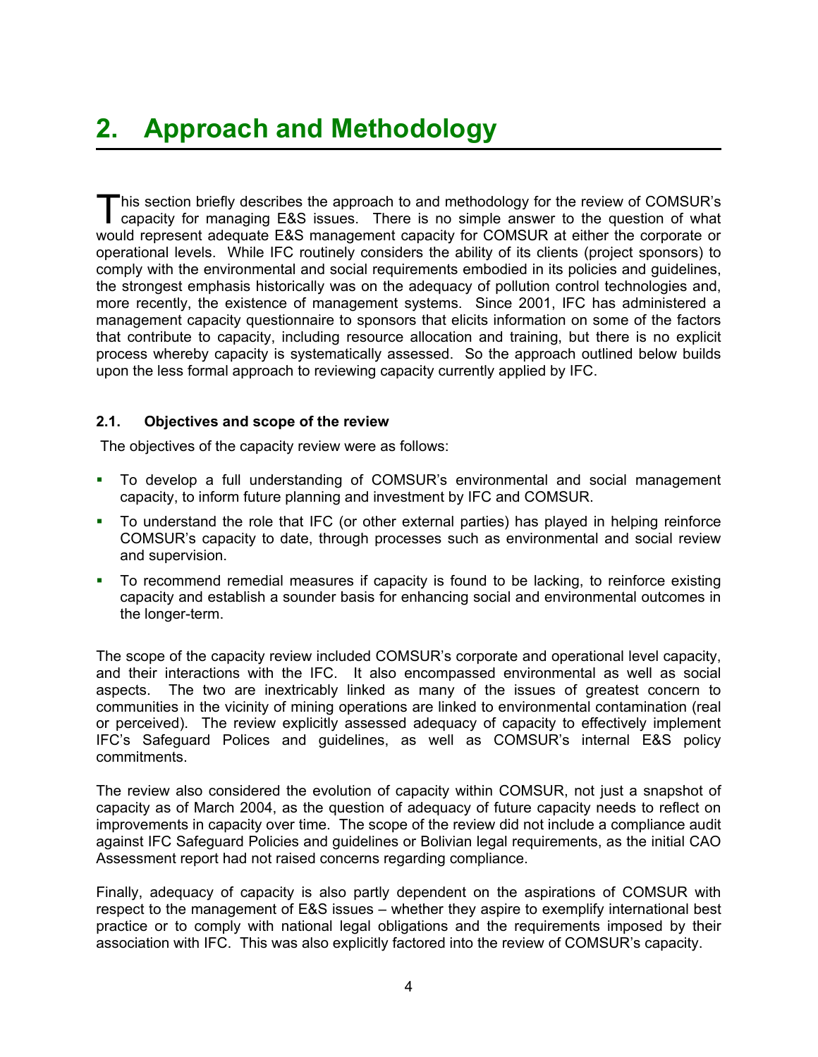# 2. Approach and Methodology

This section briefly describes the approach to and methodology for the review of COMSUR's capacity for managing E&S issues. There is no simple answer to the question of what would represent adequate E&S management capacity for COMSUR at either the corporate or operational levels. While IFC routinely considers the ability of its clients (project sponsors) to comply with the environmental and social requirements embodied in its policies and guidelines, the strongest emphasis historically was on the adequacy of pollution control technologies and, more recently, the existence of management systems. Since 2001, IFC has administered a management capacity questionnaire to sponsors that elicits information on some of the factors that contribute to capacity, including resource allocation and training, but there is no explicit process whereby capacity is systematically assessed. So the approach outlined below builds upon the less formal approach to reviewing capacity currently applied by IFC.

### 2.1. Objectives and scope of the review

The objectives of the capacity review were as follows:

- To develop a full understanding of COMSUR's environmental and social management capacity, to inform future planning and investment by IFC and COMSUR.
- To understand the role that IFC (or other external parties) has played in helping reinforce COMSUR's capacity to date, through processes such as environmental and social review and supervision.
- To recommend remedial measures if capacity is found to be lacking, to reinforce existing capacity and establish a sounder basis for enhancing social and environmental outcomes in the longer-term.

The scope of the capacity review included COMSUR's corporate and operational level capacity, and their interactions with the IFC. It also encompassed environmental as well as social aspects. The two are inextricably linked as many of the issues of greatest concern to communities in the vicinity of mining operations are linked to environmental contamination (real or perceived). The review explicitly assessed adequacy of capacity to effectively implement IFC's Safeguard Polices and guidelines, as well as COMSUR's internal E&S policy commitments.

The review also considered the evolution of capacity within COMSUR, not just a snapshot of capacity as of March 2004, as the question of adequacy of future capacity needs to reflect on improvements in capacity over time. The scope of the review did not include a compliance audit against IFC Safeguard Policies and guidelines or Bolivian legal requirements, as the initial CAO Assessment report had not raised concerns regarding compliance.

Finally, adequacy of capacity is also partly dependent on the aspirations of COMSUR with respect to the management of E&S issues – whether they aspire to exemplify international best practice or to comply with national legal obligations and the requirements imposed by their association with IFC. This was also explicitly factored into the review of COMSUR's capacity.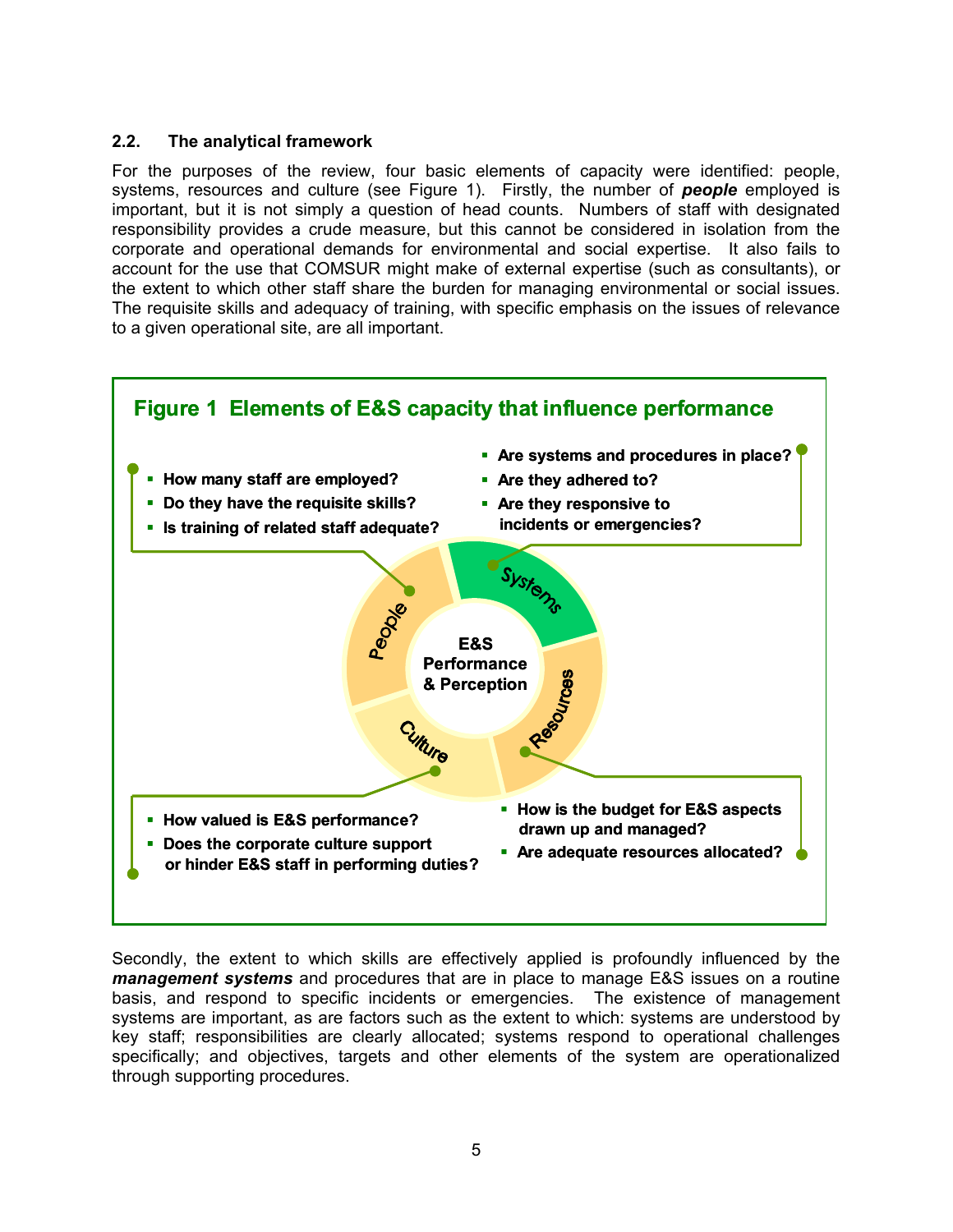### 2.2. The analytical framework

For the purposes of the review, four basic elements of capacity were identified: people, systems, resources and culture (see Figure 1). Firstly, the number of ***people*** employed is important, but it is not simply a question of head counts. Numbers of staff with designated responsibility provides a crude measure, but this cannot be considered in isolation from the corporate and operational demands for environmental and social expertise. It also fails to account for the use that COMSUR might make of external expertise (such as consultants), or the extent to which other staff share the burden for managing environmental or social issues. The requisite skills and adequacy of training, with specific emphasis on the issues of relevance to a given operational site, are all important.

**Figure 1 Elements of E&S capacity that influence performance**

E&S Performance & Perception

**People**
- How many staff are employed?
- Do they have the requisite skills?
- Is training of related staff adequate?

**Systems**
- Are systems and procedures in place?
- Are they adhered to?
- Are they responsive to incidents or emergencies?

**Culture**
- How valued is E&S performance?
- Does the corporate culture support or hinder E&S staff in performing duties?

**Resources**
- How is the budget for E&S aspects drawn up and managed?
- Are adequate resources allocated?

Secondly, the extent to which skills are effectively applied is profoundly influenced by the ***management systems*** and procedures that are in place to manage E&S issues on a routine basis, and respond to specific incidents or emergencies. The existence of management systems are important, as are factors such as the extent to which: systems are understood by key staff; responsibilities are clearly allocated; systems respond to operational challenges specifically; and objectives, targets and other elements of the system are operationalized through supporting procedures.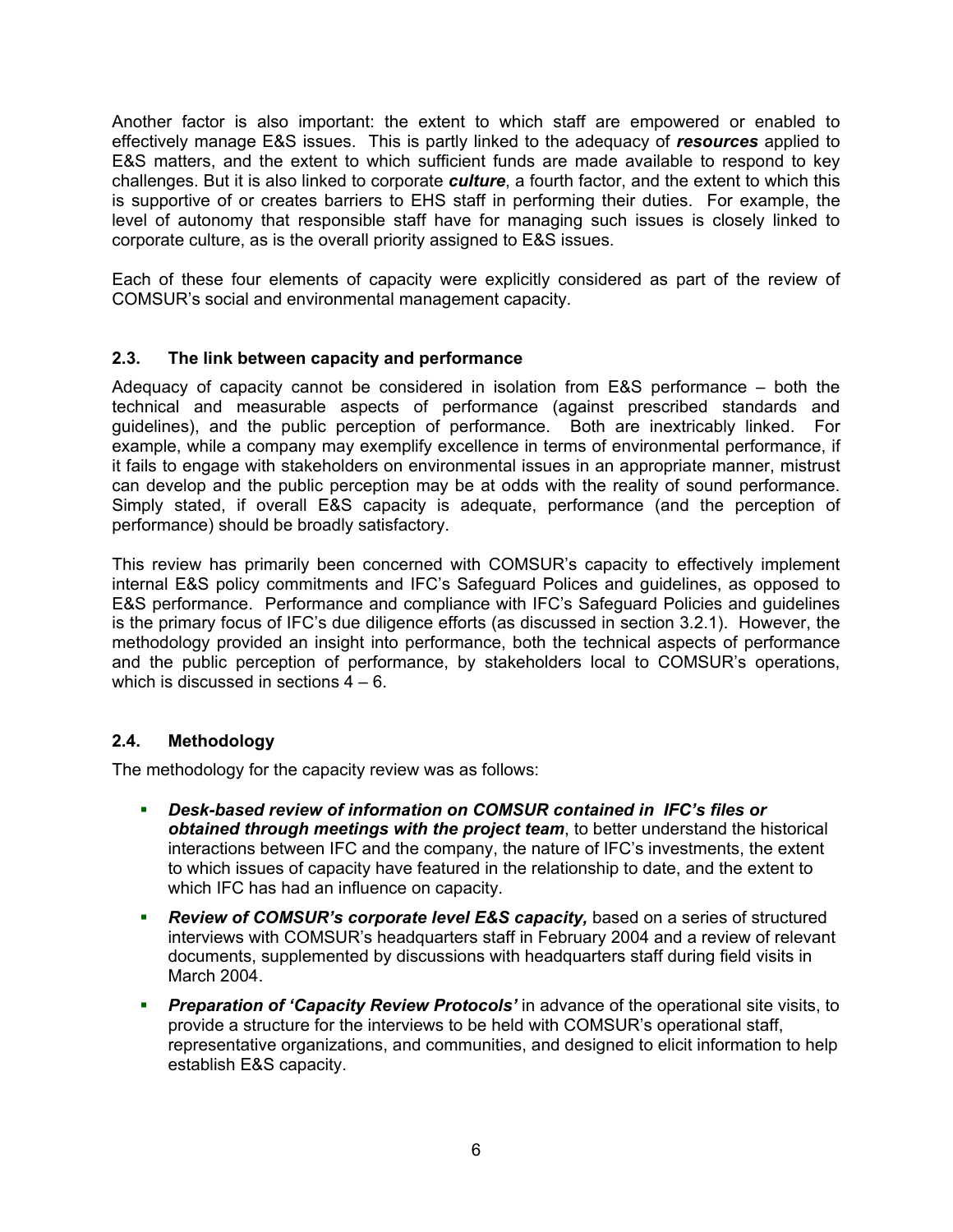Another factor is also important: the extent to which staff are empowered or enabled to effectively manage E&S issues. This is partly linked to the adequacy of ***resources*** applied to E&S matters, and the extent to which sufficient funds are made available to respond to key challenges. But it is also linked to corporate ***culture***, a fourth factor, and the extent to which this is supportive of or creates barriers to EHS staff in performing their duties. For example, the level of autonomy that responsible staff have for managing such issues is closely linked to corporate culture, as is the overall priority assigned to E&S issues.

Each of these four elements of capacity were explicitly considered as part of the review of COMSUR's social and environmental management capacity.

### 2.3. The link between capacity and performance

Adequacy of capacity cannot be considered in isolation from E&S performance – both the technical and measurable aspects of performance (against prescribed standards and guidelines), and the public perception of performance. Both are inextricably linked. For example, while a company may exemplify excellence in terms of environmental performance, if it fails to engage with stakeholders on environmental issues in an appropriate manner, mistrust can develop and the public perception may be at odds with the reality of sound performance. Simply stated, if overall E&S capacity is adequate, performance (and the perception of performance) should be broadly satisfactory.

This review has primarily been concerned with COMSUR's capacity to effectively implement internal E&S policy commitments and IFC's Safeguard Polices and guidelines, as opposed to E&S performance. Performance and compliance with IFC's Safeguard Policies and guidelines is the primary focus of IFC's due diligence efforts (as discussed in section 3.2.1). However, the methodology provided an insight into performance, both the technical aspects of performance and the public perception of performance, by stakeholders local to COMSUR's operations, which is discussed in sections 4 – 6.

### 2.4. Methodology

The methodology for the capacity review was as follows:

- ***Desk-based review of information on COMSUR contained in IFC's files or obtained through meetings with the project team***, to better understand the historical interactions between IFC and the company, the nature of IFC's investments, the extent to which issues of capacity have featured in the relationship to date, and the extent to which IFC has had an influence on capacity.
- ***Review of COMSUR's corporate level E&S capacity,*** based on a series of structured interviews with COMSUR's headquarters staff in February 2004 and a review of relevant documents, supplemented by discussions with headquarters staff during field visits in March 2004.
- ***Preparation of 'Capacity Review Protocols'*** in advance of the operational site visits, to provide a structure for the interviews to be held with COMSUR's operational staff, representative organizations, and communities, and designed to elicit information to help establish E&S capacity.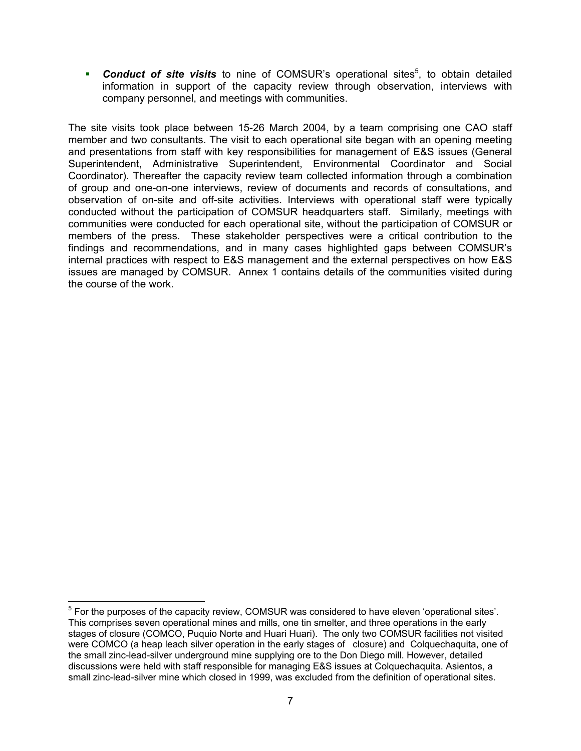- ***Conduct of site visits*** to nine of COMSUR's operational sites[5], to obtain detailed information in support of the capacity review through observation, interviews with company personnel, and meetings with communities.

The site visits took place between 15-26 March 2004, by a team comprising one CAO staff member and two consultants. The visit to each operational site began with an opening meeting and presentations from staff with key responsibilities for management of E&S issues (General Superintendent, Administrative Superintendent, Environmental Coordinator and Social Coordinator). Thereafter the capacity review team collected information through a combination of group and one-on-one interviews, review of documents and records of consultations, and observation of on-site and off-site activities. Interviews with operational staff were typically conducted without the participation of COMSUR headquarters staff. Similarly, meetings with communities were conducted for each operational site, without the participation of COMSUR or members of the press. These stakeholder perspectives were a critical contribution to the findings and recommendations, and in many cases highlighted gaps between COMSUR's internal practices with respect to E&S management and the external perspectives on how E&S issues are managed by COMSUR. Annex 1 contains details of the communities visited during the course of the work.

---

[5] For the purposes of the capacity review, COMSUR was considered to have eleven 'operational sites'. This comprises seven operational mines and mills, one tin smelter, and three operations in the early stages of closure (COMCO, Puquio Norte and Huari Huari). The only two COMSUR facilities not visited were COMCO (a heap leach silver operation in the early stages of closure) and Colquechaquita, one of the small zinc-lead-silver underground mine supplying ore to the Don Diego mill. However, detailed discussions were held with staff responsible for managing E&S issues at Colquechaquita. Asientos, a small zinc-lead-silver mine which closed in 1999, was excluded from the definition of operational sites.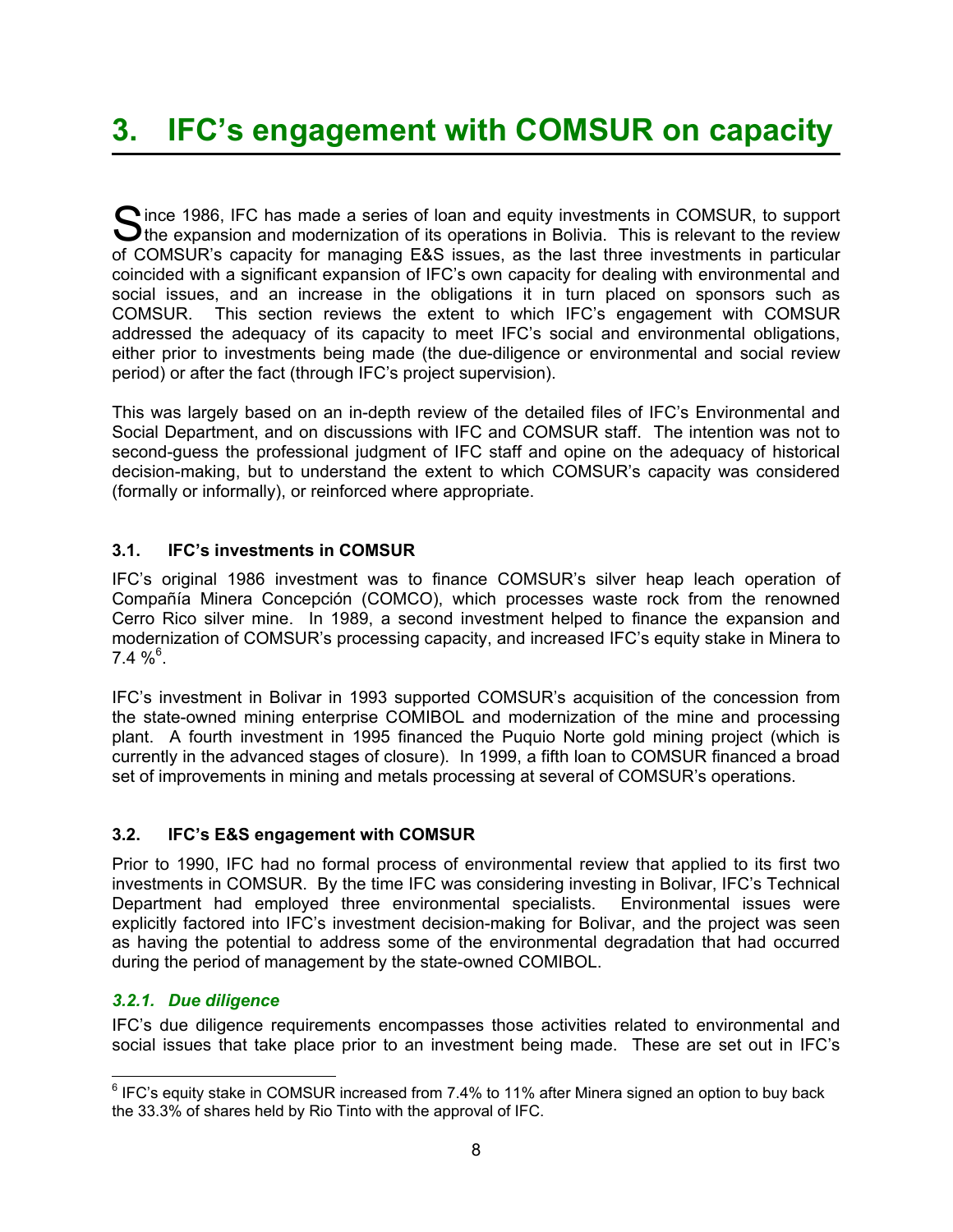# 3. IFC's engagement with COMSUR on capacity

Since 1986, IFC has made a series of loan and equity investments in COMSUR, to support the expansion and modernization of its operations in Bolivia. This is relevant to the review of COMSUR's capacity for managing E&S issues, as the last three investments in particular coincided with a significant expansion of IFC's own capacity for dealing with environmental and social issues, and an increase in the obligations it in turn placed on sponsors such as COMSUR. This section reviews the extent to which IFC's engagement with COMSUR addressed the adequacy of its capacity to meet IFC's social and environmental obligations, either prior to investments being made (the due-diligence or environmental and social review period) or after the fact (through IFC's project supervision).

This was largely based on an in-depth review of the detailed files of IFC's Environmental and Social Department, and on discussions with IFC and COMSUR staff. The intention was not to second-guess the professional judgment of IFC staff and opine on the adequacy of historical decision-making, but to understand the extent to which COMSUR's capacity was considered (formally or informally), or reinforced where appropriate.

### 3.1. IFC's investments in COMSUR

IFC's original 1986 investment was to finance COMSUR's silver heap leach operation of Compañía Minera Concepción (COMCO), which processes waste rock from the renowned Cerro Rico silver mine. In 1989, a second investment helped to finance the expansion and modernization of COMSUR's processing capacity, and increased IFC's equity stake in Minera to 7.4 %[6].

IFC's investment in Bolivar in 1993 supported COMSUR's acquisition of the concession from the state-owned mining enterprise COMIBOL and modernization of the mine and processing plant. A fourth investment in 1995 financed the Puquio Norte gold mining project (which is currently in the advanced stages of closure). In 1999, a fifth loan to COMSUR financed a broad set of improvements in mining and metals processing at several of COMSUR's operations.

### 3.2. IFC's E&S engagement with COMSUR

Prior to 1990, IFC had no formal process of environmental review that applied to its first two investments in COMSUR. By the time IFC was considering investing in Bolivar, IFC's Technical Department had employed three environmental specialists. Environmental issues were explicitly factored into IFC's investment decision-making for Bolivar, and the project was seen as having the potential to address some of the environmental degradation that had occurred during the period of management by the state-owned COMIBOL.

#### *3.2.1. Due diligence*

IFC's due diligence requirements encompasses those activities related to environmental and social issues that take place prior to an investment being made. These are set out in IFC's

---

[6] IFC's equity stake in COMSUR increased from 7.4% to 11% after Minera signed an option to buy back the 33.3% of shares held by Rio Tinto with the approval of IFC.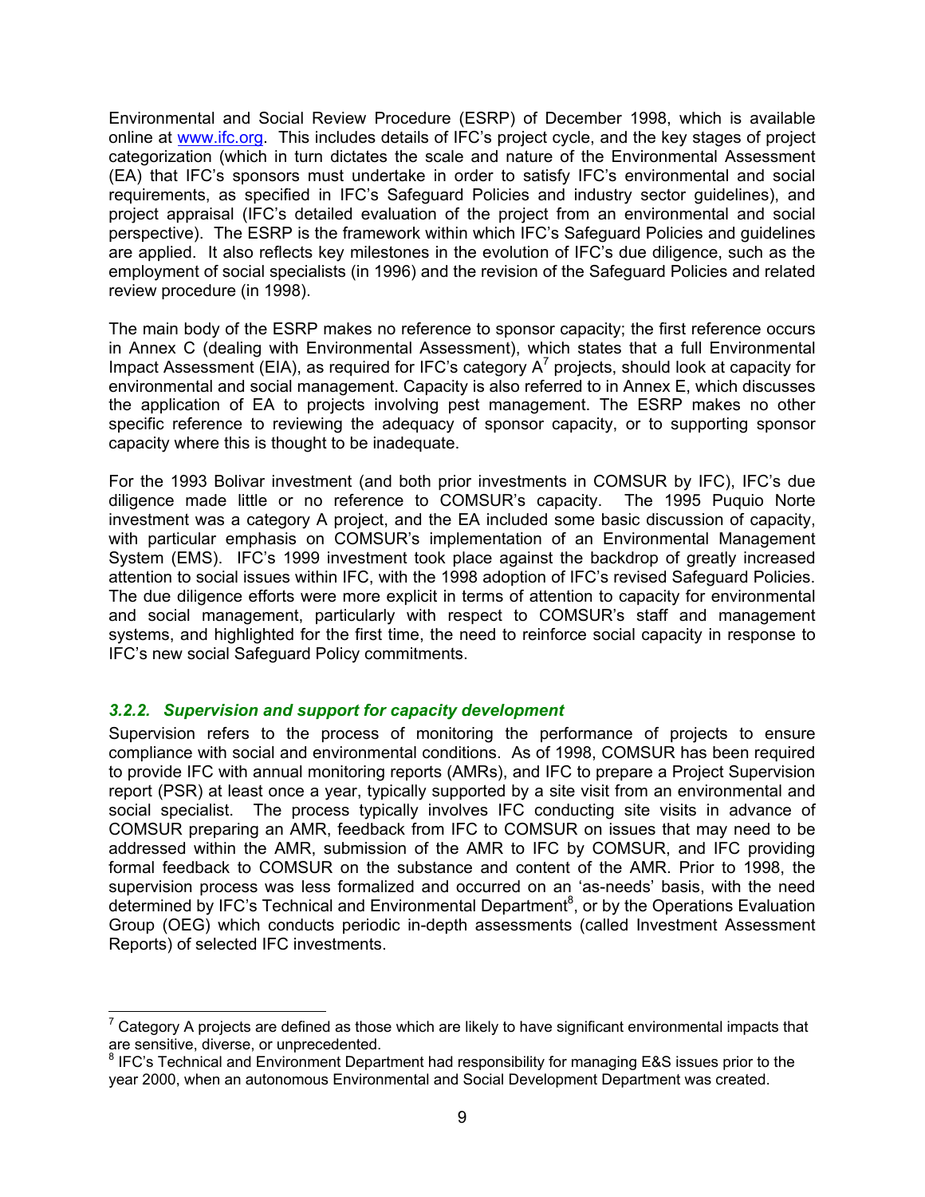Environmental and Social Review Procedure (ESRP) of December 1998, which is available online at www.ifc.org. This includes details of IFC's project cycle, and the key stages of project categorization (which in turn dictates the scale and nature of the Environmental Assessment (EA) that IFC's sponsors must undertake in order to satisfy IFC's environmental and social requirements, as specified in IFC's Safeguard Policies and industry sector guidelines), and project appraisal (IFC's detailed evaluation of the project from an environmental and social perspective). The ESRP is the framework within which IFC's Safeguard Policies and guidelines are applied. It also reflects key milestones in the evolution of IFC's due diligence, such as the employment of social specialists (in 1996) and the revision of the Safeguard Policies and related review procedure (in 1998).

The main body of the ESRP makes no reference to sponsor capacity; the first reference occurs in Annex C (dealing with Environmental Assessment), which states that a full Environmental Impact Assessment (EIA), as required for IFC's category A[7] projects, should look at capacity for environmental and social management. Capacity is also referred to in Annex E, which discusses the application of EA to projects involving pest management. The ESRP makes no other specific reference to reviewing the adequacy of sponsor capacity, or to supporting sponsor capacity where this is thought to be inadequate.

For the 1993 Bolivar investment (and both prior investments in COMSUR by IFC), IFC's due diligence made little or no reference to COMSUR's capacity. The 1995 Puquio Norte investment was a category A project, and the EA included some basic discussion of capacity, with particular emphasis on COMSUR's implementation of an Environmental Management System (EMS). IFC's 1999 investment took place against the backdrop of greatly increased attention to social issues within IFC, with the 1998 adoption of IFC's revised Safeguard Policies. The due diligence efforts were more explicit in terms of attention to capacity for environmental and social management, particularly with respect to COMSUR's staff and management systems, and highlighted for the first time, the need to reinforce social capacity in response to IFC's new social Safeguard Policy commitments.

### *3.2.2. Supervision and support for capacity development*

Supervision refers to the process of monitoring the performance of projects to ensure compliance with social and environmental conditions. As of 1998, COMSUR has been required to provide IFC with annual monitoring reports (AMRs), and IFC to prepare a Project Supervision report (PSR) at least once a year, typically supported by a site visit from an environmental and social specialist. The process typically involves IFC conducting site visits in advance of COMSUR preparing an AMR, feedback from IFC to COMSUR on issues that may need to be addressed within the AMR, submission of the AMR to IFC by COMSUR, and IFC providing formal feedback to COMSUR on the substance and content of the AMR. Prior to 1998, the supervision process was less formalized and occurred on an 'as-needs' basis, with the need determined by IFC's Technical and Environmental Department[8], or by the Operations Evaluation Group (OEG) which conducts periodic in-depth assessments (called Investment Assessment Reports) of selected IFC investments.

---

[7] Category A projects are defined as those which are likely to have significant environmental impacts that are sensitive, diverse, or unprecedented.

[8] IFC's Technical and Environment Department had responsibility for managing E&S issues prior to the year 2000, when an autonomous Environmental and Social Development Department was created.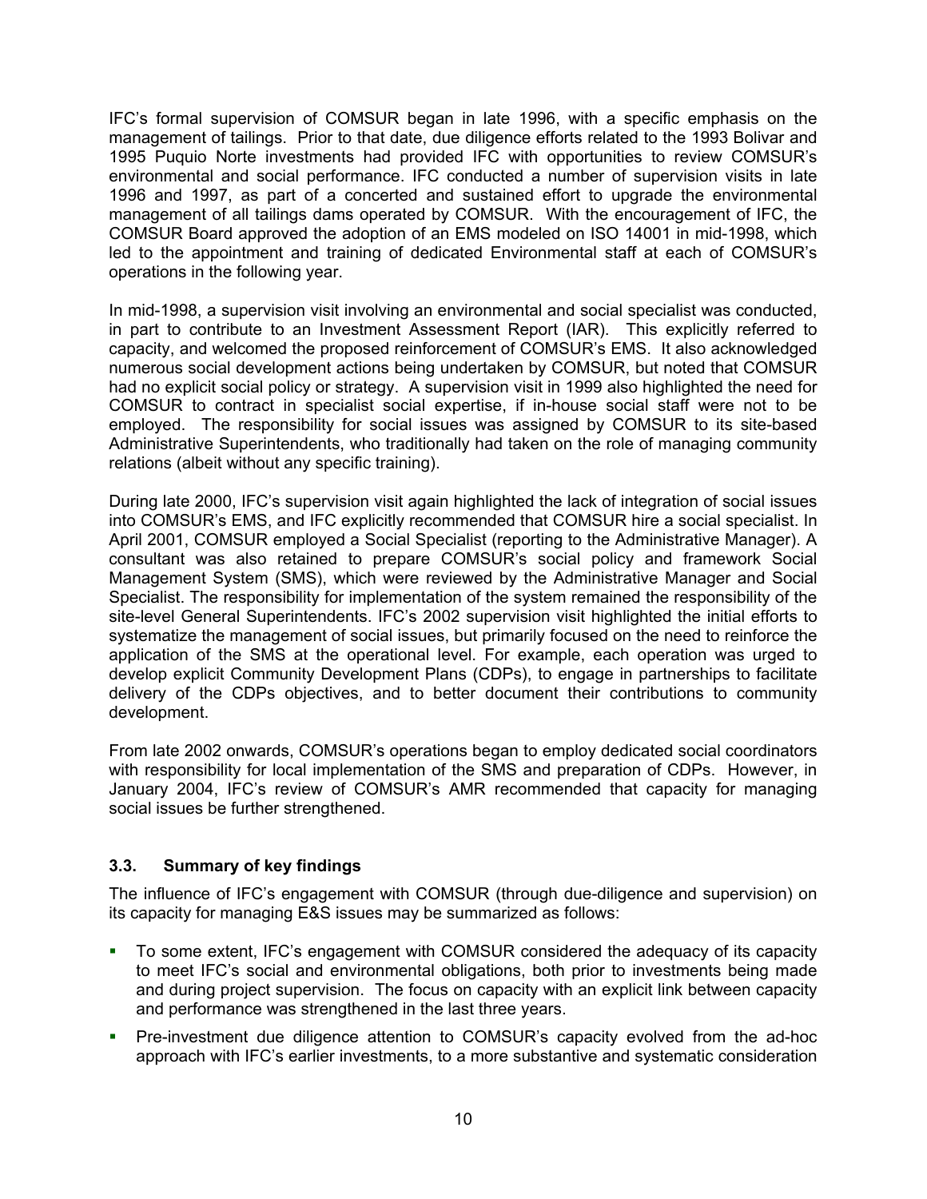IFC's formal supervision of COMSUR began in late 1996, with a specific emphasis on the management of tailings. Prior to that date, due diligence efforts related to the 1993 Bolivar and 1995 Puquio Norte investments had provided IFC with opportunities to review COMSUR's environmental and social performance. IFC conducted a number of supervision visits in late 1996 and 1997, as part of a concerted and sustained effort to upgrade the environmental management of all tailings dams operated by COMSUR. With the encouragement of IFC, the COMSUR Board approved the adoption of an EMS modeled on ISO 14001 in mid-1998, which led to the appointment and training of dedicated Environmental staff at each of COMSUR's operations in the following year.

In mid-1998, a supervision visit involving an environmental and social specialist was conducted, in part to contribute to an Investment Assessment Report (IAR). This explicitly referred to capacity, and welcomed the proposed reinforcement of COMSUR's EMS. It also acknowledged numerous social development actions being undertaken by COMSUR, but noted that COMSUR had no explicit social policy or strategy. A supervision visit in 1999 also highlighted the need for COMSUR to contract in specialist social expertise, if in-house social staff were not to be employed. The responsibility for social issues was assigned by COMSUR to its site-based Administrative Superintendents, who traditionally had taken on the role of managing community relations (albeit without any specific training).

During late 2000, IFC's supervision visit again highlighted the lack of integration of social issues into COMSUR's EMS, and IFC explicitly recommended that COMSUR hire a social specialist. In April 2001, COMSUR employed a Social Specialist (reporting to the Administrative Manager). A consultant was also retained to prepare COMSUR's social policy and framework Social Management System (SMS), which were reviewed by the Administrative Manager and Social Specialist. The responsibility for implementation of the system remained the responsibility of the site-level General Superintendents. IFC's 2002 supervision visit highlighted the initial efforts to systematize the management of social issues, but primarily focused on the need to reinforce the application of the SMS at the operational level. For example, each operation was urged to develop explicit Community Development Plans (CDPs), to engage in partnerships to facilitate delivery of the CDPs objectives, and to better document their contributions to community development.

From late 2002 onwards, COMSUR's operations began to employ dedicated social coordinators with responsibility for local implementation of the SMS and preparation of CDPs. However, in January 2004, IFC's review of COMSUR's AMR recommended that capacity for managing social issues be further strengthened.

### 3.3. Summary of key findings

The influence of IFC's engagement with COMSUR (through due-diligence and supervision) on its capacity for managing E&S issues may be summarized as follows:

- To some extent, IFC's engagement with COMSUR considered the adequacy of its capacity to meet IFC's social and environmental obligations, both prior to investments being made and during project supervision. The focus on capacity with an explicit link between capacity and performance was strengthened in the last three years.
- Pre-investment due diligence attention to COMSUR's capacity evolved from the ad-hoc approach with IFC's earlier investments, to a more substantive and systematic consideration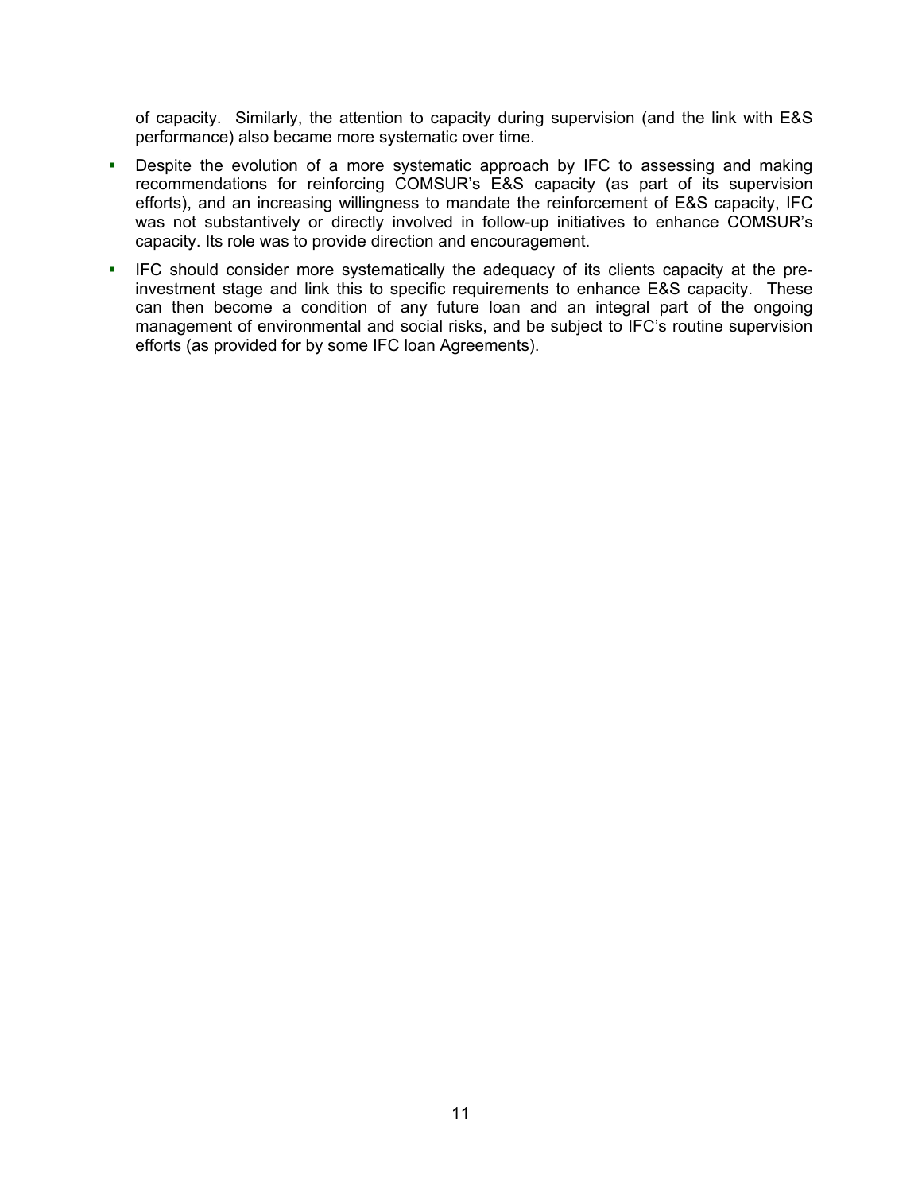of capacity. Similarly, the attention to capacity during supervision (and the link with E&S performance) also became more systematic over time.

- Despite the evolution of a more systematic approach by IFC to assessing and making recommendations for reinforcing COMSUR's E&S capacity (as part of its supervision efforts), and an increasing willingness to mandate the reinforcement of E&S capacity, IFC was not substantively or directly involved in follow-up initiatives to enhance COMSUR's capacity. Its role was to provide direction and encouragement.
- IFC should consider more systematically the adequacy of its clients capacity at the pre-investment stage and link this to specific requirements to enhance E&S capacity. These can then become a condition of any future loan and an integral part of the ongoing management of environmental and social risks, and be subject to IFC's routine supervision efforts (as provided for by some IFC loan Agreements).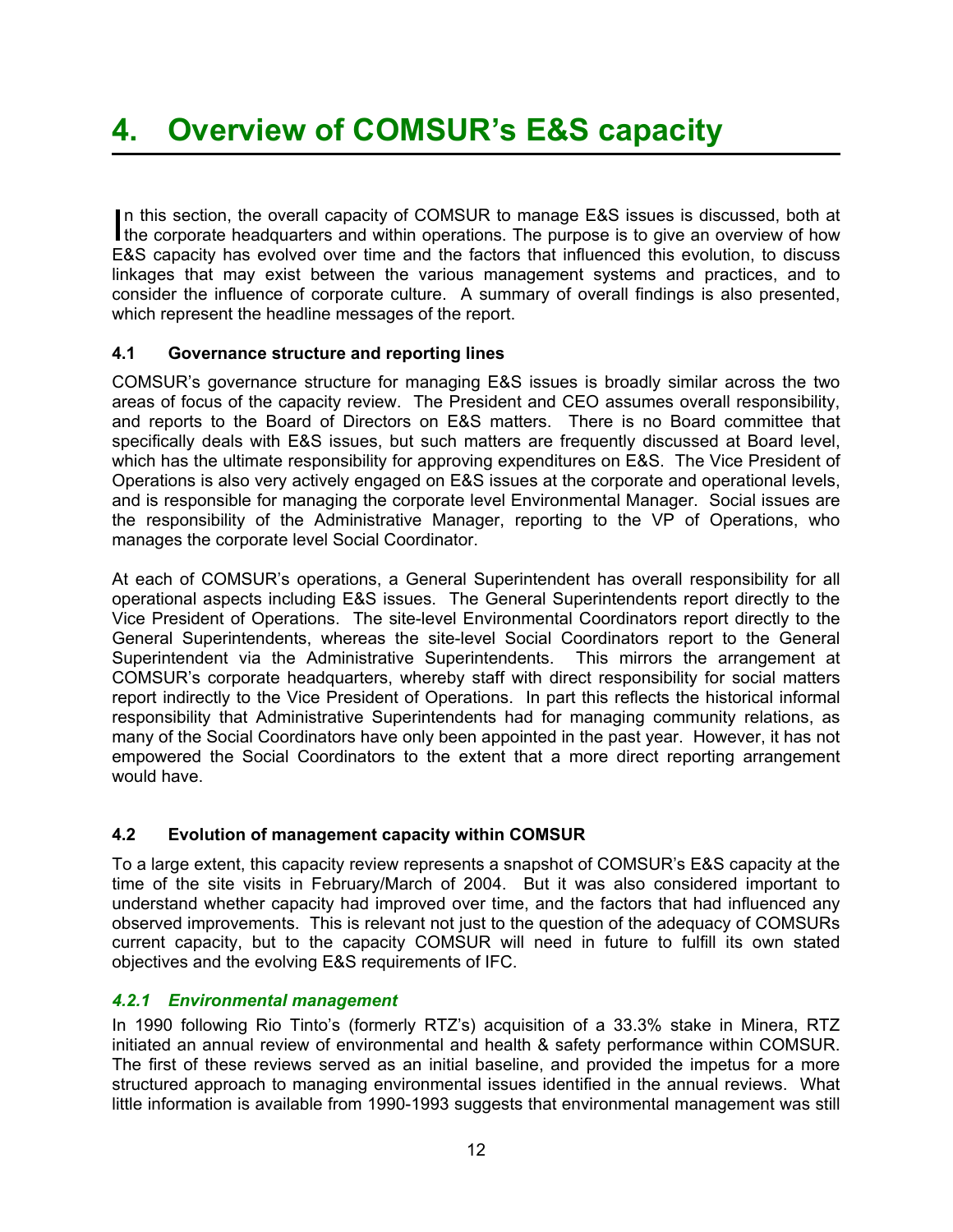# 4. Overview of COMSUR's E&S capacity

In this section, the overall capacity of COMSUR to manage E&S issues is discussed, both at the corporate headquarters and within operations. The purpose is to give an overview of how E&S capacity has evolved over time and the factors that influenced this evolution, to discuss linkages that may exist between the various management systems and practices, and to consider the influence of corporate culture. A summary of overall findings is also presented, which represent the headline messages of the report.

### 4.1 Governance structure and reporting lines

COMSUR's governance structure for managing E&S issues is broadly similar across the two areas of focus of the capacity review. The President and CEO assumes overall responsibility, and reports to the Board of Directors on E&S matters. There is no Board committee that specifically deals with E&S issues, but such matters are frequently discussed at Board level, which has the ultimate responsibility for approving expenditures on E&S. The Vice President of Operations is also very actively engaged on E&S issues at the corporate and operational levels, and is responsible for managing the corporate level Environmental Manager. Social issues are the responsibility of the Administrative Manager, reporting to the VP of Operations, who manages the corporate level Social Coordinator.

At each of COMSUR's operations, a General Superintendent has overall responsibility for all operational aspects including E&S issues. The General Superintendents report directly to the Vice President of Operations. The site-level Environmental Coordinators report directly to the General Superintendents, whereas the site-level Social Coordinators report to the General Superintendent via the Administrative Superintendents. This mirrors the arrangement at COMSUR's corporate headquarters, whereby staff with direct responsibility for social matters report indirectly to the Vice President of Operations. In part this reflects the historical informal responsibility that Administrative Superintendents had for managing community relations, as many of the Social Coordinators have only been appointed in the past year. However, it has not empowered the Social Coordinators to the extent that a more direct reporting arrangement would have.

### 4.2 Evolution of management capacity within COMSUR

To a large extent, this capacity review represents a snapshot of COMSUR's E&S capacity at the time of the site visits in February/March of 2004. But it was also considered important to understand whether capacity had improved over time, and the factors that had influenced any observed improvements. This is relevant not just to the question of the adequacy of COMSURs current capacity, but to the capacity COMSUR will need in future to fulfill its own stated objectives and the evolving E&S requirements of IFC.

#### *4.2.1 Environmental management*

In 1990 following Rio Tinto's (formerly RTZ's) acquisition of a 33.3% stake in Minera, RTZ initiated an annual review of environmental and health & safety performance within COMSUR. The first of these reviews served as an initial baseline, and provided the impetus for a more structured approach to managing environmental issues identified in the annual reviews. What little information is available from 1990-1993 suggests that environmental management was still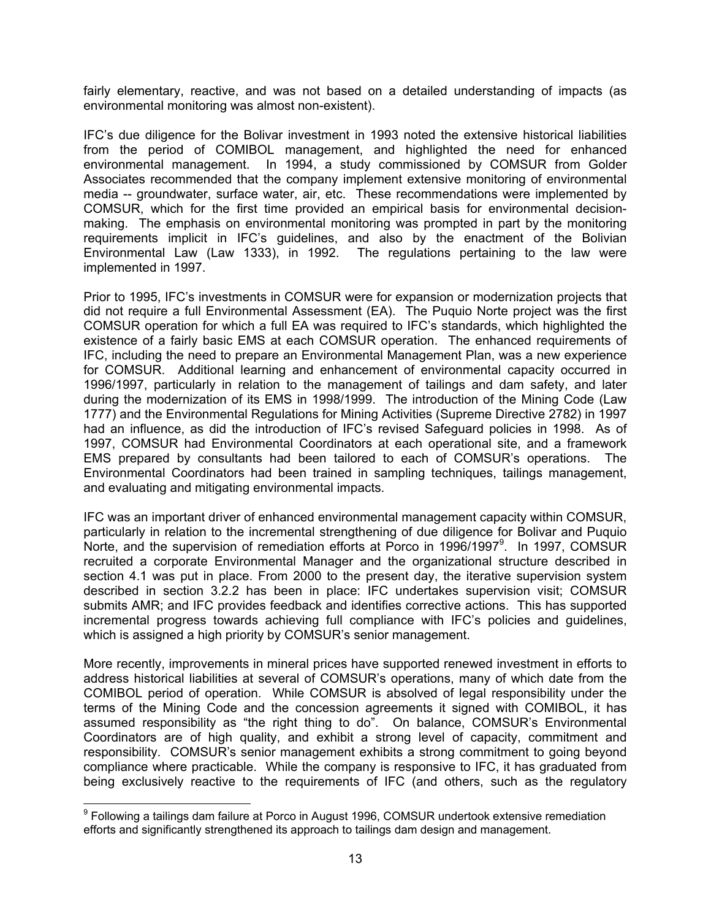fairly elementary, reactive, and was not based on a detailed understanding of impacts (as environmental monitoring was almost non-existent).

IFC's due diligence for the Bolivar investment in 1993 noted the extensive historical liabilities from the period of COMIBOL management, and highlighted the need for enhanced environmental management. In 1994, a study commissioned by COMSUR from Golder Associates recommended that the company implement extensive monitoring of environmental media -- groundwater, surface water, air, etc. These recommendations were implemented by COMSUR, which for the first time provided an empirical basis for environmental decision-making. The emphasis on environmental monitoring was prompted in part by the monitoring requirements implicit in IFC's guidelines, and also by the enactment of the Bolivian Environmental Law (Law 1333), in 1992. The regulations pertaining to the law were implemented in 1997.

Prior to 1995, IFC's investments in COMSUR were for expansion or modernization projects that did not require a full Environmental Assessment (EA). The Puquio Norte project was the first COMSUR operation for which a full EA was required to IFC's standards, which highlighted the existence of a fairly basic EMS at each COMSUR operation. The enhanced requirements of IFC, including the need to prepare an Environmental Management Plan, was a new experience for COMSUR. Additional learning and enhancement of environmental capacity occurred in 1996/1997, particularly in relation to the management of tailings and dam safety, and later during the modernization of its EMS in 1998/1999. The introduction of the Mining Code (Law 1777) and the Environmental Regulations for Mining Activities (Supreme Directive 2782) in 1997 had an influence, as did the introduction of IFC's revised Safeguard policies in 1998. As of 1997, COMSUR had Environmental Coordinators at each operational site, and a framework EMS prepared by consultants had been tailored to each of COMSUR's operations. The Environmental Coordinators had been trained in sampling techniques, tailings management, and evaluating and mitigating environmental impacts.

IFC was an important driver of enhanced environmental management capacity within COMSUR, particularly in relation to the incremental strengthening of due diligence for Bolivar and Puquio Norte, and the supervision of remediation efforts at Porco in 1996/1997[9]. In 1997, COMSUR recruited a corporate Environmental Manager and the organizational structure described in section 4.1 was put in place. From 2000 to the present day, the iterative supervision system described in section 3.2.2 has been in place: IFC undertakes supervision visit; COMSUR submits AMR; and IFC provides feedback and identifies corrective actions. This has supported incremental progress towards achieving full compliance with IFC's policies and guidelines, which is assigned a high priority by COMSUR's senior management.

More recently, improvements in mineral prices have supported renewed investment in efforts to address historical liabilities at several of COMSUR's operations, many of which date from the COMIBOL period of operation. While COMSUR is absolved of legal responsibility under the terms of the Mining Code and the concession agreements it signed with COMIBOL, it has assumed responsibility as "the right thing to do". On balance, COMSUR's Environmental Coordinators are of high quality, and exhibit a strong level of capacity, commitment and responsibility. COMSUR's senior management exhibits a strong commitment to going beyond compliance where practicable. While the company is responsive to IFC, it has graduated from being exclusively reactive to the requirements of IFC (and others, such as the regulatory

[9] Following a tailings dam failure at Porco in August 1996, COMSUR undertook extensive remediation efforts and significantly strengthened its approach to tailings dam design and management.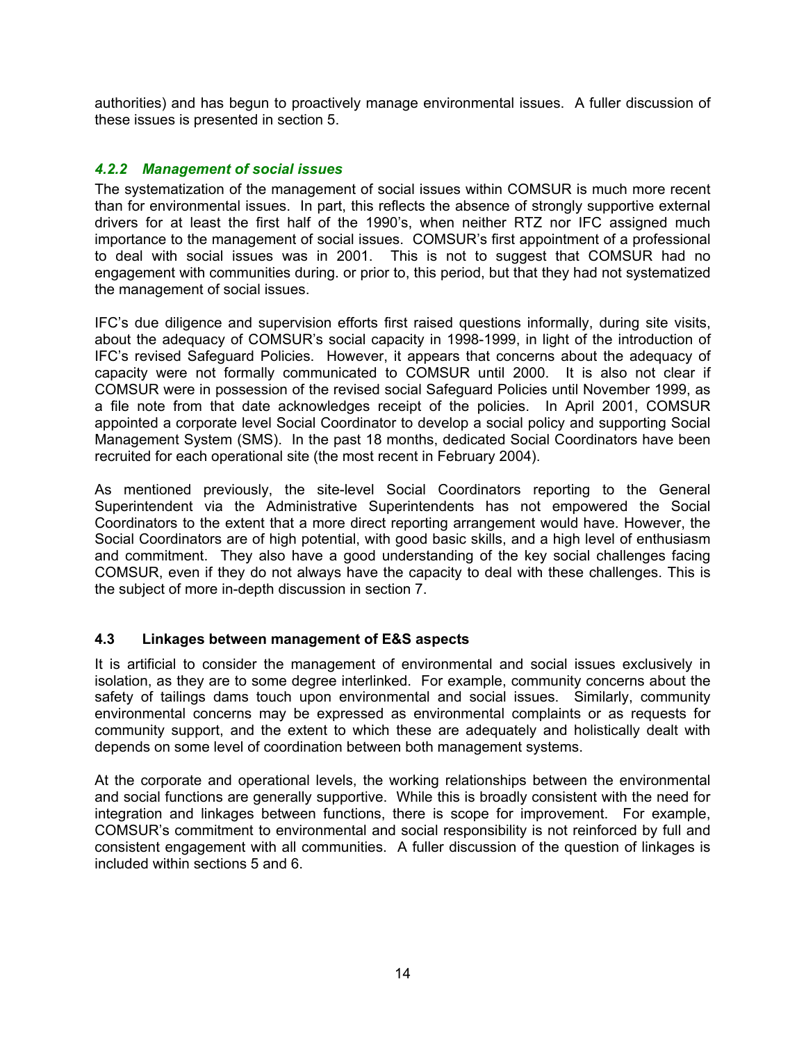authorities) and has begun to proactively manage environmental issues. A fuller discussion of these issues is presented in section 5.

#### *4.2.2 Management of social issues*

The systematization of the management of social issues within COMSUR is much more recent than for environmental issues. In part, this reflects the absence of strongly supportive external drivers for at least the first half of the 1990's, when neither RTZ nor IFC assigned much importance to the management of social issues. COMSUR's first appointment of a professional to deal with social issues was in 2001. This is not to suggest that COMSUR had no engagement with communities during. or prior to, this period, but that they had not systematized the management of social issues.

IFC's due diligence and supervision efforts first raised questions informally, during site visits, about the adequacy of COMSUR's social capacity in 1998-1999, in light of the introduction of IFC's revised Safeguard Policies. However, it appears that concerns about the adequacy of capacity were not formally communicated to COMSUR until 2000. It is also not clear if COMSUR were in possession of the revised social Safeguard Policies until November 1999, as a file note from that date acknowledges receipt of the policies. In April 2001, COMSUR appointed a corporate level Social Coordinator to develop a social policy and supporting Social Management System (SMS). In the past 18 months, dedicated Social Coordinators have been recruited for each operational site (the most recent in February 2004).

As mentioned previously, the site-level Social Coordinators reporting to the General Superintendent via the Administrative Superintendents has not empowered the Social Coordinators to the extent that a more direct reporting arrangement would have. However, the Social Coordinators are of high potential, with good basic skills, and a high level of enthusiasm and commitment. They also have a good understanding of the key social challenges facing COMSUR, even if they do not always have the capacity to deal with these challenges. This is the subject of more in-depth discussion in section 7.

### 4.3 Linkages between management of E&S aspects

It is artificial to consider the management of environmental and social issues exclusively in isolation, as they are to some degree interlinked. For example, community concerns about the safety of tailings dams touch upon environmental and social issues. Similarly, community environmental concerns may be expressed as environmental complaints or as requests for community support, and the extent to which these are adequately and holistically dealt with depends on some level of coordination between both management systems.

At the corporate and operational levels, the working relationships between the environmental and social functions are generally supportive. While this is broadly consistent with the need for integration and linkages between functions, there is scope for improvement. For example, COMSUR's commitment to environmental and social responsibility is not reinforced by full and consistent engagement with all communities. A fuller discussion of the question of linkages is included within sections 5 and 6.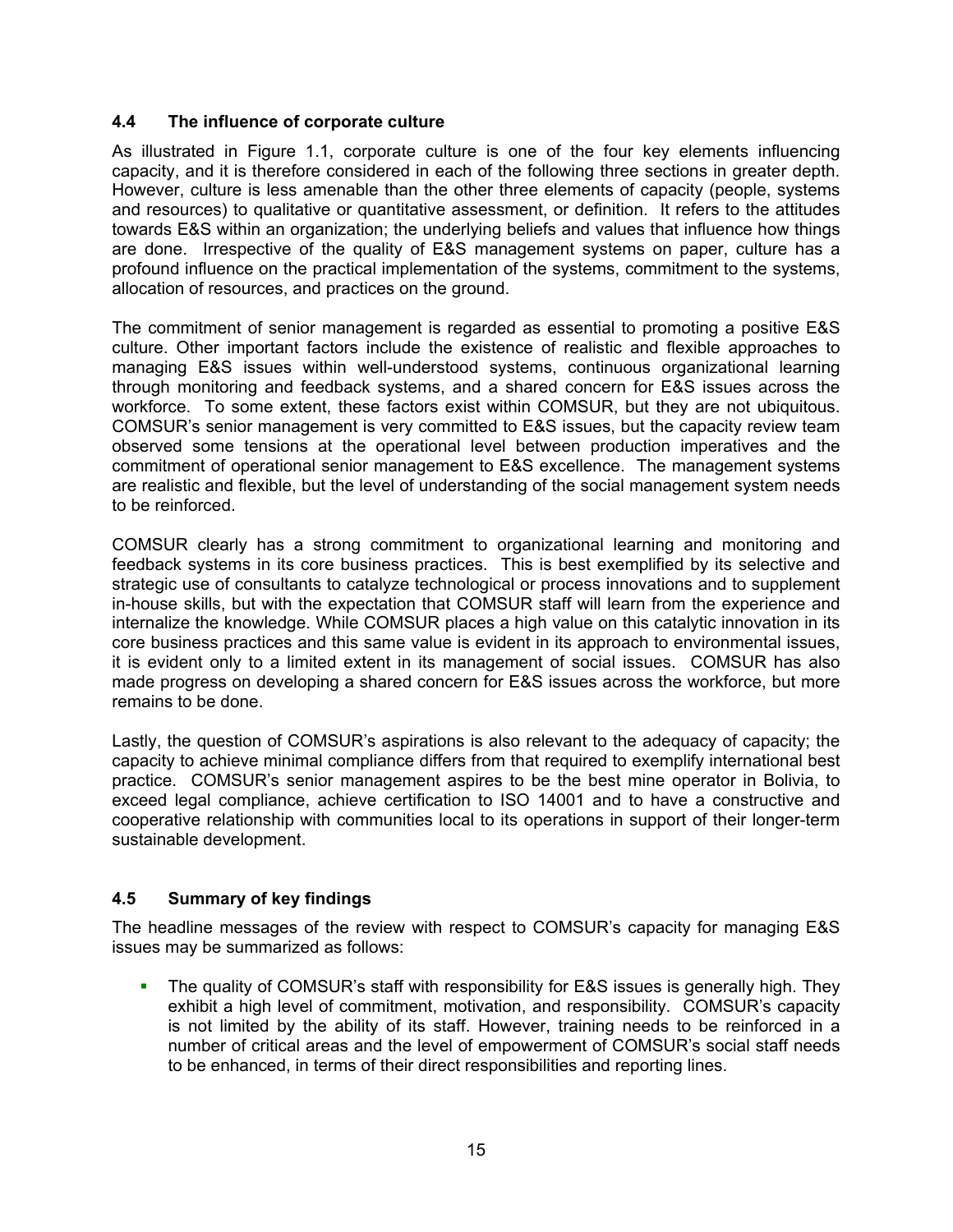### 4.4 The influence of corporate culture

As illustrated in Figure 1.1, corporate culture is one of the four key elements influencing capacity, and it is therefore considered in each of the following three sections in greater depth. However, culture is less amenable than the other three elements of capacity (people, systems and resources) to qualitative or quantitative assessment, or definition. It refers to the attitudes towards E&S within an organization; the underlying beliefs and values that influence how things are done. Irrespective of the quality of E&S management systems on paper, culture has a profound influence on the practical implementation of the systems, commitment to the systems, allocation of resources, and practices on the ground.

The commitment of senior management is regarded as essential to promoting a positive E&S culture. Other important factors include the existence of realistic and flexible approaches to managing E&S issues within well-understood systems, continuous organizational learning through monitoring and feedback systems, and a shared concern for E&S issues across the workforce. To some extent, these factors exist within COMSUR, but they are not ubiquitous. COMSUR's senior management is very committed to E&S issues, but the capacity review team observed some tensions at the operational level between production imperatives and the commitment of operational senior management to E&S excellence. The management systems are realistic and flexible, but the level of understanding of the social management system needs to be reinforced.

COMSUR clearly has a strong commitment to organizational learning and monitoring and feedback systems in its core business practices. This is best exemplified by its selective and strategic use of consultants to catalyze technological or process innovations and to supplement in-house skills, but with the expectation that COMSUR staff will learn from the experience and internalize the knowledge. While COMSUR places a high value on this catalytic innovation in its core business practices and this same value is evident in its approach to environmental issues, it is evident only to a limited extent in its management of social issues. COMSUR has also made progress on developing a shared concern for E&S issues across the workforce, but more remains to be done.

Lastly, the question of COMSUR's aspirations is also relevant to the adequacy of capacity; the capacity to achieve minimal compliance differs from that required to exemplify international best practice. COMSUR's senior management aspires to be the best mine operator in Bolivia, to exceed legal compliance, achieve certification to ISO 14001 and to have a constructive and cooperative relationship with communities local to its operations in support of their longer-term sustainable development.

### 4.5 Summary of key findings

The headline messages of the review with respect to COMSUR's capacity for managing E&S issues may be summarized as follows:

- The quality of COMSUR's staff with responsibility for E&S issues is generally high. They exhibit a high level of commitment, motivation, and responsibility. COMSUR's capacity is not limited by the ability of its staff. However, training needs to be reinforced in a number of critical areas and the level of empowerment of COMSUR's social staff needs to be enhanced, in terms of their direct responsibilities and reporting lines.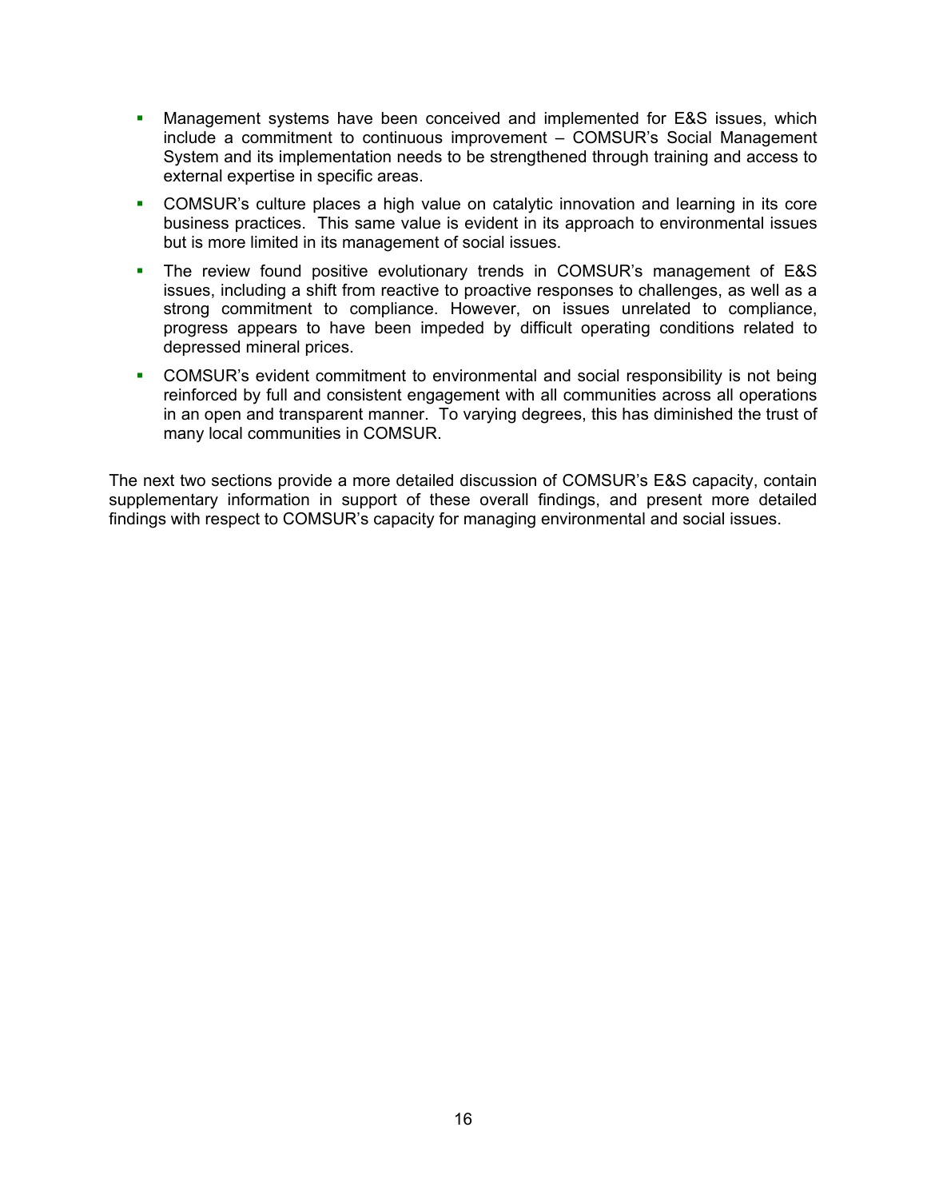- Management systems have been conceived and implemented for E&S issues, which include a commitment to continuous improvement – COMSUR's Social Management System and its implementation needs to be strengthened through training and access to external expertise in specific areas.
- COMSUR's culture places a high value on catalytic innovation and learning in its core business practices. This same value is evident in its approach to environmental issues but is more limited in its management of social issues.
- The review found positive evolutionary trends in COMSUR's management of E&S issues, including a shift from reactive to proactive responses to challenges, as well as a strong commitment to compliance. However, on issues unrelated to compliance, progress appears to have been impeded by difficult operating conditions related to depressed mineral prices.
- COMSUR's evident commitment to environmental and social responsibility is not being reinforced by full and consistent engagement with all communities across all operations in an open and transparent manner. To varying degrees, this has diminished the trust of many local communities in COMSUR.

The next two sections provide a more detailed discussion of COMSUR's E&S capacity, contain supplementary information in support of these overall findings, and present more detailed findings with respect to COMSUR's capacity for managing environmental and social issues.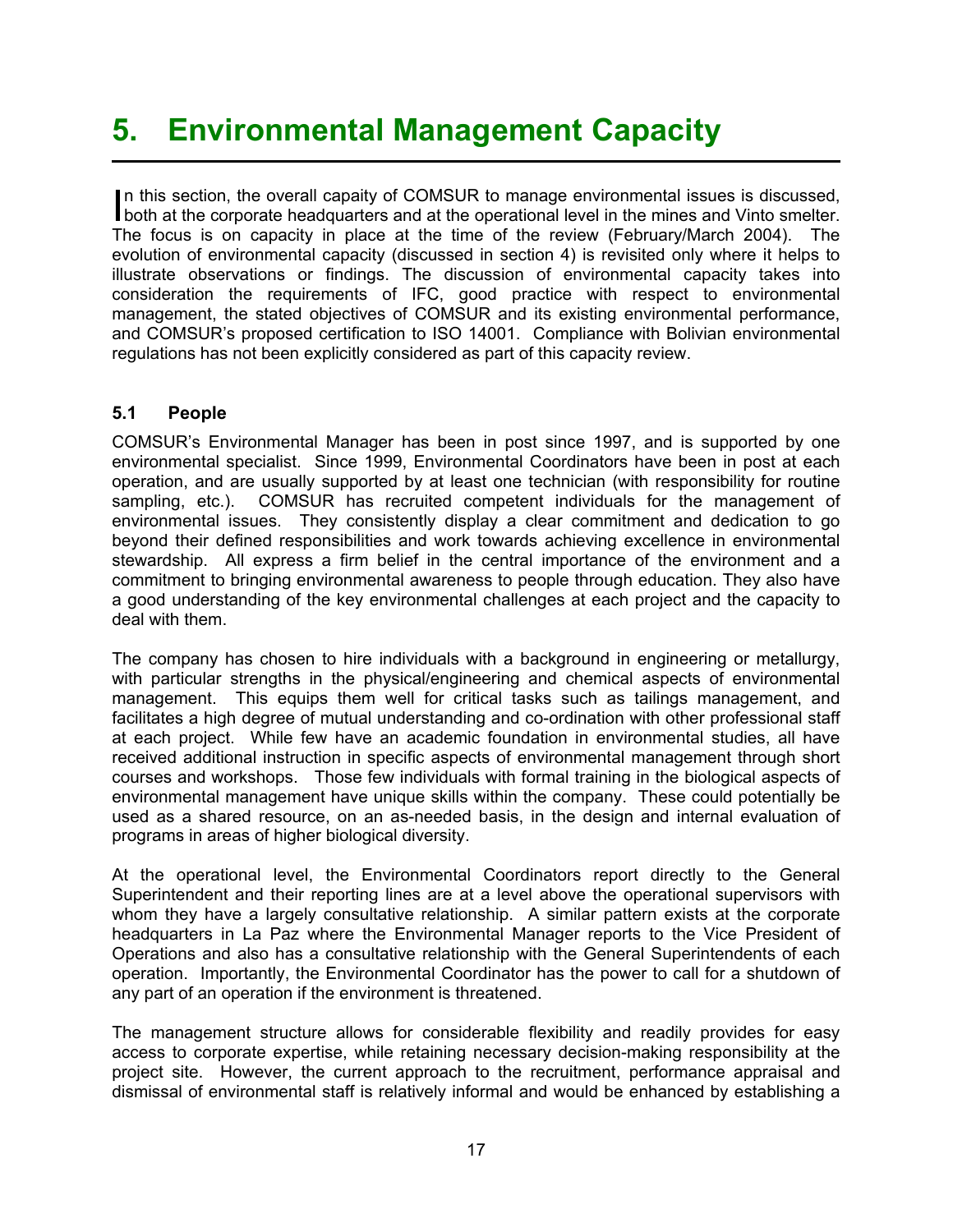# 5. Environmental Management Capacity

In this section, the overall capaity of COMSUR to manage environmental issues is discussed, both at the corporate headquarters and at the operational level in the mines and Vinto smelter. The focus is on capacity in place at the time of the review (February/March 2004). The evolution of environmental capacity (discussed in section 4) is revisited only where it helps to illustrate observations or findings. The discussion of environmental capacity takes into consideration the requirements of IFC, good practice with respect to environmental management, the stated objectives of COMSUR and its existing environmental performance, and COMSUR's proposed certification to ISO 14001. Compliance with Bolivian environmental regulations has not been explicitly considered as part of this capacity review.

## 5.1 People

COMSUR's Environmental Manager has been in post since 1997, and is supported by one environmental specialist. Since 1999, Environmental Coordinators have been in post at each operation, and are usually supported by at least one technician (with responsibility for routine sampling, etc.). COMSUR has recruited competent individuals for the management of environmental issues. They consistently display a clear commitment and dedication to go beyond their defined responsibilities and work towards achieving excellence in environmental stewardship. All express a firm belief in the central importance of the environment and a commitment to bringing environmental awareness to people through education. They also have a good understanding of the key environmental challenges at each project and the capacity to deal with them.

The company has chosen to hire individuals with a background in engineering or metallurgy, with particular strengths in the physical/engineering and chemical aspects of environmental management. This equips them well for critical tasks such as tailings management, and facilitates a high degree of mutual understanding and co-ordination with other professional staff at each project. While few have an academic foundation in environmental studies, all have received additional instruction in specific aspects of environmental management through short courses and workshops. Those few individuals with formal training in the biological aspects of environmental management have unique skills within the company. These could potentially be used as a shared resource, on an as-needed basis, in the design and internal evaluation of programs in areas of higher biological diversity.

At the operational level, the Environmental Coordinators report directly to the General Superintendent and their reporting lines are at a level above the operational supervisors with whom they have a largely consultative relationship. A similar pattern exists at the corporate headquarters in La Paz where the Environmental Manager reports to the Vice President of Operations and also has a consultative relationship with the General Superintendents of each operation. Importantly, the Environmental Coordinator has the power to call for a shutdown of any part of an operation if the environment is threatened.

The management structure allows for considerable flexibility and readily provides for easy access to corporate expertise, while retaining necessary decision-making responsibility at the project site. However, the current approach to the recruitment, performance appraisal and dismissal of environmental staff is relatively informal and would be enhanced by establishing a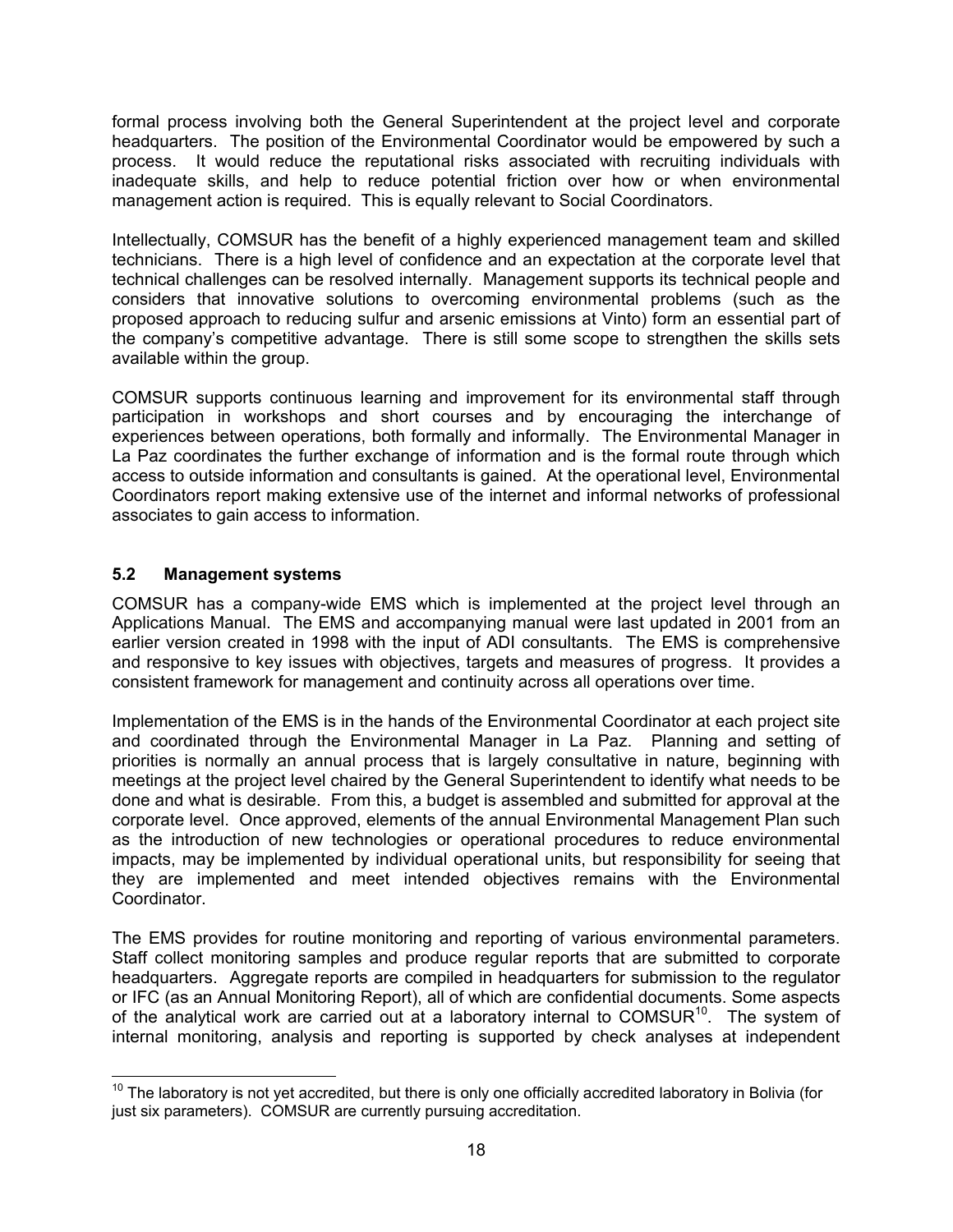formal process involving both the General Superintendent at the project level and corporate headquarters. The position of the Environmental Coordinator would be empowered by such a process. It would reduce the reputational risks associated with recruiting individuals with inadequate skills, and help to reduce potential friction over how or when environmental management action is required. This is equally relevant to Social Coordinators.

Intellectually, COMSUR has the benefit of a highly experienced management team and skilled technicians. There is a high level of confidence and an expectation at the corporate level that technical challenges can be resolved internally. Management supports its technical people and considers that innovative solutions to overcoming environmental problems (such as the proposed approach to reducing sulfur and arsenic emissions at Vinto) form an essential part of the company's competitive advantage. There is still some scope to strengthen the skills sets available within the group.

COMSUR supports continuous learning and improvement for its environmental staff through participation in workshops and short courses and by encouraging the interchange of experiences between operations, both formally and informally. The Environmental Manager in La Paz coordinates the further exchange of information and is the formal route through which access to outside information and consultants is gained. At the operational level, Environmental Coordinators report making extensive use of the internet and informal networks of professional associates to gain access to information.

### 5.2 Management systems

COMSUR has a company-wide EMS which is implemented at the project level through an Applications Manual. The EMS and accompanying manual were last updated in 2001 from an earlier version created in 1998 with the input of ADI consultants. The EMS is comprehensive and responsive to key issues with objectives, targets and measures of progress. It provides a consistent framework for management and continuity across all operations over time.

Implementation of the EMS is in the hands of the Environmental Coordinator at each project site and coordinated through the Environmental Manager in La Paz. Planning and setting of priorities is normally an annual process that is largely consultative in nature, beginning with meetings at the project level chaired by the General Superintendent to identify what needs to be done and what is desirable. From this, a budget is assembled and submitted for approval at the corporate level. Once approved, elements of the annual Environmental Management Plan such as the introduction of new technologies or operational procedures to reduce environmental impacts, may be implemented by individual operational units, but responsibility for seeing that they are implemented and meet intended objectives remains with the Environmental Coordinator.

The EMS provides for routine monitoring and reporting of various environmental parameters. Staff collect monitoring samples and produce regular reports that are submitted to corporate headquarters. Aggregate reports are compiled in headquarters for submission to the regulator or IFC (as an Annual Monitoring Report), all of which are confidential documents. Some aspects of the analytical work are carried out at a laboratory internal to COMSUR[10]. The system of internal monitoring, analysis and reporting is supported by check analyses at independent

[10] The laboratory is not yet accredited, but there is only one officially accredited laboratory in Bolivia (for just six parameters). COMSUR are currently pursuing accreditation.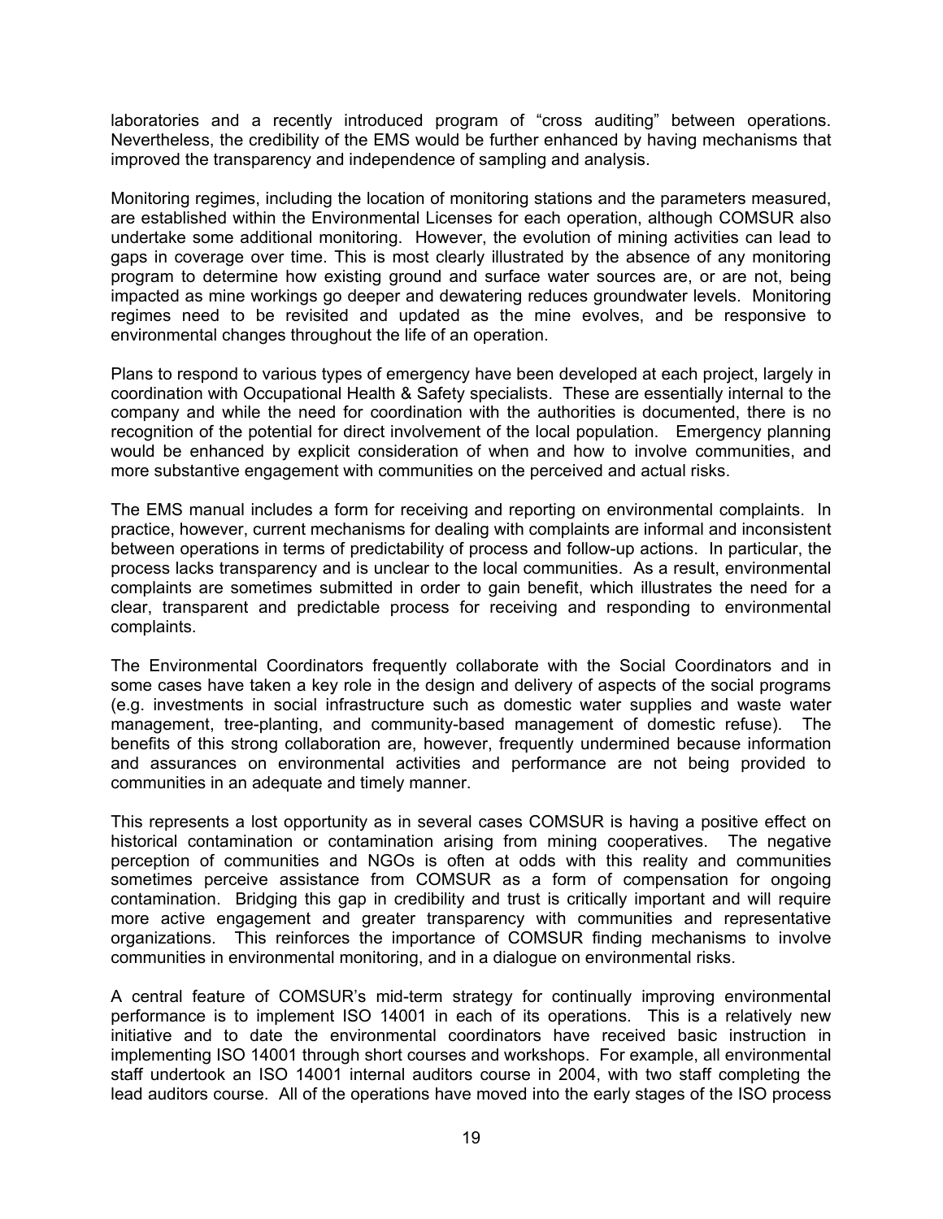laboratories and a recently introduced program of “cross auditing” between operations. Nevertheless, the credibility of the EMS would be further enhanced by having mechanisms that improved the transparency and independence of sampling and analysis.

Monitoring regimes, including the location of monitoring stations and the parameters measured, are established within the Environmental Licenses for each operation, although COMSUR also undertake some additional monitoring. However, the evolution of mining activities can lead to gaps in coverage over time. This is most clearly illustrated by the absence of any monitoring program to determine how existing ground and surface water sources are, or are not, being impacted as mine workings go deeper and dewatering reduces groundwater levels. Monitoring regimes need to be revisited and updated as the mine evolves, and be responsive to environmental changes throughout the life of an operation.

Plans to respond to various types of emergency have been developed at each project, largely in coordination with Occupational Health & Safety specialists. These are essentially internal to the company and while the need for coordination with the authorities is documented, there is no recognition of the potential for direct involvement of the local population. Emergency planning would be enhanced by explicit consideration of when and how to involve communities, and more substantive engagement with communities on the perceived and actual risks.

The EMS manual includes a form for receiving and reporting on environmental complaints. In practice, however, current mechanisms for dealing with complaints are informal and inconsistent between operations in terms of predictability of process and follow-up actions. In particular, the process lacks transparency and is unclear to the local communities. As a result, environmental complaints are sometimes submitted in order to gain benefit, which illustrates the need for a clear, transparent and predictable process for receiving and responding to environmental complaints.

The Environmental Coordinators frequently collaborate with the Social Coordinators and in some cases have taken a key role in the design and delivery of aspects of the social programs (e.g. investments in social infrastructure such as domestic water supplies and waste water management, tree-planting, and community-based management of domestic refuse). The benefits of this strong collaboration are, however, frequently undermined because information and assurances on environmental activities and performance are not being provided to communities in an adequate and timely manner.

This represents a lost opportunity as in several cases COMSUR is having a positive effect on historical contamination or contamination arising from mining cooperatives. The negative perception of communities and NGOs is often at odds with this reality and communities sometimes perceive assistance from COMSUR as a form of compensation for ongoing contamination. Bridging this gap in credibility and trust is critically important and will require more active engagement and greater transparency with communities and representative organizations. This reinforces the importance of COMSUR finding mechanisms to involve communities in environmental monitoring, and in a dialogue on environmental risks.

A central feature of COMSUR’s mid-term strategy for continually improving environmental performance is to implement ISO 14001 in each of its operations. This is a relatively new initiative and to date the environmental coordinators have received basic instruction in implementing ISO 14001 through short courses and workshops. For example, all environmental staff undertook an ISO 14001 internal auditors course in 2004, with two staff completing the lead auditors course. All of the operations have moved into the early stages of the ISO process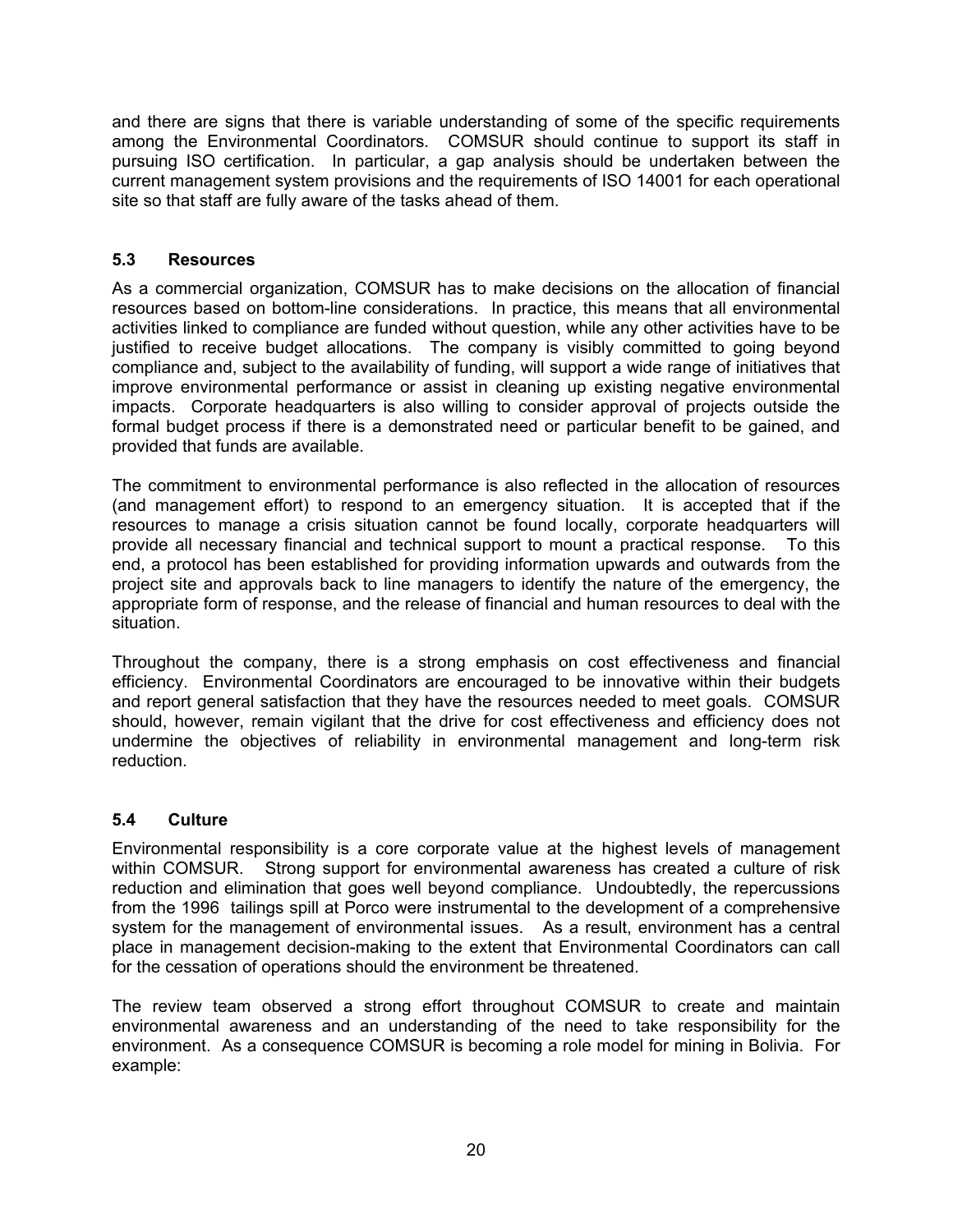and there are signs that there is variable understanding of some of the specific requirements among the Environmental Coordinators. COMSUR should continue to support its staff in pursuing ISO certification. In particular, a gap analysis should be undertaken between the current management system provisions and the requirements of ISO 14001 for each operational site so that staff are fully aware of the tasks ahead of them.

### 5.3 Resources

As a commercial organization, COMSUR has to make decisions on the allocation of financial resources based on bottom-line considerations. In practice, this means that all environmental activities linked to compliance are funded without question, while any other activities have to be justified to receive budget allocations. The company is visibly committed to going beyond compliance and, subject to the availability of funding, will support a wide range of initiatives that improve environmental performance or assist in cleaning up existing negative environmental impacts. Corporate headquarters is also willing to consider approval of projects outside the formal budget process if there is a demonstrated need or particular benefit to be gained, and provided that funds are available.

The commitment to environmental performance is also reflected in the allocation of resources (and management effort) to respond to an emergency situation. It is accepted that if the resources to manage a crisis situation cannot be found locally, corporate headquarters will provide all necessary financial and technical support to mount a practical response. To this end, a protocol has been established for providing information upwards and outwards from the project site and approvals back to line managers to identify the nature of the emergency, the appropriate form of response, and the release of financial and human resources to deal with the situation.

Throughout the company, there is a strong emphasis on cost effectiveness and financial efficiency. Environmental Coordinators are encouraged to be innovative within their budgets and report general satisfaction that they have the resources needed to meet goals. COMSUR should, however, remain vigilant that the drive for cost effectiveness and efficiency does not undermine the objectives of reliability in environmental management and long-term risk reduction.

### 5.4 Culture

Environmental responsibility is a core corporate value at the highest levels of management within COMSUR. Strong support for environmental awareness has created a culture of risk reduction and elimination that goes well beyond compliance. Undoubtedly, the repercussions from the 1996 tailings spill at Porco were instrumental to the development of a comprehensive system for the management of environmental issues. As a result, environment has a central place in management decision-making to the extent that Environmental Coordinators can call for the cessation of operations should the environment be threatened.

The review team observed a strong effort throughout COMSUR to create and maintain environmental awareness and an understanding of the need to take responsibility for the environment. As a consequence COMSUR is becoming a role model for mining in Bolivia. For example: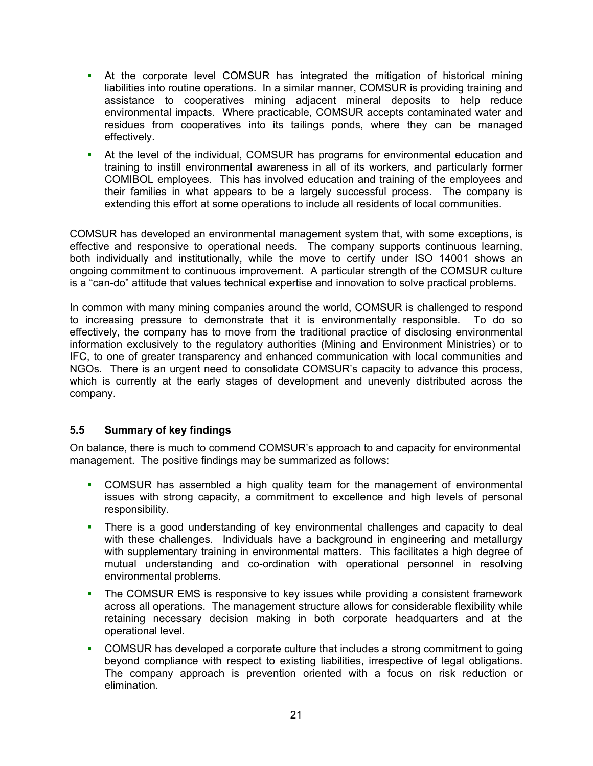- At the corporate level COMSUR has integrated the mitigation of historical mining liabilities into routine operations. In a similar manner, COMSUR is providing training and assistance to cooperatives mining adjacent mineral deposits to help reduce environmental impacts. Where practicable, COMSUR accepts contaminated water and residues from cooperatives into its tailings ponds, where they can be managed effectively.
- At the level of the individual, COMSUR has programs for environmental education and training to instill environmental awareness in all of its workers, and particularly former COMIBOL employees. This has involved education and training of the employees and their families in what appears to be a largely successful process. The company is extending this effort at some operations to include all residents of local communities.

COMSUR has developed an environmental management system that, with some exceptions, is effective and responsive to operational needs. The company supports continuous learning, both individually and institutionally, while the move to certify under ISO 14001 shows an ongoing commitment to continuous improvement. A particular strength of the COMSUR culture is a "can-do" attitude that values technical expertise and innovation to solve practical problems.

In common with many mining companies around the world, COMSUR is challenged to respond to increasing pressure to demonstrate that it is environmentally responsible. To do so effectively, the company has to move from the traditional practice of disclosing environmental information exclusively to the regulatory authorities (Mining and Environment Ministries) or to IFC, to one of greater transparency and enhanced communication with local communities and NGOs. There is an urgent need to consolidate COMSUR's capacity to advance this process, which is currently at the early stages of development and unevenly distributed across the company.

### 5.5 Summary of key findings

On balance, there is much to commend COMSUR's approach to and capacity for environmental management. The positive findings may be summarized as follows:

- COMSUR has assembled a high quality team for the management of environmental issues with strong capacity, a commitment to excellence and high levels of personal responsibility.
- There is a good understanding of key environmental challenges and capacity to deal with these challenges. Individuals have a background in engineering and metallurgy with supplementary training in environmental matters. This facilitates a high degree of mutual understanding and co-ordination with operational personnel in resolving environmental problems.
- The COMSUR EMS is responsive to key issues while providing a consistent framework across all operations. The management structure allows for considerable flexibility while retaining necessary decision making in both corporate headquarters and at the operational level.
- COMSUR has developed a corporate culture that includes a strong commitment to going beyond compliance with respect to existing liabilities, irrespective of legal obligations. The company approach is prevention oriented with a focus on risk reduction or elimination.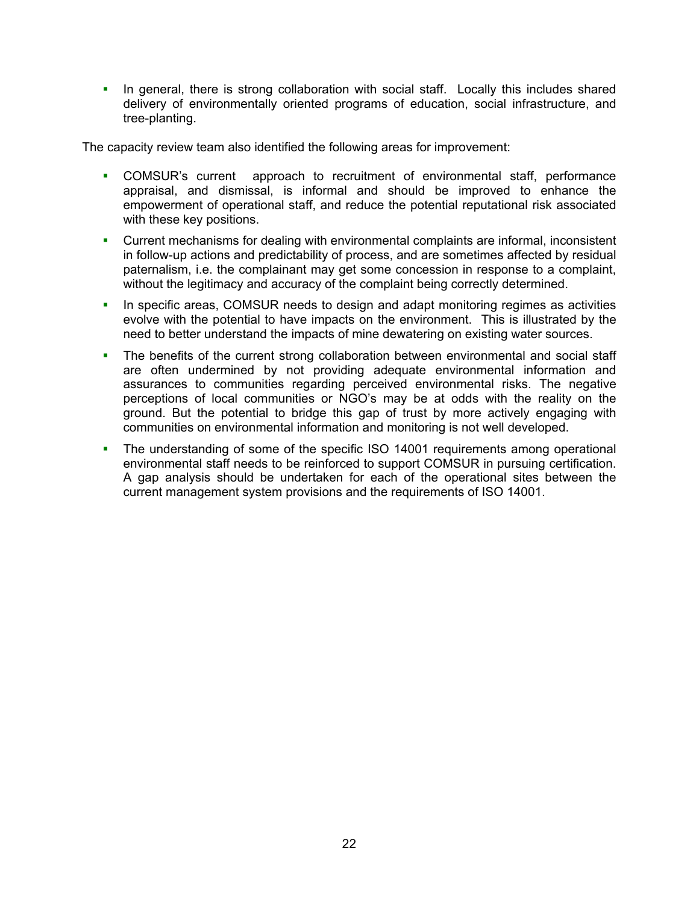- In general, there is strong collaboration with social staff. Locally this includes shared delivery of environmentally oriented programs of education, social infrastructure, and tree-planting.

The capacity review team also identified the following areas for improvement:

- COMSUR's current approach to recruitment of environmental staff, performance appraisal, and dismissal, is informal and should be improved to enhance the empowerment of operational staff, and reduce the potential reputational risk associated with these key positions.
- Current mechanisms for dealing with environmental complaints are informal, inconsistent in follow-up actions and predictability of process, and are sometimes affected by residual paternalism, i.e. the complainant may get some concession in response to a complaint, without the legitimacy and accuracy of the complaint being correctly determined.
- In specific areas, COMSUR needs to design and adapt monitoring regimes as activities evolve with the potential to have impacts on the environment. This is illustrated by the need to better understand the impacts of mine dewatering on existing water sources.
- The benefits of the current strong collaboration between environmental and social staff are often undermined by not providing adequate environmental information and assurances to communities regarding perceived environmental risks. The negative perceptions of local communities or NGO's may be at odds with the reality on the ground. But the potential to bridge this gap of trust by more actively engaging with communities on environmental information and monitoring is not well developed.
- The understanding of some of the specific ISO 14001 requirements among operational environmental staff needs to be reinforced to support COMSUR in pursuing certification. A gap analysis should be undertaken for each of the operational sites between the current management system provisions and the requirements of ISO 14001.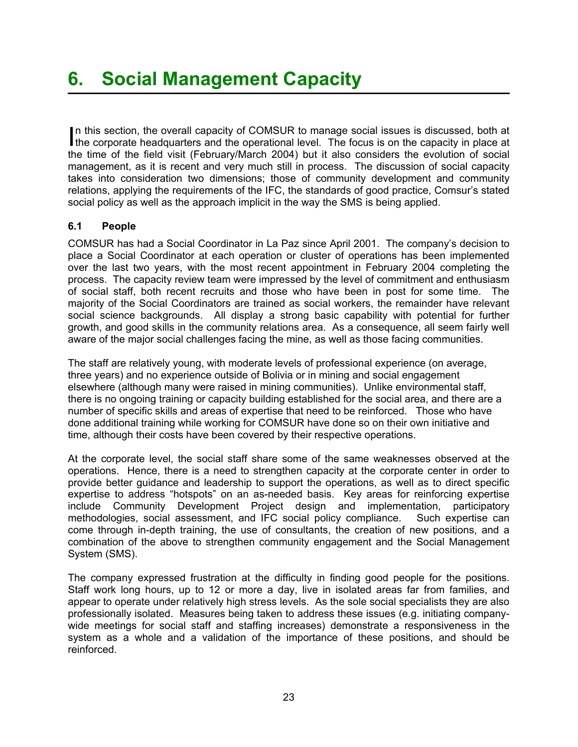# 6. Social Management Capacity

In this section, the overall capacity of COMSUR to manage social issues is discussed, both at the corporate headquarters and the operational level. The focus is on the capacity in place at the time of the field visit (February/March 2004) but it also considers the evolution of social management, as it is recent and very much still in process. The discussion of social capacity takes into consideration two dimensions; those of community development and community relations, applying the requirements of the IFC, the standards of good practice, Comsur's stated social policy as well as the approach implicit in the way the SMS is being applied.

### 6.1 People

COMSUR has had a Social Coordinator in La Paz since April 2001. The company's decision to place a Social Coordinator at each operation or cluster of operations has been implemented over the last two years, with the most recent appointment in February 2004 completing the process. The capacity review team were impressed by the level of commitment and enthusiasm of social staff, both recent recruits and those who have been in post for some time. The majority of the Social Coordinators are trained as social workers, the remainder have relevant social science backgrounds. All display a strong basic capability with potential for further growth, and good skills in the community relations area. As a consequence, all seem fairly well aware of the major social challenges facing the mine, as well as those facing communities.

The staff are relatively young, with moderate levels of professional experience (on average, three years) and no experience outside of Bolivia or in mining and social engagement elsewhere (although many were raised in mining communities). Unlike environmental staff, there is no ongoing training or capacity building established for the social area, and there are a number of specific skills and areas of expertise that need to be reinforced. Those who have done additional training while working for COMSUR have done so on their own initiative and time, although their costs have been covered by their respective operations.

At the corporate level, the social staff share some of the same weaknesses observed at the operations. Hence, there is a need to strengthen capacity at the corporate center in order to provide better guidance and leadership to support the operations, as well as to direct specific expertise to address "hotspots" on an as-needed basis. Key areas for reinforcing expertise include Community Development Project design and implementation, participatory methodologies, social assessment, and IFC social policy compliance. Such expertise can come through in-depth training, the use of consultants, the creation of new positions, and a combination of the above to strengthen community engagement and the Social Management System (SMS).

The company expressed frustration at the difficulty in finding good people for the positions. Staff work long hours, up to 12 or more a day, live in isolated areas far from families, and appear to operate under relatively high stress levels. As the sole social specialists they are also professionally isolated. Measures being taken to address these issues (e.g. initiating company-wide meetings for social staff and staffing increases) demonstrate a responsiveness in the system as a whole and a validation of the importance of these positions, and should be reinforced.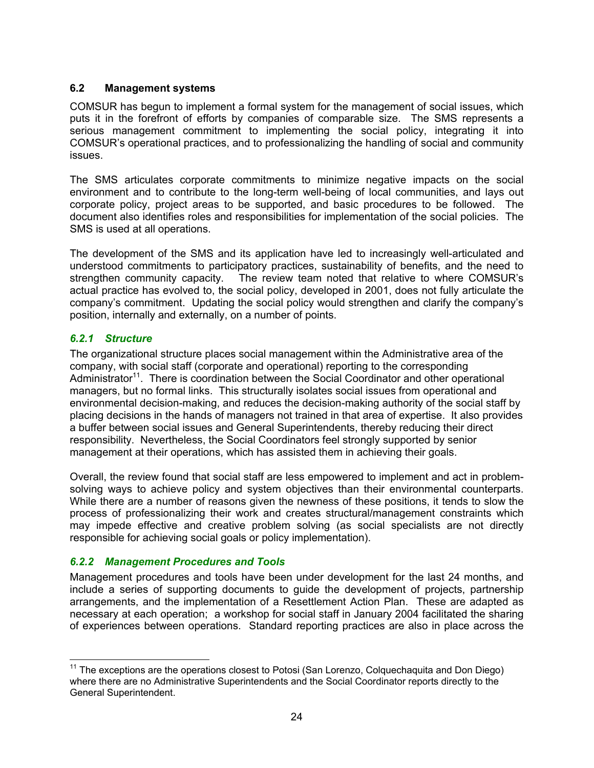## 6.2 Management systems

COMSUR has begun to implement a formal system for the management of social issues, which puts it in the forefront of efforts by companies of comparable size. The SMS represents a serious management commitment to implementing the social policy, integrating it into COMSUR's operational practices, and to professionalizing the handling of social and community issues.

The SMS articulates corporate commitments to minimize negative impacts on the social environment and to contribute to the long-term well-being of local communities, and lays out corporate policy, project areas to be supported, and basic procedures to be followed. The document also identifies roles and responsibilities for implementation of the social policies. The SMS is used at all operations.

The development of the SMS and its application have led to increasingly well-articulated and understood commitments to participatory practices, sustainability of benefits, and the need to strengthen community capacity. The review team noted that relative to where COMSUR's actual practice has evolved to, the social policy, developed in 2001, does not fully articulate the company's commitment. Updating the social policy would strengthen and clarify the company's position, internally and externally, on a number of points.

### *6.2.1 Structure*

The organizational structure places social management within the Administrative area of the company, with social staff (corporate and operational) reporting to the corresponding Administrator[11]. There is coordination between the Social Coordinator and other operational managers, but no formal links. This structurally isolates social issues from operational and environmental decision-making, and reduces the decision-making authority of the social staff by placing decisions in the hands of managers not trained in that area of expertise. It also provides a buffer between social issues and General Superintendents, thereby reducing their direct responsibility. Nevertheless, the Social Coordinators feel strongly supported by senior management at their operations, which has assisted them in achieving their goals.

Overall, the review found that social staff are less empowered to implement and act in problem-solving ways to achieve policy and system objectives than their environmental counterparts. While there are a number of reasons given the newness of these positions, it tends to slow the process of professionalizing their work and creates structural/management constraints which may impede effective and creative problem solving (as social specialists are not directly responsible for achieving social goals or policy implementation).

### *6.2.2 Management Procedures and Tools*

Management procedures and tools have been under development for the last 24 months, and include a series of supporting documents to guide the development of projects, partnership arrangements, and the implementation of a Resettlement Action Plan. These are adapted as necessary at each operation; a workshop for social staff in January 2004 facilitated the sharing of experiences between operations. Standard reporting practices are also in place across the

---

[11] The exceptions are the operations closest to Potosi (San Lorenzo, Colquechaquita and Don Diego) where there are no Administrative Superintendents and the Social Coordinator reports directly to the General Superintendent.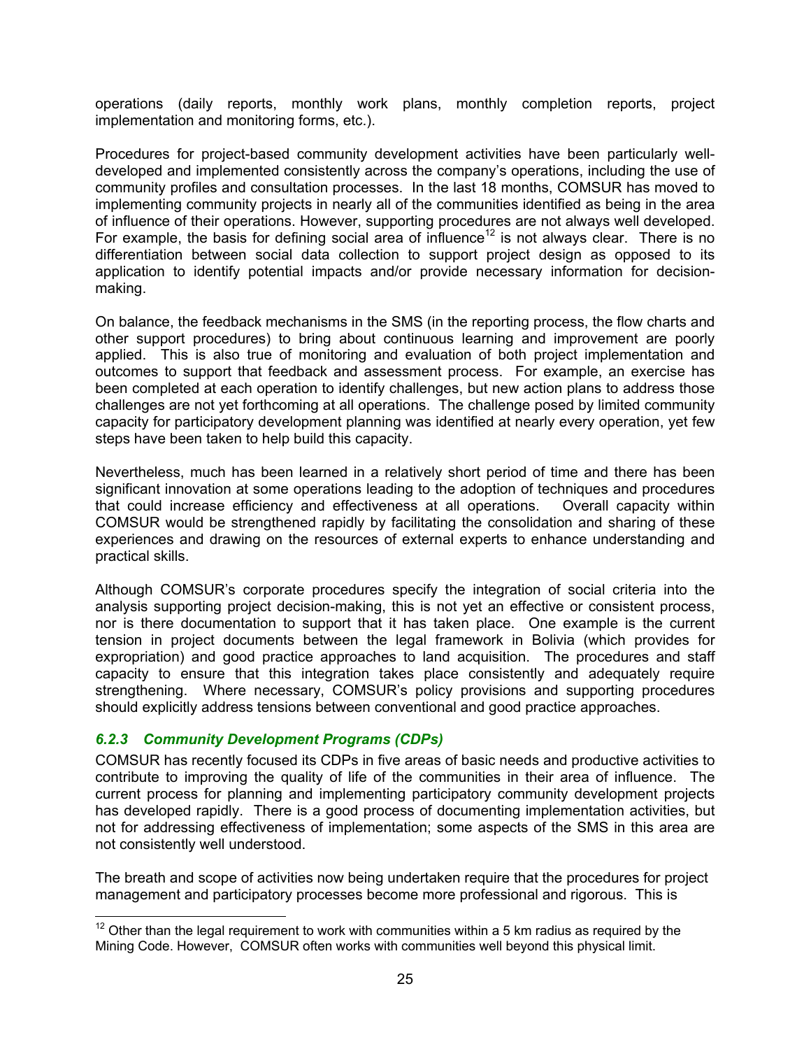operations (daily reports, monthly work plans, monthly completion reports, project implementation and monitoring forms, etc.).

Procedures for project-based community development activities have been particularly well-developed and implemented consistently across the company's operations, including the use of community profiles and consultation processes. In the last 18 months, COMSUR has moved to implementing community projects in nearly all of the communities identified as being in the area of influence of their operations. However, supporting procedures are not always well developed. For example, the basis for defining social area of influence[12] is not always clear. There is no differentiation between social data collection to support project design as opposed to its application to identify potential impacts and/or provide necessary information for decision-making.

On balance, the feedback mechanisms in the SMS (in the reporting process, the flow charts and other support procedures) to bring about continuous learning and improvement are poorly applied. This is also true of monitoring and evaluation of both project implementation and outcomes to support that feedback and assessment process. For example, an exercise has been completed at each operation to identify challenges, but new action plans to address those challenges are not yet forthcoming at all operations. The challenge posed by limited community capacity for participatory development planning was identified at nearly every operation, yet few steps have been taken to help build this capacity.

Nevertheless, much has been learned in a relatively short period of time and there has been significant innovation at some operations leading to the adoption of techniques and procedures that could increase efficiency and effectiveness at all operations. Overall capacity within COMSUR would be strengthened rapidly by facilitating the consolidation and sharing of these experiences and drawing on the resources of external experts to enhance understanding and practical skills.

Although COMSUR's corporate procedures specify the integration of social criteria into the analysis supporting project decision-making, this is not yet an effective or consistent process, nor is there documentation to support that it has taken place. One example is the current tension in project documents between the legal framework in Bolivia (which provides for expropriation) and good practice approaches to land acquisition. The procedures and staff capacity to ensure that this integration takes place consistently and adequately require strengthening. Where necessary, COMSUR's policy provisions and supporting procedures should explicitly address tensions between conventional and good practice approaches.

### *6.2.3 Community Development Programs (CDPs)*

COMSUR has recently focused its CDPs in five areas of basic needs and productive activities to contribute to improving the quality of life of the communities in their area of influence. The current process for planning and implementing participatory community development projects has developed rapidly. There is a good process of documenting implementation activities, but not for addressing effectiveness of implementation; some aspects of the SMS in this area are not consistently well understood.

The breath and scope of activities now being undertaken require that the procedures for project management and participatory processes become more professional and rigorous. This is

[12] Other than the legal requirement to work with communities within a 5 km radius as required by the Mining Code. However, COMSUR often works with communities well beyond this physical limit.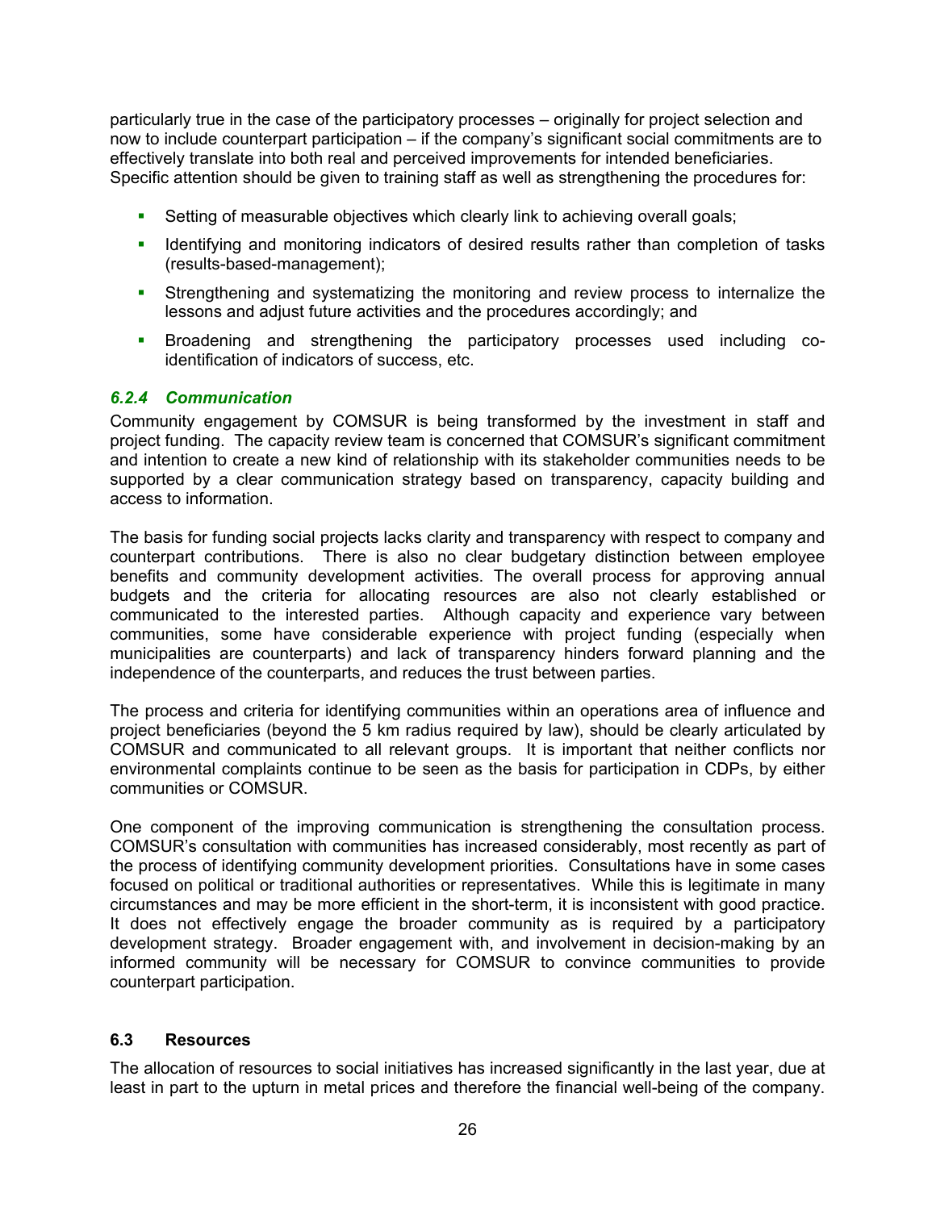particularly true in the case of the participatory processes – originally for project selection and now to include counterpart participation – if the company's significant social commitments are to effectively translate into both real and perceived improvements for intended beneficiaries. Specific attention should be given to training staff as well as strengthening the procedures for:

- Setting of measurable objectives which clearly link to achieving overall goals;
- Identifying and monitoring indicators of desired results rather than completion of tasks (results-based-management);
- Strengthening and systematizing the monitoring and review process to internalize the lessons and adjust future activities and the procedures accordingly; and
- Broadening and strengthening the participatory processes used including co-identification of indicators of success, etc.

### *6.2.4 Communication*

Community engagement by COMSUR is being transformed by the investment in staff and project funding. The capacity review team is concerned that COMSUR's significant commitment and intention to create a new kind of relationship with its stakeholder communities needs to be supported by a clear communication strategy based on transparency, capacity building and access to information.

The basis for funding social projects lacks clarity and transparency with respect to company and counterpart contributions. There is also no clear budgetary distinction between employee benefits and community development activities. The overall process for approving annual budgets and the criteria for allocating resources are also not clearly established or communicated to the interested parties. Although capacity and experience vary between communities, some have considerable experience with project funding (especially when municipalities are counterparts) and lack of transparency hinders forward planning and the independence of the counterparts, and reduces the trust between parties.

The process and criteria for identifying communities within an operations area of influence and project beneficiaries (beyond the 5 km radius required by law), should be clearly articulated by COMSUR and communicated to all relevant groups. It is important that neither conflicts nor environmental complaints continue to be seen as the basis for participation in CDPs, by either communities or COMSUR.

One component of the improving communication is strengthening the consultation process. COMSUR's consultation with communities has increased considerably, most recently as part of the process of identifying community development priorities. Consultations have in some cases focused on political or traditional authorities or representatives. While this is legitimate in many circumstances and may be more efficient in the short-term, it is inconsistent with good practice. It does not effectively engage the broader community as is required by a participatory development strategy. Broader engagement with, and involvement in decision-making by an informed community will be necessary for COMSUR to convince communities to provide counterpart participation.

## 6.3 Resources

The allocation of resources to social initiatives has increased significantly in the last year, due at least in part to the upturn in metal prices and therefore the financial well-being of the company.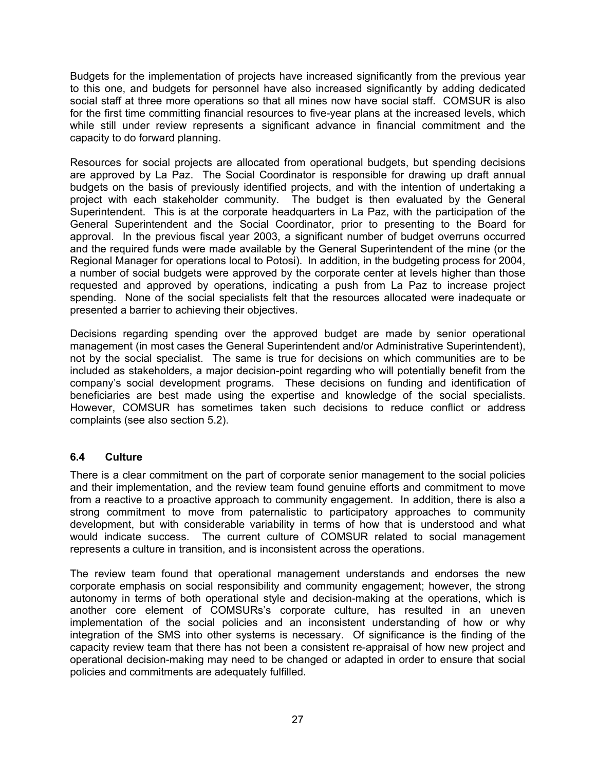Budgets for the implementation of projects have increased significantly from the previous year to this one, and budgets for personnel have also increased significantly by adding dedicated social staff at three more operations so that all mines now have social staff. COMSUR is also for the first time committing financial resources to five-year plans at the increased levels, which while still under review represents a significant advance in financial commitment and the capacity to do forward planning.

Resources for social projects are allocated from operational budgets, but spending decisions are approved by La Paz. The Social Coordinator is responsible for drawing up draft annual budgets on the basis of previously identified projects, and with the intention of undertaking a project with each stakeholder community. The budget is then evaluated by the General Superintendent. This is at the corporate headquarters in La Paz, with the participation of the General Superintendent and the Social Coordinator, prior to presenting to the Board for approval. In the previous fiscal year 2003, a significant number of budget overruns occurred and the required funds were made available by the General Superintendent of the mine (or the Regional Manager for operations local to Potosi). In addition, in the budgeting process for 2004, a number of social budgets were approved by the corporate center at levels higher than those requested and approved by operations, indicating a push from La Paz to increase project spending. None of the social specialists felt that the resources allocated were inadequate or presented a barrier to achieving their objectives.

Decisions regarding spending over the approved budget are made by senior operational management (in most cases the General Superintendent and/or Administrative Superintendent), not by the social specialist. The same is true for decisions on which communities are to be included as stakeholders, a major decision-point regarding who will potentially benefit from the company's social development programs. These decisions on funding and identification of beneficiaries are best made using the expertise and knowledge of the social specialists. However, COMSUR has sometimes taken such decisions to reduce conflict or address complaints (see also section 5.2).

### 6.4 Culture

There is a clear commitment on the part of corporate senior management to the social policies and their implementation, and the review team found genuine efforts and commitment to move from a reactive to a proactive approach to community engagement. In addition, there is also a strong commitment to move from paternalistic to participatory approaches to community development, but with considerable variability in terms of how that is understood and what would indicate success. The current culture of COMSUR related to social management represents a culture in transition, and is inconsistent across the operations.

The review team found that operational management understands and endorses the new corporate emphasis on social responsibility and community engagement; however, the strong autonomy in terms of both operational style and decision-making at the operations, which is another core element of COMSURs's corporate culture, has resulted in an uneven implementation of the social policies and an inconsistent understanding of how or why integration of the SMS into other systems is necessary. Of significance is the finding of the capacity review team that there has not been a consistent re-appraisal of how new project and operational decision-making may need to be changed or adapted in order to ensure that social policies and commitments are adequately fulfilled.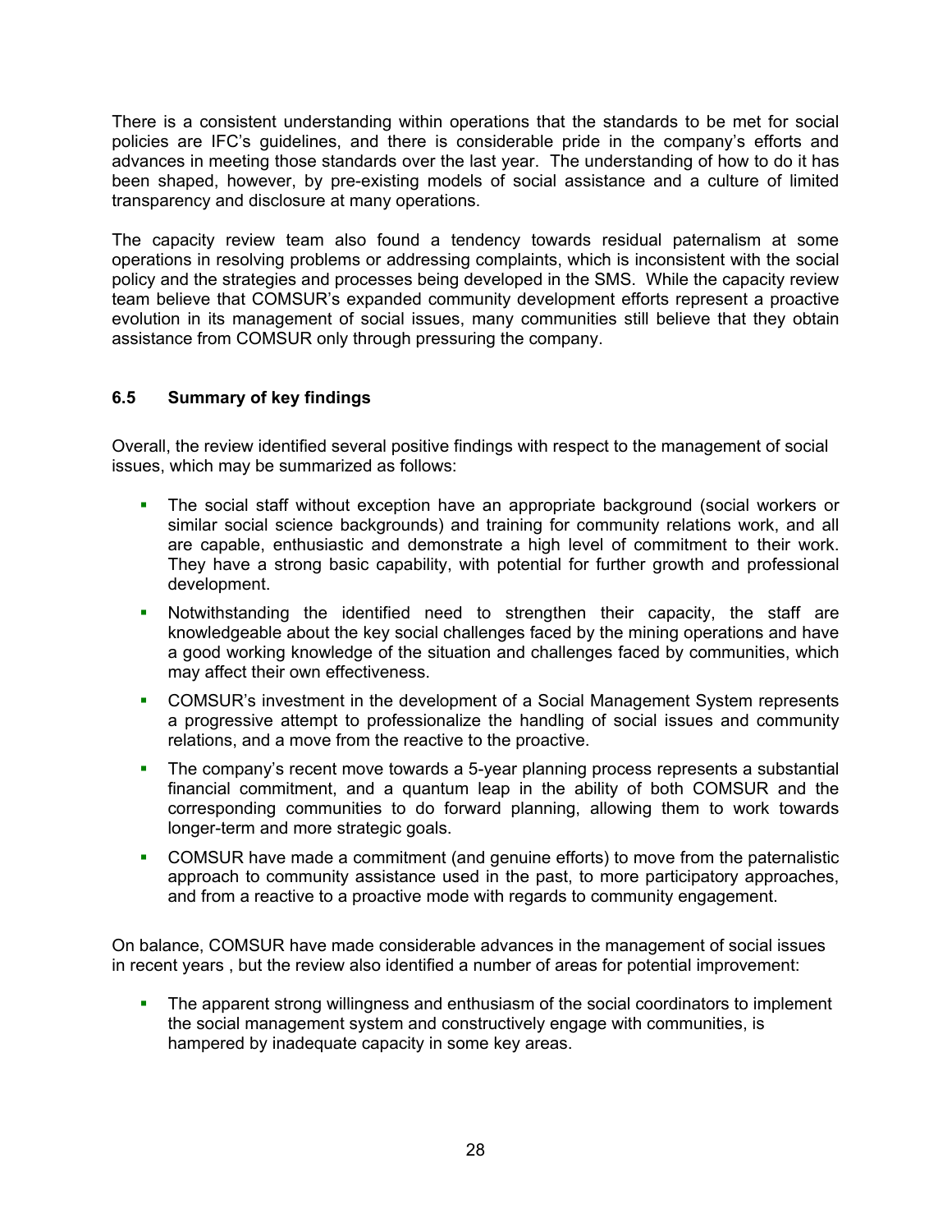There is a consistent understanding within operations that the standards to be met for social policies are IFC's guidelines, and there is considerable pride in the company's efforts and advances in meeting those standards over the last year. The understanding of how to do it has been shaped, however, by pre-existing models of social assistance and a culture of limited transparency and disclosure at many operations.

The capacity review team also found a tendency towards residual paternalism at some operations in resolving problems or addressing complaints, which is inconsistent with the social policy and the strategies and processes being developed in the SMS. While the capacity review team believe that COMSUR's expanded community development efforts represent a proactive evolution in its management of social issues, many communities still believe that they obtain assistance from COMSUR only through pressuring the company.

### 6.5 Summary of key findings

Overall, the review identified several positive findings with respect to the management of social issues, which may be summarized as follows:

- The social staff without exception have an appropriate background (social workers or similar social science backgrounds) and training for community relations work, and all are capable, enthusiastic and demonstrate a high level of commitment to their work. They have a strong basic capability, with potential for further growth and professional development.
- Notwithstanding the identified need to strengthen their capacity, the staff are knowledgeable about the key social challenges faced by the mining operations and have a good working knowledge of the situation and challenges faced by communities, which may affect their own effectiveness.
- COMSUR's investment in the development of a Social Management System represents a progressive attempt to professionalize the handling of social issues and community relations, and a move from the reactive to the proactive.
- The company's recent move towards a 5-year planning process represents a substantial financial commitment, and a quantum leap in the ability of both COMSUR and the corresponding communities to do forward planning, allowing them to work towards longer-term and more strategic goals.
- COMSUR have made a commitment (and genuine efforts) to move from the paternalistic approach to community assistance used in the past, to more participatory approaches, and from a reactive to a proactive mode with regards to community engagement.

On balance, COMSUR have made considerable advances in the management of social issues in recent years , but the review also identified a number of areas for potential improvement:

- The apparent strong willingness and enthusiasm of the social coordinators to implement the social management system and constructively engage with communities, is hampered by inadequate capacity in some key areas.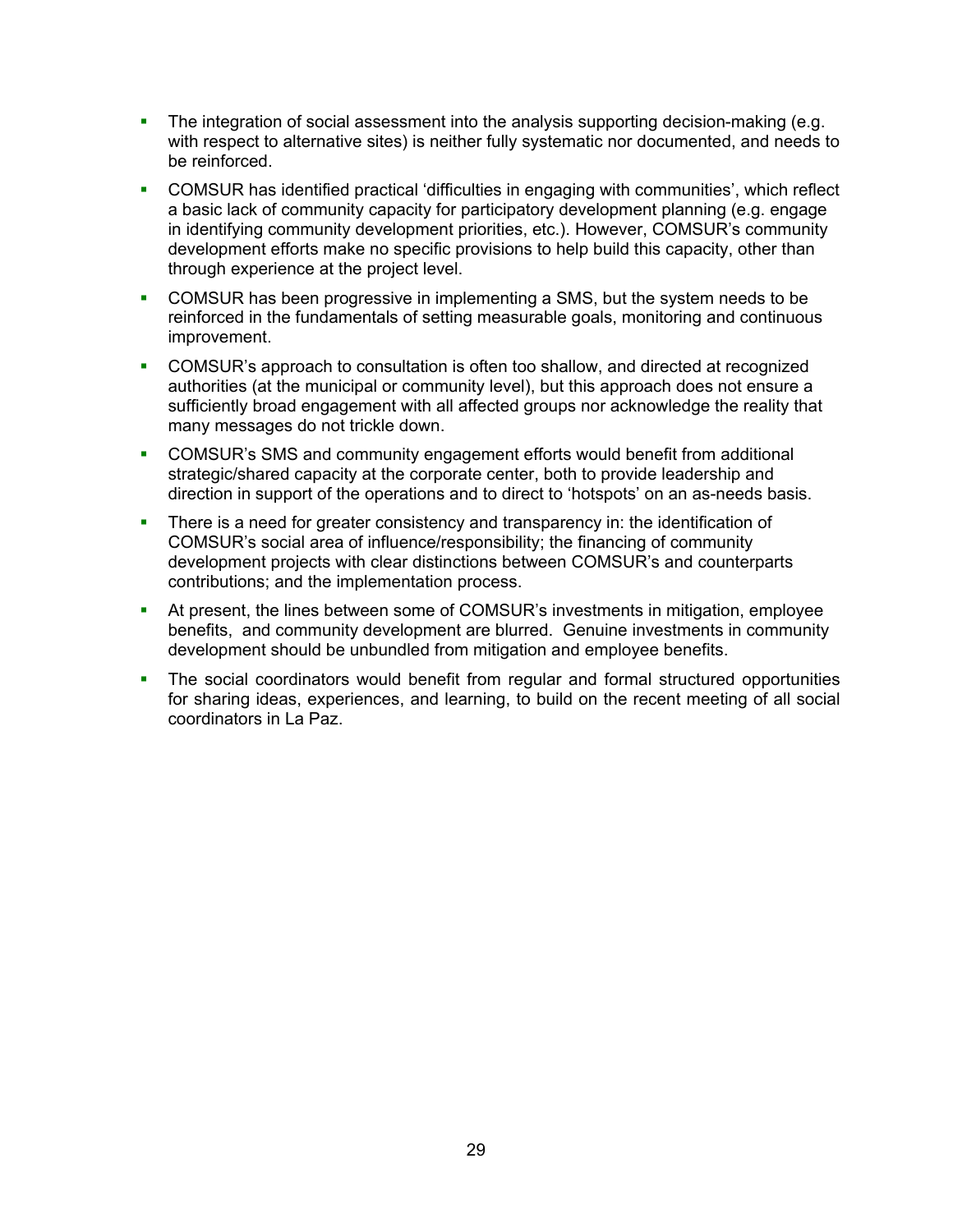- The integration of social assessment into the analysis supporting decision-making (e.g. with respect to alternative sites) is neither fully systematic nor documented, and needs to be reinforced.
- COMSUR has identified practical 'difficulties in engaging with communities', which reflect a basic lack of community capacity for participatory development planning (e.g. engage in identifying community development priorities, etc.). However, COMSUR's community development efforts make no specific provisions to help build this capacity, other than through experience at the project level.
- COMSUR has been progressive in implementing a SMS, but the system needs to be reinforced in the fundamentals of setting measurable goals, monitoring and continuous improvement.
- COMSUR's approach to consultation is often too shallow, and directed at recognized authorities (at the municipal or community level), but this approach does not ensure a sufficiently broad engagement with all affected groups nor acknowledge the reality that many messages do not trickle down.
- COMSUR's SMS and community engagement efforts would benefit from additional strategic/shared capacity at the corporate center, both to provide leadership and direction in support of the operations and to direct to 'hotspots' on an as-needs basis.
- There is a need for greater consistency and transparency in: the identification of COMSUR's social area of influence/responsibility; the financing of community development projects with clear distinctions between COMSUR's and counterparts contributions; and the implementation process.
- At present, the lines between some of COMSUR's investments in mitigation, employee benefits, and community development are blurred. Genuine investments in community development should be unbundled from mitigation and employee benefits.
- The social coordinators would benefit from regular and formal structured opportunities for sharing ideas, experiences, and learning, to build on the recent meeting of all social coordinators in La Paz.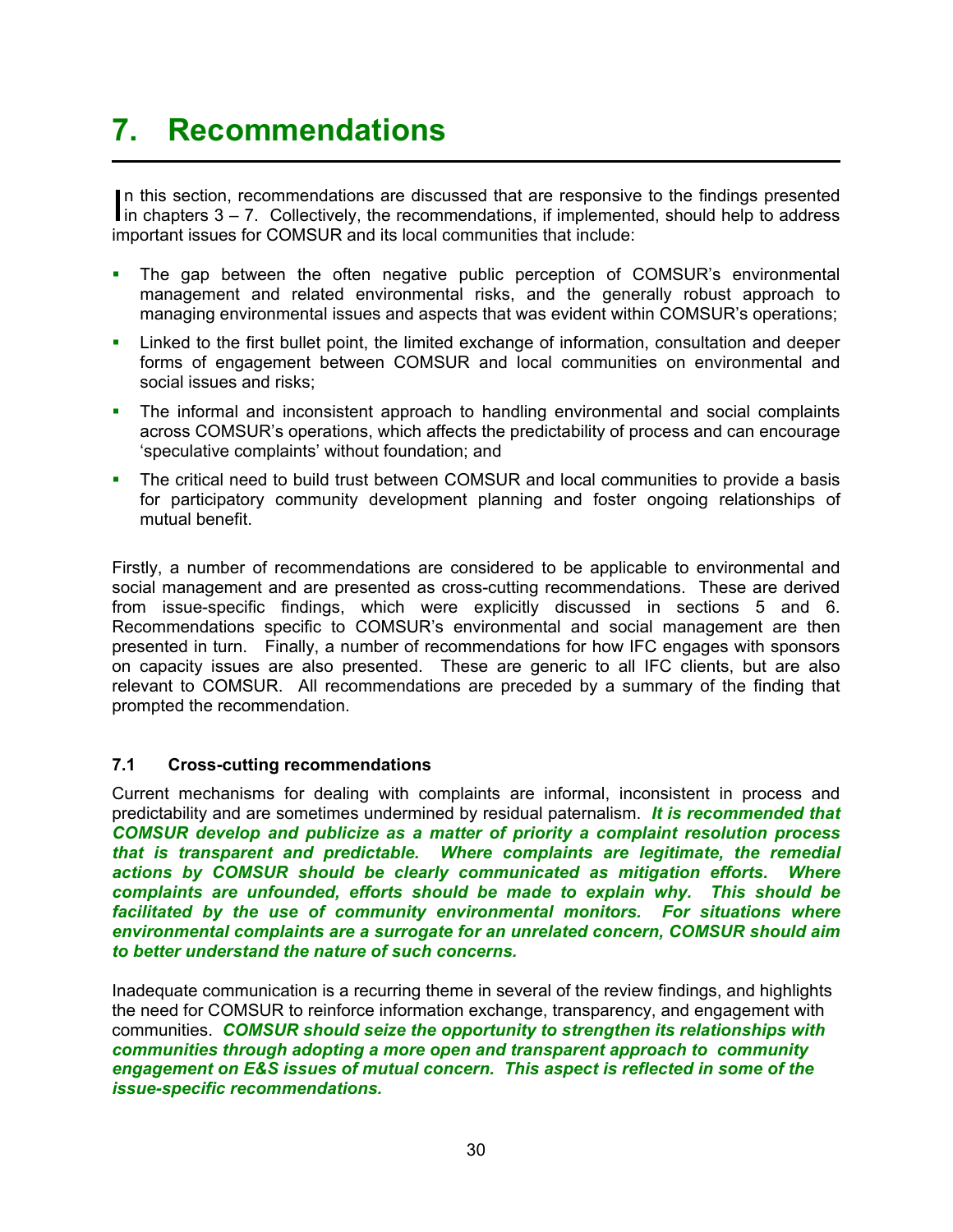# 7. Recommendations

In this section, recommendations are discussed that are responsive to the findings presented in chapters 3 – 7. Collectively, the recommendations, if implemented, should help to address important issues for COMSUR and its local communities that include:

- The gap between the often negative public perception of COMSUR's environmental management and related environmental risks, and the generally robust approach to managing environmental issues and aspects that was evident within COMSUR's operations;
- Linked to the first bullet point, the limited exchange of information, consultation and deeper forms of engagement between COMSUR and local communities on environmental and social issues and risks;
- The informal and inconsistent approach to handling environmental and social complaints across COMSUR's operations, which affects the predictability of process and can encourage 'speculative complaints' without foundation; and
- The critical need to build trust between COMSUR and local communities to provide a basis for participatory community development planning and foster ongoing relationships of mutual benefit.

Firstly, a number of recommendations are considered to be applicable to environmental and social management and are presented as cross-cutting recommendations. These are derived from issue-specific findings, which were explicitly discussed in sections 5 and 6. Recommendations specific to COMSUR's environmental and social management are then presented in turn. Finally, a number of recommendations for how IFC engages with sponsors on capacity issues are also presented. These are generic to all IFC clients, but are also relevant to COMSUR. All recommendations are preceded by a summary of the finding that prompted the recommendation.

### 7.1 Cross-cutting recommendations

Current mechanisms for dealing with complaints are informal, inconsistent in process and predictability and are sometimes undermined by residual paternalism. ***It is recommended that COMSUR develop and publicize as a matter of priority a complaint resolution process that is transparent and predictable. Where complaints are legitimate, the remedial actions by COMSUR should be clearly communicated as mitigation efforts. Where complaints are unfounded, efforts should be made to explain why. This should be facilitated by the use of community environmental monitors. For situations where environmental complaints are a surrogate for an unrelated concern, COMSUR should aim to better understand the nature of such concerns.***

Inadequate communication is a recurring theme in several of the review findings, and highlights the need for COMSUR to reinforce information exchange, transparency, and engagement with communities. ***COMSUR should seize the opportunity to strengthen its relationships with communities through adopting a more open and transparent approach to community engagement on E&S issues of mutual concern. This aspect is reflected in some of the issue-specific recommendations.***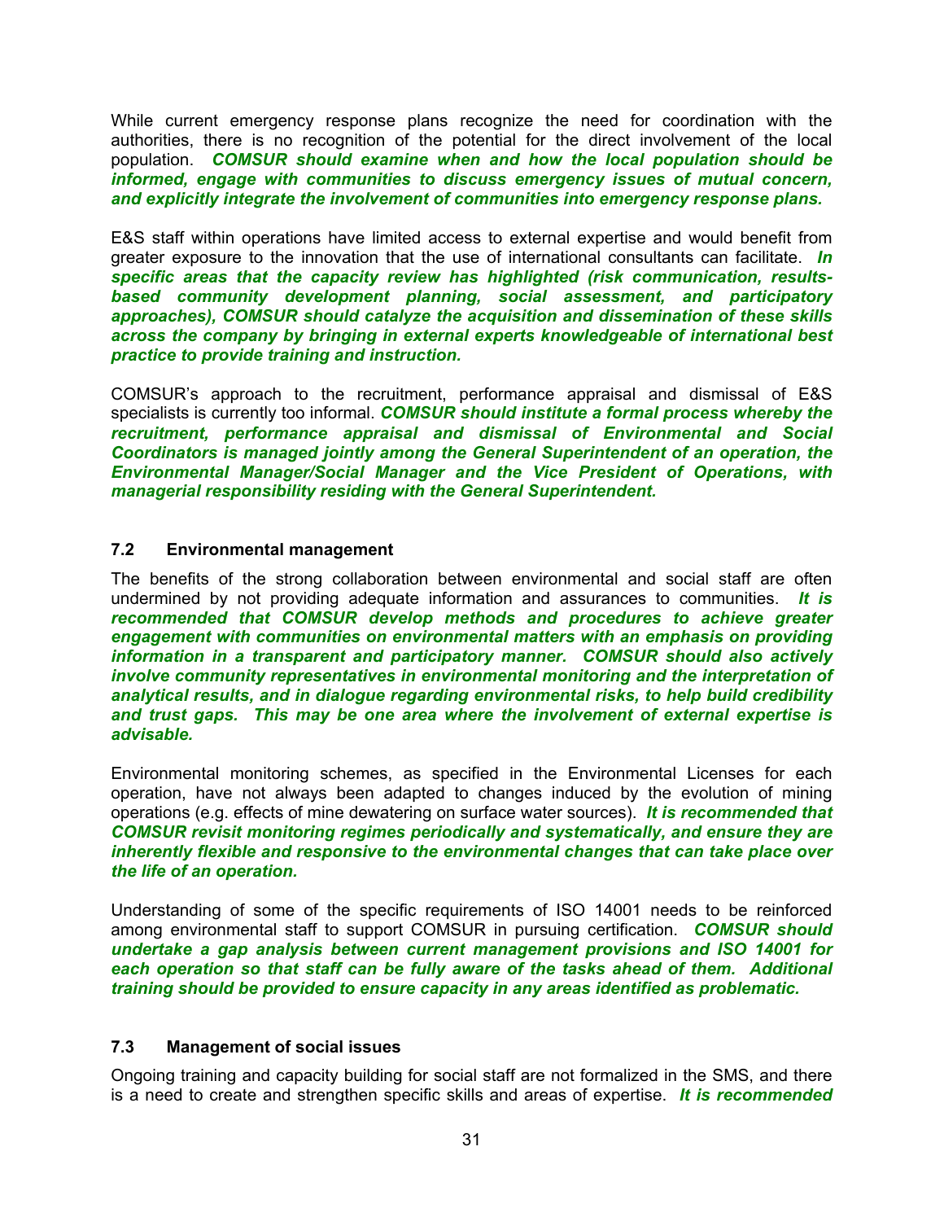While current emergency response plans recognize the need for coordination with the authorities, there is no recognition of the potential for the direct involvement of the local population. ***COMSUR should examine when and how the local population should be informed, engage with communities to discuss emergency issues of mutual concern, and explicitly integrate the involvement of communities into emergency response plans.***

E&S staff within operations have limited access to external expertise and would benefit from greater exposure to the innovation that the use of international consultants can facilitate. ***In specific areas that the capacity review has highlighted (risk communication, results-based community development planning, social assessment, and participatory approaches), COMSUR should catalyze the acquisition and dissemination of these skills across the company by bringing in external experts knowledgeable of international best practice to provide training and instruction.***

COMSUR's approach to the recruitment, performance appraisal and dismissal of E&S specialists is currently too informal. ***COMSUR should institute a formal process whereby the recruitment, performance appraisal and dismissal of Environmental and Social Coordinators is managed jointly among the General Superintendent of an operation, the Environmental Manager/Social Manager and the Vice President of Operations, with managerial responsibility residing with the General Superintendent.***

### 7.2 Environmental management

The benefits of the strong collaboration between environmental and social staff are often undermined by not providing adequate information and assurances to communities. ***It is recommended that COMSUR develop methods and procedures to achieve greater engagement with communities on environmental matters with an emphasis on providing information in a transparent and participatory manner. COMSUR should also actively involve community representatives in environmental monitoring and the interpretation of analytical results, and in dialogue regarding environmental risks, to help build credibility and trust gaps. This may be one area where the involvement of external expertise is advisable.***

Environmental monitoring schemes, as specified in the Environmental Licenses for each operation, have not always been adapted to changes induced by the evolution of mining operations (e.g. effects of mine dewatering on surface water sources). ***It is recommended that COMSUR revisit monitoring regimes periodically and systematically, and ensure they are inherently flexible and responsive to the environmental changes that can take place over the life of an operation.***

Understanding of some of the specific requirements of ISO 14001 needs to be reinforced among environmental staff to support COMSUR in pursuing certification. ***COMSUR should undertake a gap analysis between current management provisions and ISO 14001 for each operation so that staff can be fully aware of the tasks ahead of them. Additional training should be provided to ensure capacity in any areas identified as problematic.***

### 7.3 Management of social issues

Ongoing training and capacity building for social staff are not formalized in the SMS, and there is a need to create and strengthen specific skills and areas of expertise. ***It is recommended***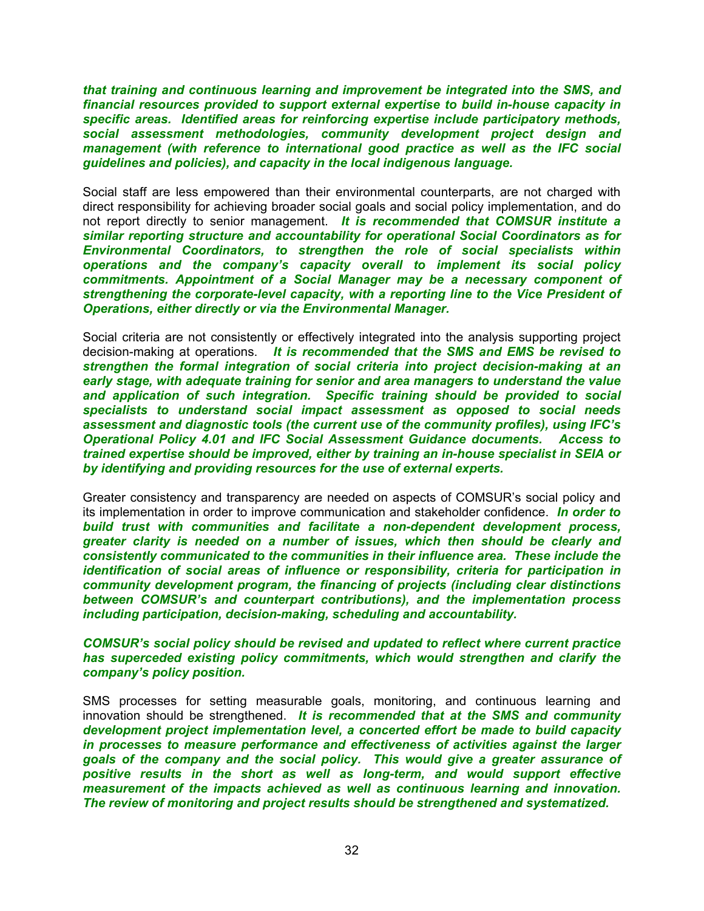***that training and continuous learning and improvement be integrated into the SMS, and financial resources provided to support external expertise to build in-house capacity in specific areas. Identified areas for reinforcing expertise include participatory methods, social assessment methodologies, community development project design and management (with reference to international good practice as well as the IFC social guidelines and policies), and capacity in the local indigenous language.***

Social staff are less empowered than their environmental counterparts, are not charged with direct responsibility for achieving broader social goals and social policy implementation, and do not report directly to senior management. ***It is recommended that COMSUR institute a similar reporting structure and accountability for operational Social Coordinators as for Environmental Coordinators, to strengthen the role of social specialists within operations and the company's capacity overall to implement its social policy commitments. Appointment of a Social Manager may be a necessary component of strengthening the corporate-level capacity, with a reporting line to the Vice President of Operations, either directly or via the Environmental Manager.***

Social criteria are not consistently or effectively integrated into the analysis supporting project decision-making at operations. ***It is recommended that the SMS and EMS be revised to strengthen the formal integration of social criteria into project decision-making at an early stage, with adequate training for senior and area managers to understand the value and application of such integration. Specific training should be provided to social specialists to understand social impact assessment as opposed to social needs assessment and diagnostic tools (the current use of the community profiles), using IFC's Operational Policy 4.01 and IFC Social Assessment Guidance documents. Access to trained expertise should be improved, either by training an in-house specialist in SEIA or by identifying and providing resources for the use of external experts.***

Greater consistency and transparency are needed on aspects of COMSUR's social policy and its implementation in order to improve communication and stakeholder confidence. ***In order to build trust with communities and facilitate a non-dependent development process, greater clarity is needed on a number of issues, which then should be clearly and consistently communicated to the communities in their influence area. These include the identification of social areas of influence or responsibility, criteria for participation in community development program, the financing of projects (including clear distinctions between COMSUR's and counterpart contributions), and the implementation process including participation, decision-making, scheduling and accountability.***

***COMSUR's social policy should be revised and updated to reflect where current practice has superceded existing policy commitments, which would strengthen and clarify the company's policy position.***

SMS processes for setting measurable goals, monitoring, and continuous learning and innovation should be strengthened. ***It is recommended that at the SMS and community development project implementation level, a concerted effort be made to build capacity in processes to measure performance and effectiveness of activities against the larger goals of the company and the social policy. This would give a greater assurance of positive results in the short as well as long-term, and would support effective measurement of the impacts achieved as well as continuous learning and innovation. The review of monitoring and project results should be strengthened and systematized.***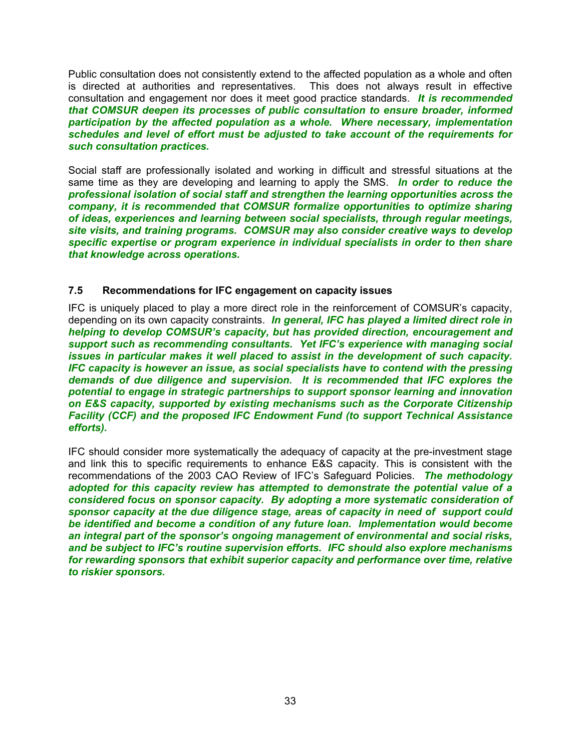Public consultation does not consistently extend to the affected population as a whole and often is directed at authorities and representatives. This does not always result in effective consultation and engagement nor does it meet good practice standards. ***It is recommended that COMSUR deepen its processes of public consultation to ensure broader, informed participation by the affected population as a whole. Where necessary, implementation schedules and level of effort must be adjusted to take account of the requirements for such consultation practices.***

Social staff are professionally isolated and working in difficult and stressful situations at the same time as they are developing and learning to apply the SMS. ***In order to reduce the professional isolation of social staff and strengthen the learning opportunities across the company, it is recommended that COMSUR formalize opportunities to optimize sharing of ideas, experiences and learning between social specialists, through regular meetings, site visits, and training programs. COMSUR may also consider creative ways to develop specific expertise or program experience in individual specialists in order to then share that knowledge across operations.***

### 7.5 Recommendations for IFC engagement on capacity issues

IFC is uniquely placed to play a more direct role in the reinforcement of COMSUR's capacity, depending on its own capacity constraints. ***In general, IFC has played a limited direct role in helping to develop COMSUR's capacity, but has provided direction, encouragement and support such as recommending consultants. Yet IFC's experience with managing social issues in particular makes it well placed to assist in the development of such capacity. IFC capacity is however an issue, as social specialists have to contend with the pressing demands of due diligence and supervision. It is recommended that IFC explores the potential to engage in strategic partnerships to support sponsor learning and innovation on E&S capacity, supported by existing mechanisms such as the Corporate Citizenship Facility (CCF) and the proposed IFC Endowment Fund (to support Technical Assistance efforts).***

IFC should consider more systematically the adequacy of capacity at the pre-investment stage and link this to specific requirements to enhance E&S capacity. This is consistent with the recommendations of the 2003 CAO Review of IFC's Safeguard Policies. ***The methodology adopted for this capacity review has attempted to demonstrate the potential value of a considered focus on sponsor capacity. By adopting a more systematic consideration of sponsor capacity at the due diligence stage, areas of capacity in need of support could be identified and become a condition of any future loan. Implementation would become an integral part of the sponsor's ongoing management of environmental and social risks, and be subject to IFC's routine supervision efforts. IFC should also explore mechanisms for rewarding sponsors that exhibit superior capacity and performance over time, relative to riskier sponsors.***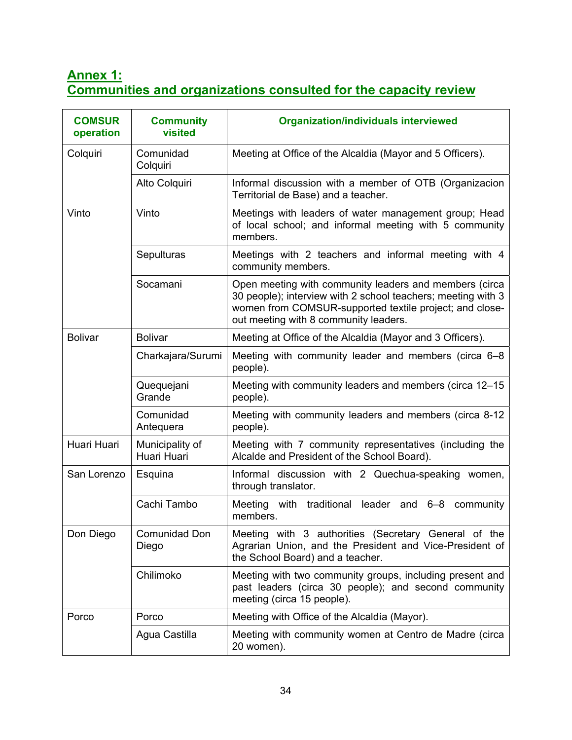## Annex 1: Communities and organizations consulted for the capacity review

| COMSUR operation | Community visited | Organization/individuals interviewed |
|---|---|---|
| Colquiri | Comunidad Colquiri | Meeting at Office of the Alcaldia (Mayor and 5 Officers). |
| | Alto Colquiri | Informal discussion with a member of OTB (Organizacion Territorial de Base) and a teacher. |
| Vinto | Vinto | Meetings with leaders of water management group; Head of local school; and informal meeting with 5 community members. |
| | Sepulturas | Meetings with 2 teachers and informal meeting with 4 community members. |
| | Socamani | Open meeting with community leaders and members (circa 30 people); interview with 2 school teachers; meeting with 3 women from COMSUR-supported textile project; and close-out meeting with 8 community leaders. |
| Bolivar | Bolivar | Meeting at Office of the Alcaldia (Mayor and 3 Officers). |
| | Charkajara/Surumi | Meeting with community leader and members (circa 6–8 people). |
| | Quequejani Grande | Meeting with community leaders and members (circa 12–15 people). |
| | Comunidad Antequera | Meeting with community leaders and members (circa 8-12 people). |
| Huari Huari | Municipality of Huari Huari | Meeting with 7 community representatives (including the Alcalde and President of the School Board). |
| San Lorenzo | Esquina | Informal discussion with 2 Quechua-speaking women, through translator. |
| | Cachi Tambo | Meeting with traditional leader and 6–8 community members. |
| Don Diego | Comunidad Don Diego | Meeting with 3 authorities (Secretary General of the Agrarian Union, and the President and Vice-President of the School Board) and a teacher. |
| | Chilimoko | Meeting with two community groups, including present and past leaders (circa 30 people); and second community meeting (circa 15 people). |
| Porco | Porco | Meeting with Office of the Alcaldía (Mayor). |
| | Agua Castilla | Meeting with community women at Centro de Madre (circa 20 women). |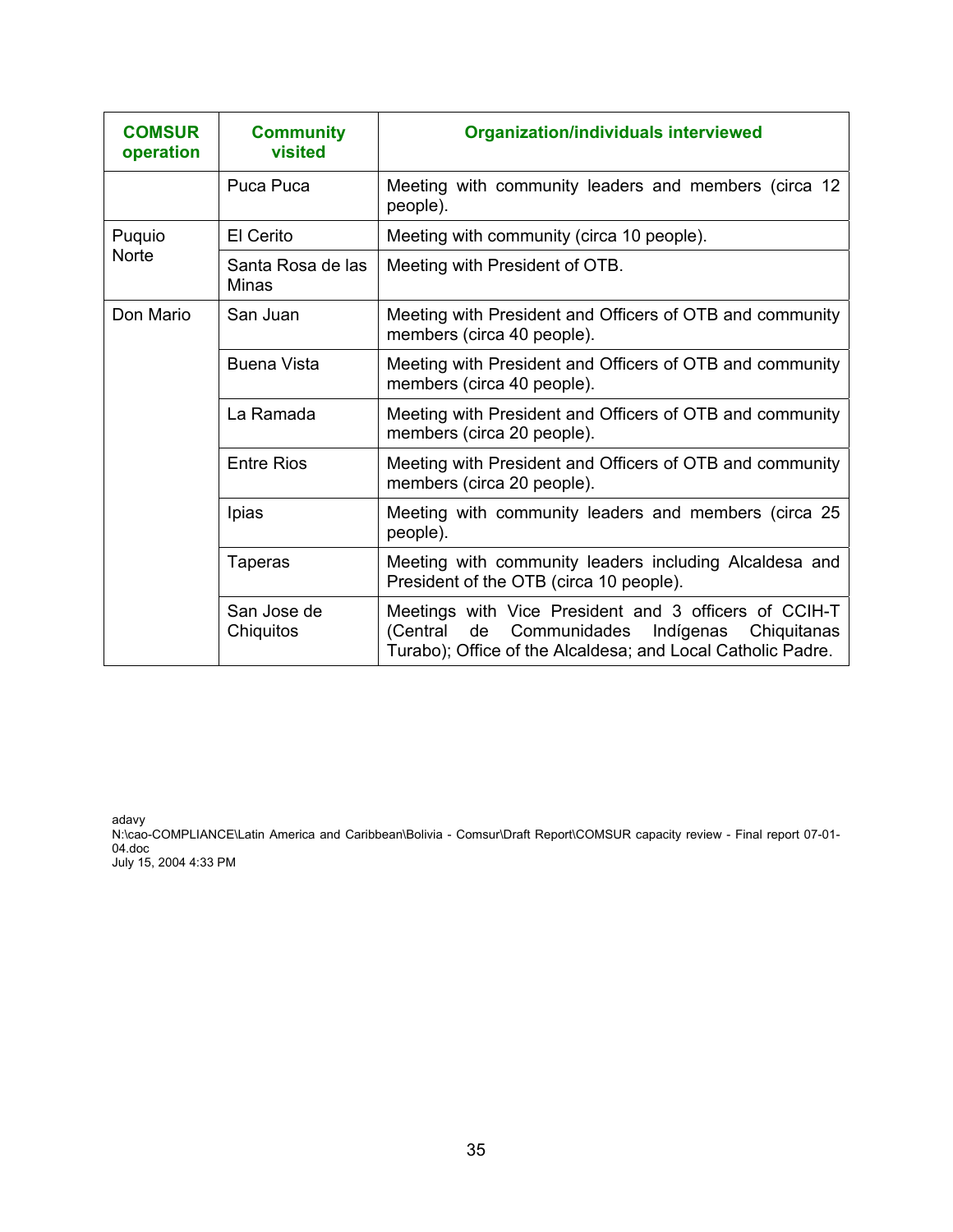| COMSUR operation | Community visited | Organization/individuals interviewed |
|---|---|---|
| | Puca Puca | Meeting with community leaders and members (circa 12 people). |
| Puquio Norte | El Cerito | Meeting with community (circa 10 people). |
| | Santa Rosa de las Minas | Meeting with President of OTB. |
| Don Mario | San Juan | Meeting with President and Officers of OTB and community members (circa 40 people). |
| | Buena Vista | Meeting with President and Officers of OTB and community members (circa 40 people). |
| | La Ramada | Meeting with President and Officers of OTB and community members (circa 20 people). |
| | Entre Rios | Meeting with President and Officers of OTB and community members (circa 20 people). |
| | Ipias | Meeting with community leaders and members (circa 25 people). |
| | Taperas | Meeting with community leaders including Alcaldesa and President of the OTB (circa 10 people). |
| | San Jose de Chiquitos | Meetings with Vice President and 3 officers of CCIH-T (Central de Communidades Indígenas Chiquitanas Turabo); Office of the Alcaldesa; and Local Catholic Padre. |

adavy
N:\cao-COMPLIANCE\Latin America and Caribbean\Bolivia - Comsur\Draft Report\COMSUR capacity review - Final report 07-01-04.doc
July 15, 2004 4:33 PM